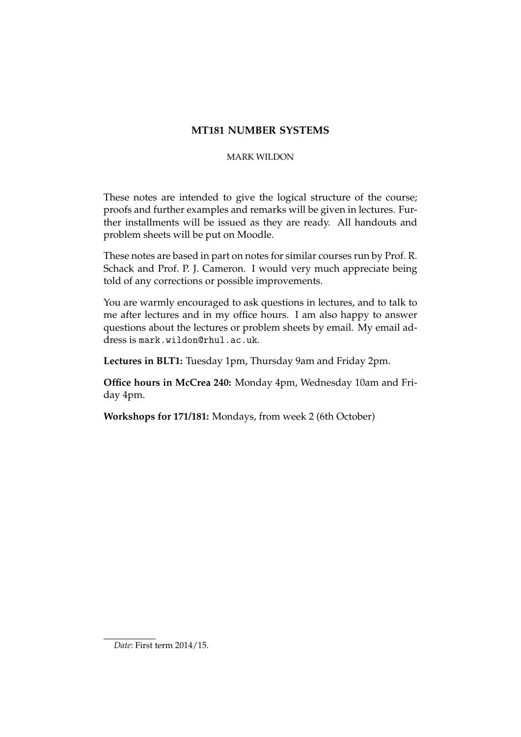# MT181 NUMBER SYSTEMS

MARK WILDON

These notes are intended to give the logical structure of the course; proofs and further examples and remarks will be given in lectures. Further installments will be issued as they are ready. All handouts and problem sheets will be put on Moodle.

These notes are based in part on notes for similar courses run by Prof. R. Schack and Prof. P. J. Cameron. I would very much appreciate being told of any corrections or possible improvements.

You are warmly encouraged to ask questions in lectures, and to talk to me after lectures and in my office hours. I am also happy to answer questions about the lectures or problem sheets by email. My email address is mark.wildon@rhul.ac.uk.

**Lectures in BLT1:** Tuesday 1pm, Thursday 9am and Friday 2pm.

**Office hours in McCrea 240:** Monday 4pm, Wednesday 10am and Friday 4pm.

**Workshops for 171/181:** Mondays, from week 2 (6th October)

*Date*: First term 2014/15.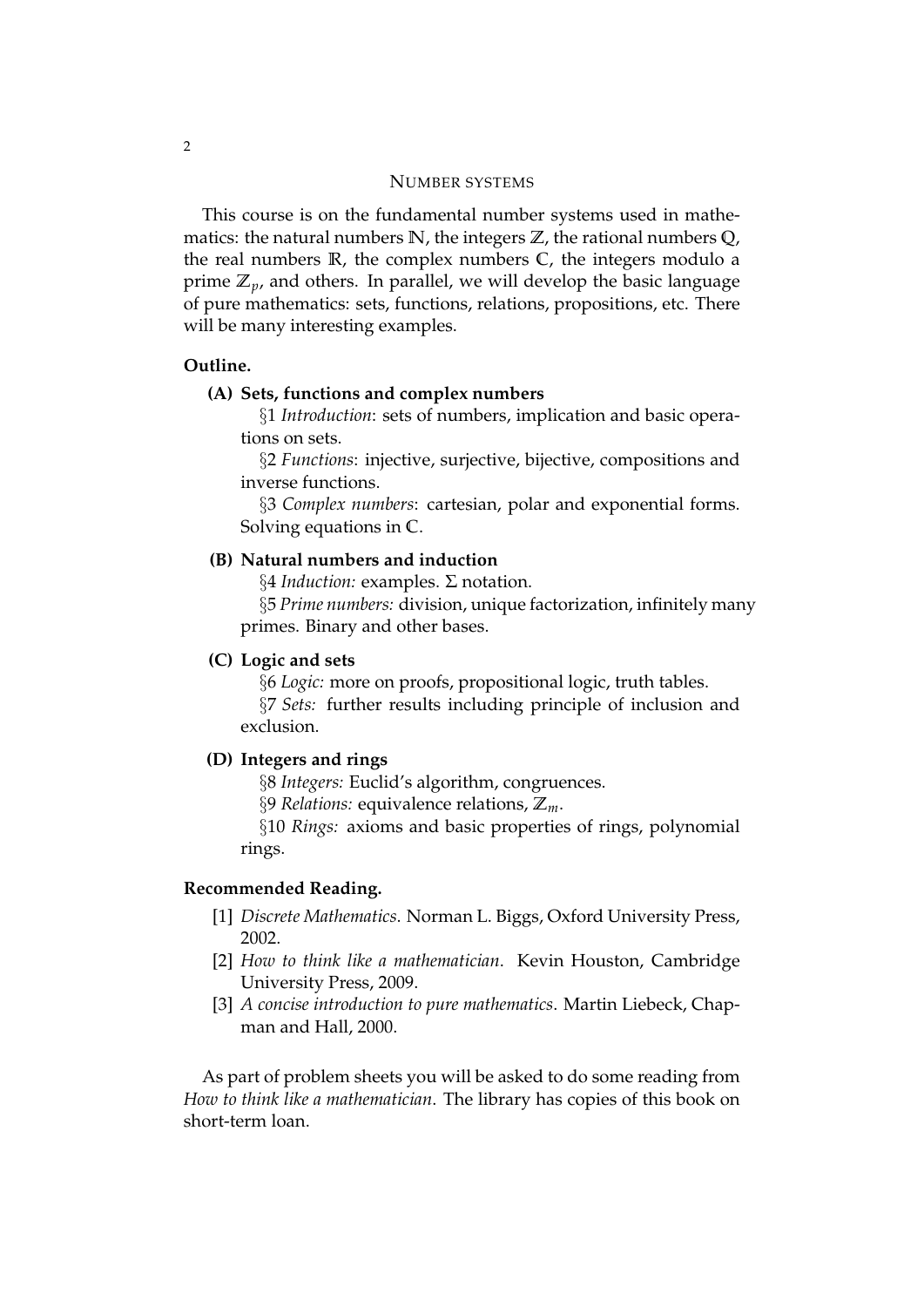# NUMBER SYSTEMS

This course is on the fundamental number systems used in mathematics: the natural numbers $\mathbb{N}$, the integers $\mathbb{Z}$, the rational numbers $\mathbb{Q}$, the real numbers $\mathbb{R}$, the complex numbers $\mathbb{C}$, the integers modulo a prime $\mathbb{Z}_p$, and others. In parallel, we will develop the basic language of pure mathematics: sets, functions, relations, propositions, etc. There will be many interesting examples.

**Outline.**

**(A) Sets, functions and complex numbers**

§1 *Introduction*: sets of numbers, implication and basic operations on sets.

§2 *Functions*: injective, surjective, bijective, compositions and inverse functions.

§3 *Complex numbers*: cartesian, polar and exponential forms. Solving equations in $\mathbb{C}$.

**(B) Natural numbers and induction**

§4 *Induction:* examples. $\Sigma$ notation.

§5 *Prime numbers:* division, unique factorization, infinitely many primes. Binary and other bases.

**(C) Logic and sets**

§6 *Logic:* more on proofs, propositional logic, truth tables.

§7 *Sets:* further results including principle of inclusion and exclusion.

**(D) Integers and rings**

§8 *Integers:* Euclid's algorithm, congruences.

§9 *Relations:* equivalence relations, $\mathbb{Z}_m$.

§10 *Rings:* axioms and basic properties of rings, polynomial rings.

**Recommended Reading.**

[1] *Discrete Mathematics*. Norman L. Biggs, Oxford University Press, 2002.

[2] *How to think like a mathematician*. Kevin Houston, Cambridge University Press, 2009.

[3] *A concise introduction to pure mathematics*. Martin Liebeck, Chapman and Hall, 2000.

As part of problem sheets you will be asked to do some reading from *How to think like a mathematician*. The library has copies of this book on short-term loan.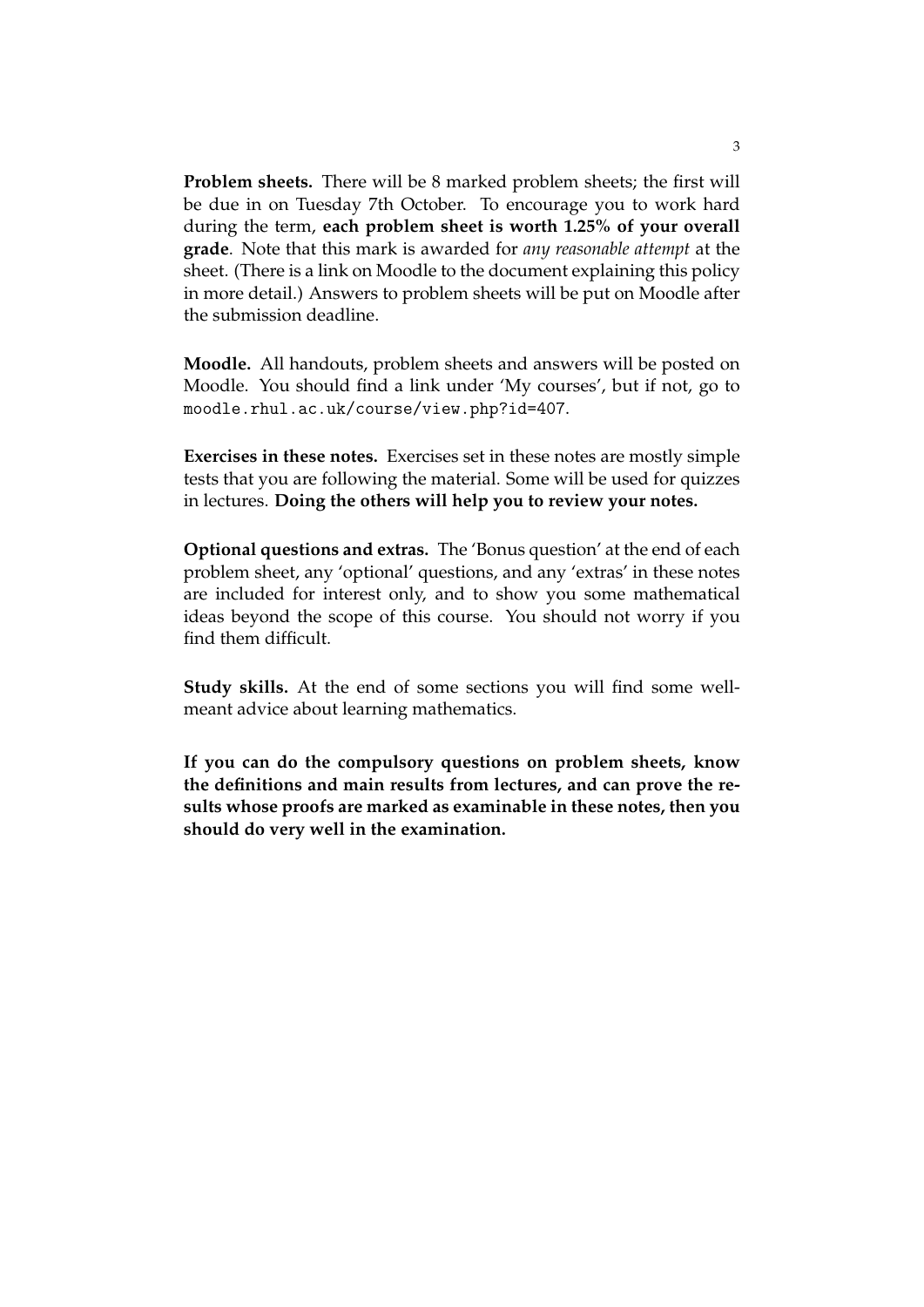**Problem sheets.** There will be 8 marked problem sheets; the first will be due in on Tuesday 7th October. To encourage you to work hard during the term, **each problem sheet is worth 1.25% of your overall grade**. Note that this mark is awarded for *any reasonable attempt* at the sheet. (There is a link on Moodle to the document explaining this policy in more detail.) Answers to problem sheets will be put on Moodle after the submission deadline.

**Moodle.** All handouts, problem sheets and answers will be posted on Moodle. You should find a link under 'My courses', but if not, go to `moodle.rhul.ac.uk/course/view.php?id=407`.

**Exercises in these notes.** Exercises set in these notes are mostly simple tests that you are following the material. Some will be used for quizzes in lectures. **Doing the others will help you to review your notes.**

**Optional questions and extras.** The 'Bonus question' at the end of each problem sheet, any 'optional' questions, and any 'extras' in these notes are included for interest only, and to show you some mathematical ideas beyond the scope of this course. You should not worry if you find them difficult.

**Study skills.** At the end of some sections you will find some well-meant advice about learning mathematics.

**If you can do the compulsory questions on problem sheets, know the definitions and main results from lectures, and can prove the results whose proofs are marked as examinable in these notes, then you should do very well in the examination.**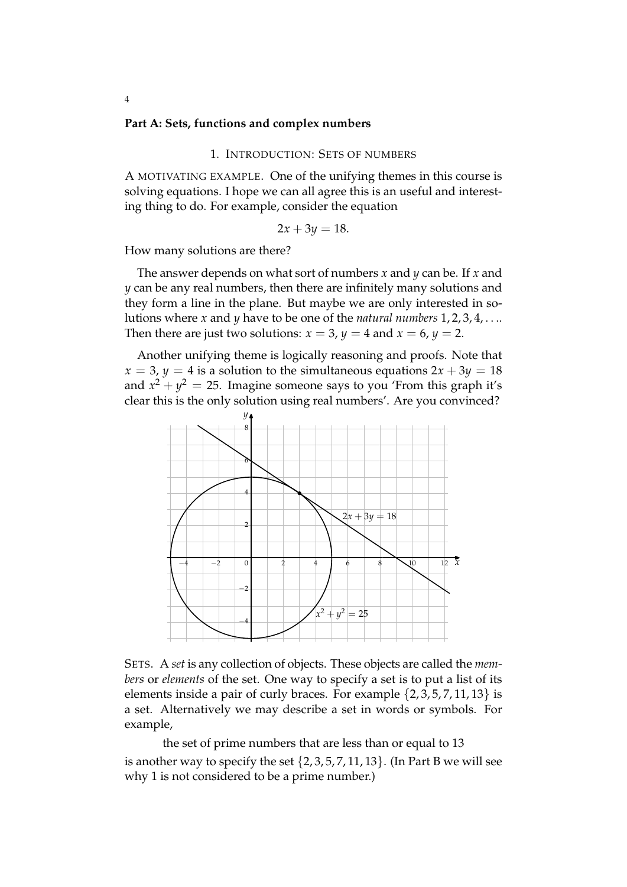## Part A: Sets, functions and complex numbers

### 1. Introduction: Sets of numbers

A MOTIVATING EXAMPLE. One of the unifying themes in this course is solving equations. I hope we can all agree this is an useful and interesting thing to do. For example, consider the equation

$$2x + 3y = 18.$$

How many solutions are there?

The answer depends on what sort of numbers $x$ and $y$ can be. If $x$ and $y$ can be any real numbers, then there are infinitely many solutions and they form a line in the plane. But maybe we are only interested in solutions where $x$ and $y$ have to be one of the *natural numbers* $1, 2, 3, 4, \ldots$. Then there are just two solutions: $x = 3$, $y = 4$ and $x = 6$, $y = 2$.

Another unifying theme is logically reasoning and proofs. Note that $x = 3$, $y = 4$ is a solution to the simultaneous equations $2x + 3y = 18$ and $x^2 + y^2 = 25$. Imagine someone says to you 'From this graph it's clear this is the only solution using real numbers'. Are you convinced?

SETS. A *set* is any collection of objects. These objects are called the *members* or *elements* of the set. One way to specify a set is to put a list of its elements inside a pair of curly braces. For example $\{2, 3, 5, 7, 11, 13\}$ is a set. Alternatively we may describe a set in words or symbols. For example,

the set of prime numbers that are less than or equal to 13

is another way to specify the set $\{2, 3, 5, 7, 11, 13\}$. (In Part B we will see why 1 is not considered to be a prime number.)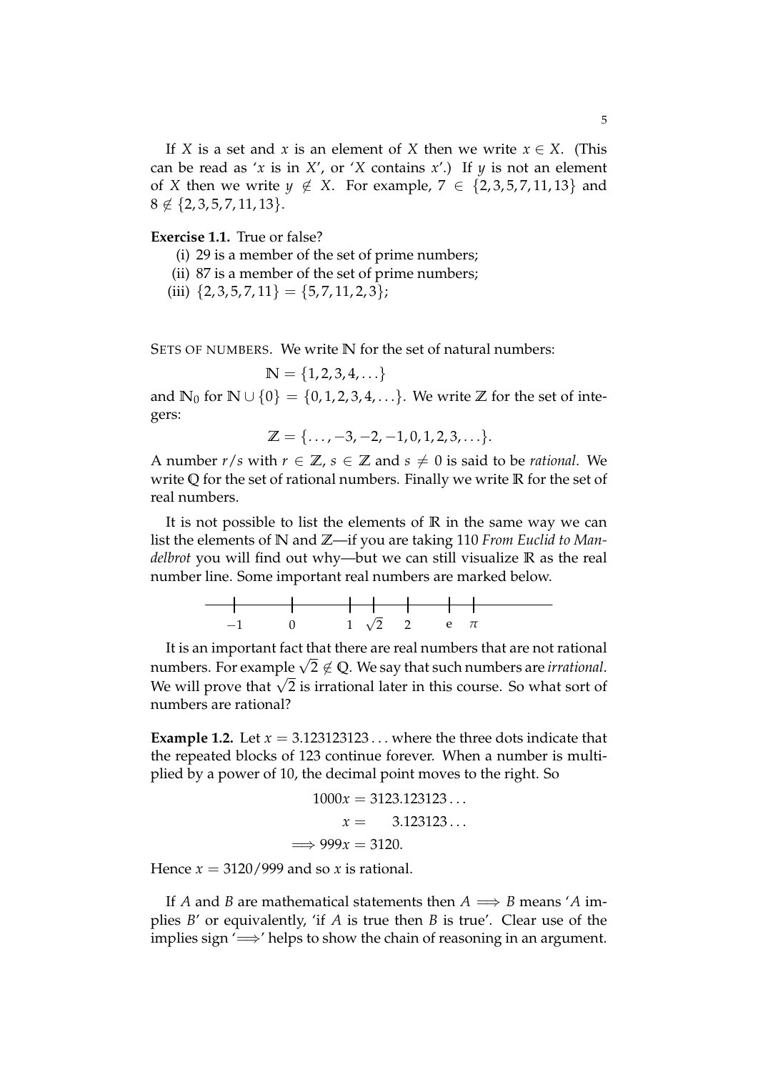If $X$ is a set and $x$ is an element of $X$ then we write $x \in X$. (This can be read as '$x$ is in $X$', or '$X$ contains $x$'.) If $y$ is not an element of $X$ then we write $y \notin X$. For example, $7 \in \{2, 3, 5, 7, 11, 13\}$ and $8 \notin \{2, 3, 5, 7, 11, 13\}$.

**Exercise 1.1.** True or false?

(i) 29 is a member of the set of prime numbers;

(ii) 87 is a member of the set of prime numbers;

(iii) $\{2, 3, 5, 7, 11\} = \{5, 7, 11, 2, 3\}$;

SETS OF NUMBERS. We write $\mathbb{N}$ for the set of natural numbers:

$$\mathbb{N} = \{1, 2, 3, 4, \ldots\}$$

and $\mathbb{N}_0$ for $\mathbb{N} \cup \{0\} = \{0, 1, 2, 3, 4, \ldots\}$. We write $\mathbb{Z}$ for the set of integers:

$$\mathbb{Z} = \{\ldots, -3, -2, -1, 0, 1, 2, 3, \ldots\}.$$

A number $r/s$ with $r \in \mathbb{Z}$, $s \in \mathbb{Z}$ and $s \neq 0$ is said to be *rational*. We write $\mathbb{Q}$ for the set of rational numbers. Finally we write $\mathbb{R}$ for the set of real numbers.

It is not possible to list the elements of $\mathbb{R}$ in the same way we can list the elements of $\mathbb{N}$ and $\mathbb{Z}$—if you are taking 110 *From Euclid to Mandelbrot* you will find out why—but we can still visualize $\mathbb{R}$ as the real number line. Some important real numbers are marked below.

$-1 \quad 0 \quad 1 \quad \sqrt{2} \quad 2 \quad e \quad \pi$

It is an important fact that there are real numbers that are not rational numbers. For example $\sqrt{2} \notin \mathbb{Q}$. We say that such numbers are *irrational*. We will prove that $\sqrt{2}$ is irrational later in this course. So what sort of numbers are rational?

**Example 1.2.** Let $x = 3.123123123\ldots$ where the three dots indicate that the repeated blocks of 123 continue forever. When a number is multiplied by a power of 10, the decimal point moves to the right. So

$$\begin{aligned} 1000x &= 3123.123123\ldots \\ x &= \quad\;\; 3.123123\ldots \\ \Longrightarrow 999x &= 3120. \end{aligned}$$

Hence $x = 3120/999$ and so $x$ is rational.

If $A$ and $B$ are mathematical statements then $A \Longrightarrow B$ means '$A$ implies $B$' or equivalently, 'if $A$ is true then $B$ is true'. Clear use of the implies sign '$\Longrightarrow$' helps to show the chain of reasoning in an argument.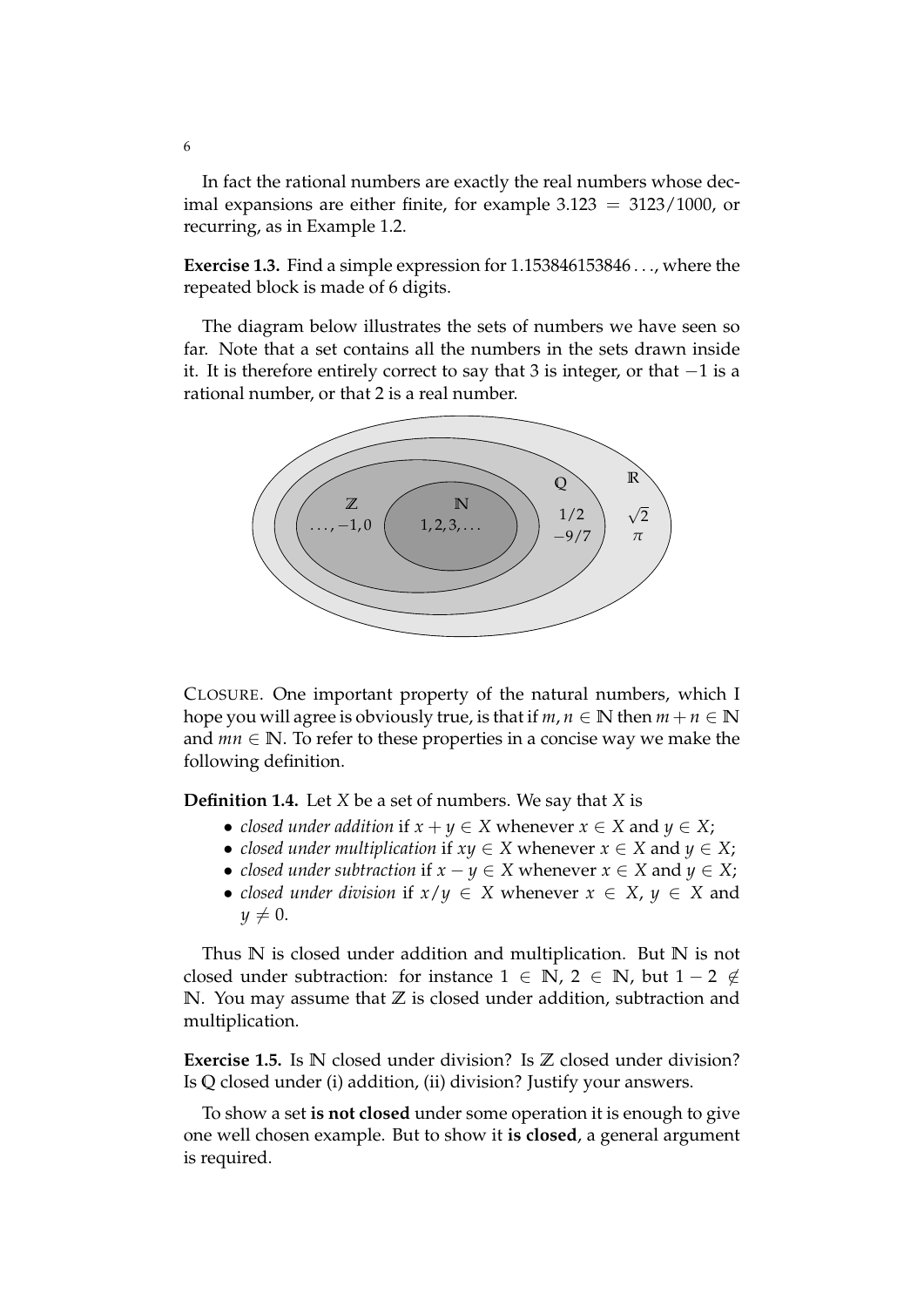In fact the rational numbers are exactly the real numbers whose decimal expansions are either finite, for example $3.123 = 3123/1000$, or recurring, as in Example 1.2.

**Exercise 1.3.** Find a simple expression for $1.153846153846\ldots$, where the repeated block is made of 6 digits.

The diagram below illustrates the sets of numbers we have seen so far. Note that a set contains all the numbers in the sets drawn inside it. It is therefore entirely correct to say that 3 is integer, or that $-1$ is a rational number, or that 2 is a real number.

$\mathbb{R}$: $\sqrt{2}$, $\pi$

$\mathbb{Q}$: $1/2$, $-9/7$

$\mathbb{Z}$: $\ldots, -1, 0$

$\mathbb{N}$: $1, 2, 3, \ldots$

CLOSURE. One important property of the natural numbers, which I hope you will agree is obviously true, is that if $m, n \in \mathbb{N}$ then $m + n \in \mathbb{N}$ and $mn \in \mathbb{N}$. To refer to these properties in a concise way we make the following definition.

**Definition 1.4.** Let $X$ be a set of numbers. We say that $X$ is

- *closed under addition* if $x + y \in X$ whenever $x \in X$ and $y \in X$;
- *closed under multiplication* if $xy \in X$ whenever $x \in X$ and $y \in X$;
- *closed under subtraction* if $x - y \in X$ whenever $x \in X$ and $y \in X$;
- *closed under division* if $x/y \in X$ whenever $x \in X$, $y \in X$ and $y \neq 0$.

Thus $\mathbb{N}$ is closed under addition and multiplication. But $\mathbb{N}$ is not closed under subtraction: for instance $1 \in \mathbb{N}$, $2 \in \mathbb{N}$, but $1 - 2 \notin \mathbb{N}$. You may assume that $\mathbb{Z}$ is closed under addition, subtraction and multiplication.

**Exercise 1.5.** Is $\mathbb{N}$ closed under division? Is $\mathbb{Z}$ closed under division? Is $\mathbb{Q}$ closed under (i) addition, (ii) division? Justify your answers.

To show a set **is not closed** under some operation it is enough to give one well chosen example. But to show it **is closed**, a general argument is required.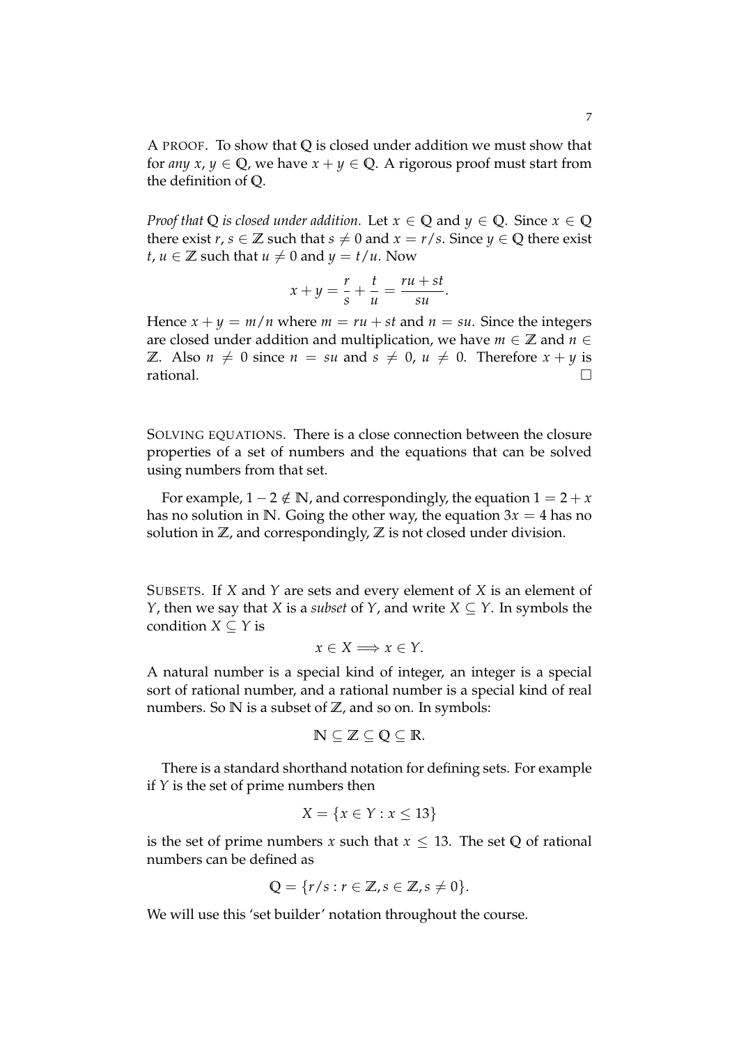A PROOF. To show that $\mathbb{Q}$ is closed under addition we must show that for *any* $x, y \in \mathbb{Q}$, we have $x + y \in \mathbb{Q}$. A rigorous proof must start from the definition of $\mathbb{Q}$.

*Proof that $\mathbb{Q}$ is closed under addition.* Let $x \in \mathbb{Q}$ and $y \in \mathbb{Q}$. Since $x \in \mathbb{Q}$ there exist $r, s \in \mathbb{Z}$ such that $s \neq 0$ and $x = r/s$. Since $y \in \mathbb{Q}$ there exist $t, u \in \mathbb{Z}$ such that $u \neq 0$ and $y = t/u$. Now

$$x + y = \frac{r}{s} + \frac{t}{u} = \frac{ru + st}{su}.$$

Hence $x + y = m/n$ where $m = ru + st$ and $n = su$. Since the integers are closed under addition and multiplication, we have $m \in \mathbb{Z}$ and $n \in \mathbb{Z}$. Also $n \neq 0$ since $n = su$ and $s \neq 0$, $u \neq 0$. Therefore $x + y$ is rational. □

SOLVING EQUATIONS. There is a close connection between the closure properties of a set of numbers and the equations that can be solved using numbers from that set.

For example, $1 - 2 \notin \mathbb{N}$, and correspondingly, the equation $1 = 2 + x$ has no solution in $\mathbb{N}$. Going the other way, the equation $3x = 4$ has no solution in $\mathbb{Z}$, and correspondingly, $\mathbb{Z}$ is not closed under division.

SUBSETS. If $X$ and $Y$ are sets and every element of $X$ is an element of $Y$, then we say that $X$ is a *subset* of $Y$, and write $X \subseteq Y$. In symbols the condition $X \subseteq Y$ is

$$x \in X \Longrightarrow x \in Y.$$

A natural number is a special kind of integer, an integer is a special sort of rational number, and a rational number is a special kind of real numbers. So $\mathbb{N}$ is a subset of $\mathbb{Z}$, and so on. In symbols:

$$\mathbb{N} \subseteq \mathbb{Z} \subseteq \mathbb{Q} \subseteq \mathbb{R}.$$

There is a standard shorthand notation for defining sets. For example if $Y$ is the set of prime numbers then

$$X = \{x \in Y : x \leq 13\}$$

is the set of prime numbers $x$ such that $x \leq 13$. The set $\mathbb{Q}$ of rational numbers can be defined as

$$\mathbb{Q} = \{r/s : r \in \mathbb{Z}, s \in \mathbb{Z}, s \neq 0\}.$$

We will use this 'set builder' notation throughout the course.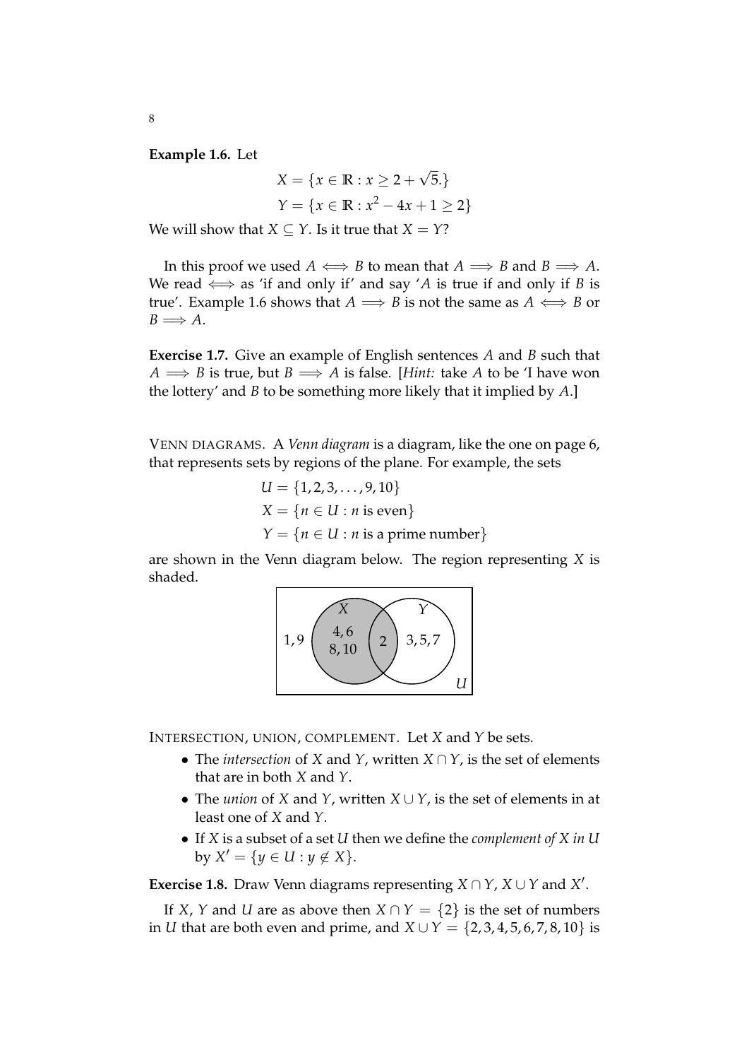**Example 1.6.** Let

$$X = \{x \in \mathbb{R} : x \geq 2 + \sqrt{5}.\}$$
$$Y = \{x \in \mathbb{R} : x^2 - 4x + 1 \geq 2\}$$

We will show that $X \subseteq Y$. Is it true that $X = Y$?

In this proof we used $A \iff B$ to mean that $A \implies B$ and $B \implies A$. We read $\iff$ as 'if and only if' and say '$A$ is true if and only if $B$ is true'. Example 1.6 shows that $A \implies B$ is not the same as $A \iff B$ or $B \implies A$.

**Exercise 1.7.** Give an example of English sentences $A$ and $B$ such that $A \implies B$ is true, but $B \implies A$ is false. [*Hint:* take $A$ to be 'I have won the lottery' and $B$ to be something more likely that it implied by $A$.]

VENN DIAGRAMS. A *Venn diagram* is a diagram, like the one on page 6, that represents sets by regions of the plane. For example, the sets

$$U = \{1, 2, 3, \ldots, 9, 10\}$$
$$X = \{n \in U : n \text{ is even}\}$$
$$Y = \{n \in U : n \text{ is a prime number}\}$$

are shown in the Venn diagram below. The region representing $X$ is shaded.

INTERSECTION, UNION, COMPLEMENT. Let $X$ and $Y$ be sets.

- The *intersection* of $X$ and $Y$, written $X \cap Y$, is the set of elements that are in both $X$ and $Y$.
- The *union* of $X$ and $Y$, written $X \cup Y$, is the set of elements in at least one of $X$ and $Y$.
- If $X$ is a subset of a set $U$ then we define the *complement of $X$ in $U$* by $X' = \{y \in U : y \notin X\}$.

**Exercise 1.8.** Draw Venn diagrams representing $X \cap Y$, $X \cup Y$ and $X'$.

If $X$, $Y$ and $U$ are as above then $X \cap Y = \{2\}$ is the set of numbers in $U$ that are both even and prime, and $X \cup Y = \{2, 3, 4, 5, 6, 7, 8, 10\}$ is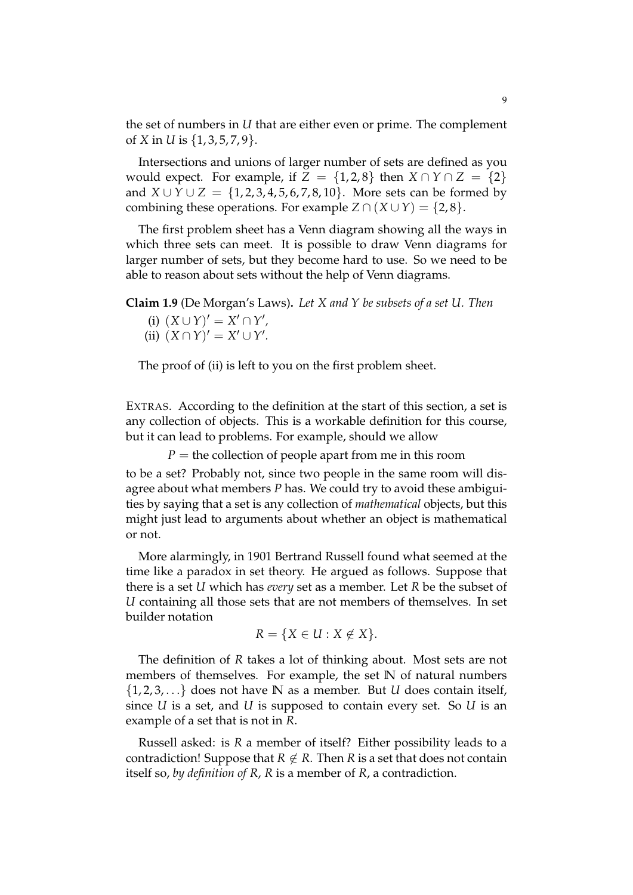the set of numbers in $U$ that are either even or prime. The complement of $X$ in $U$ is $\{1,3,5,7,9\}$.

Intersections and unions of larger number of sets are defined as you would expect. For example, if $Z = \{1,2,8\}$ then $X \cap Y \cap Z = \{2\}$ and $X \cup Y \cup Z = \{1,2,3,4,5,6,7,8,10\}$. More sets can be formed by combining these operations. For example $Z \cap (X \cup Y) = \{2,8\}$.

The first problem sheet has a Venn diagram showing all the ways in which three sets can meet. It is possible to draw Venn diagrams for larger number of sets, but they become hard to use. So we need to be able to reason about sets without the help of Venn diagrams.

**Claim 1.9** (De Morgan's Laws)**.** *Let $X$ and $Y$ be subsets of a set $U$. Then*

(i) $(X \cup Y)' = X' \cap Y'$,
(ii) $(X \cap Y)' = X' \cup Y'$.

The proof of (ii) is left to you on the first problem sheet.

EXTRAS. According to the definition at the start of this section, a set is any collection of objects. This is a workable definition for this course, but it can lead to problems. For example, should we allow

$$P = \text{the collection of people apart from me in this room}$$

to be a set? Probably not, since two people in the same room will disagree about what members $P$ has. We could try to avoid these ambiguities by saying that a set is any collection of *mathematical* objects, but this might just lead to arguments about whether an object is mathematical or not.

More alarmingly, in 1901 Bertrand Russell found what seemed at the time like a paradox in set theory. He argued as follows. Suppose that there is a set $U$ which has *every* set as a member. Let $R$ be the subset of $U$ containing all those sets that are not members of themselves. In set builder notation

$$R = \{X \in U : X \notin X\}.$$

The definition of $R$ takes a lot of thinking about. Most sets are not members of themselves. For example, the set $\mathbb{N}$ of natural numbers $\{1,2,3,\ldots\}$ does not have $\mathbb{N}$ as a member. But $U$ does contain itself, since $U$ is a set, and $U$ is supposed to contain every set. So $U$ is an example of a set that is not in $R$.

Russell asked: is $R$ a member of itself? Either possibility leads to a contradiction! Suppose that $R \notin R$. Then $R$ is a set that does not contain itself so, *by definition of $R$*, $R$ is a member of $R$, a contradiction.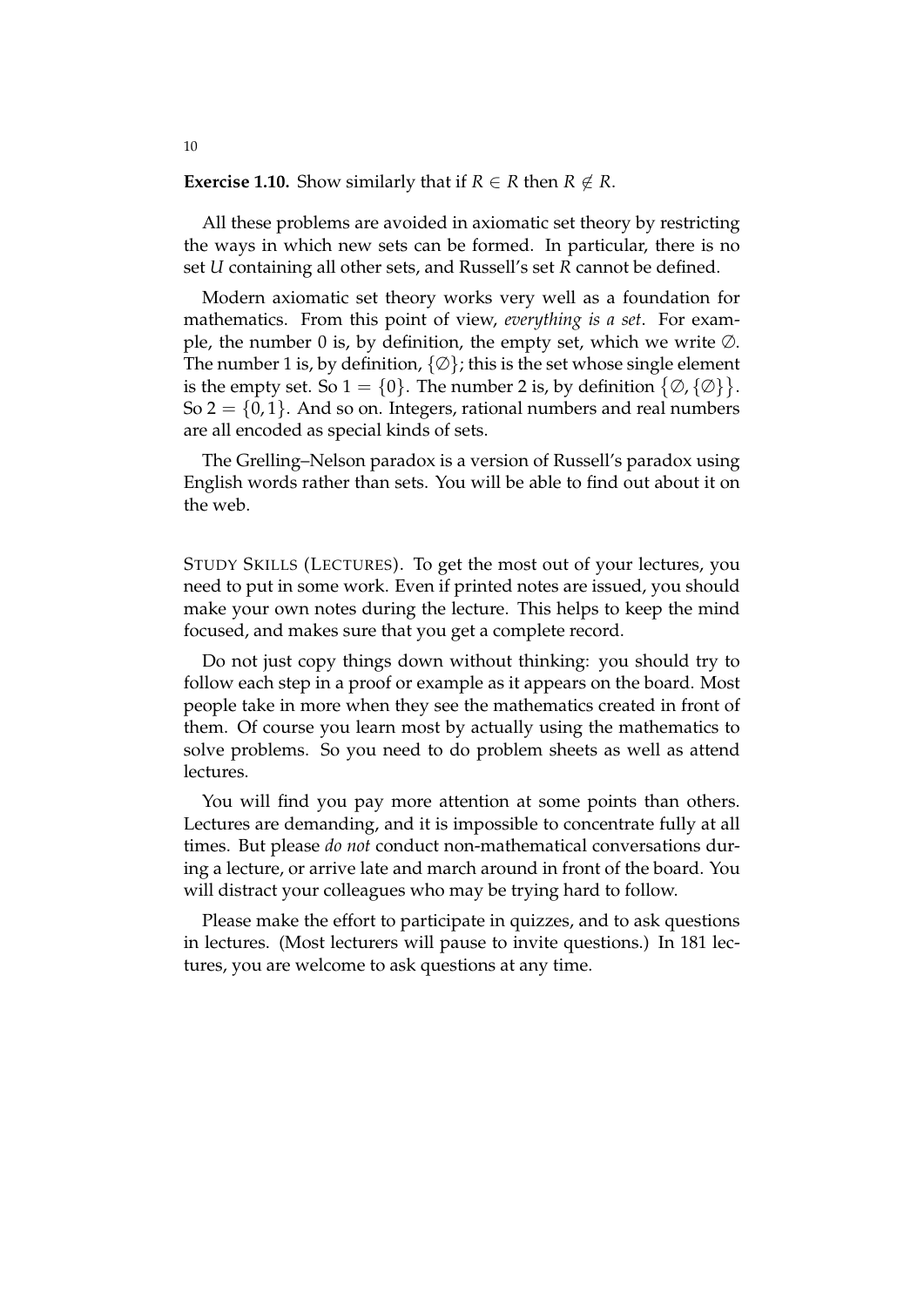**Exercise 1.10.** Show similarly that if $R \in R$ then $R \notin R$.

All these problems are avoided in axiomatic set theory by restricting the ways in which new sets can be formed. In particular, there is no set $U$ containing all other sets, and Russell's set $R$ cannot be defined.

Modern axiomatic set theory works very well as a foundation for mathematics. From this point of view, *everything is a set*. For example, the number 0 is, by definition, the empty set, which we write $\varnothing$. The number 1 is, by definition, $\{\varnothing\}$; this is the set whose single element is the empty set. So $1 = \{0\}$. The number 2 is, by definition $\{\varnothing, \{\varnothing\}\}$. So $2 = \{0, 1\}$. And so on. Integers, rational numbers and real numbers are all encoded as special kinds of sets.

The Grelling–Nelson paradox is a version of Russell's paradox using English words rather than sets. You will be able to find out about it on the web.

STUDY SKILLS (LECTURES). To get the most out of your lectures, you need to put in some work. Even if printed notes are issued, you should make your own notes during the lecture. This helps to keep the mind focused, and makes sure that you get a complete record.

Do not just copy things down without thinking: you should try to follow each step in a proof or example as it appears on the board. Most people take in more when they see the mathematics created in front of them. Of course you learn most by actually using the mathematics to solve problems. So you need to do problem sheets as well as attend lectures.

You will find you pay more attention at some points than others. Lectures are demanding, and it is impossible to concentrate fully at all times. But please *do not* conduct non-mathematical conversations during a lecture, or arrive late and march around in front of the board. You will distract your colleagues who may be trying hard to follow.

Please make the effort to participate in quizzes, and to ask questions in lectures. (Most lecturers will pause to invite questions.) In 181 lectures, you are welcome to ask questions at any time.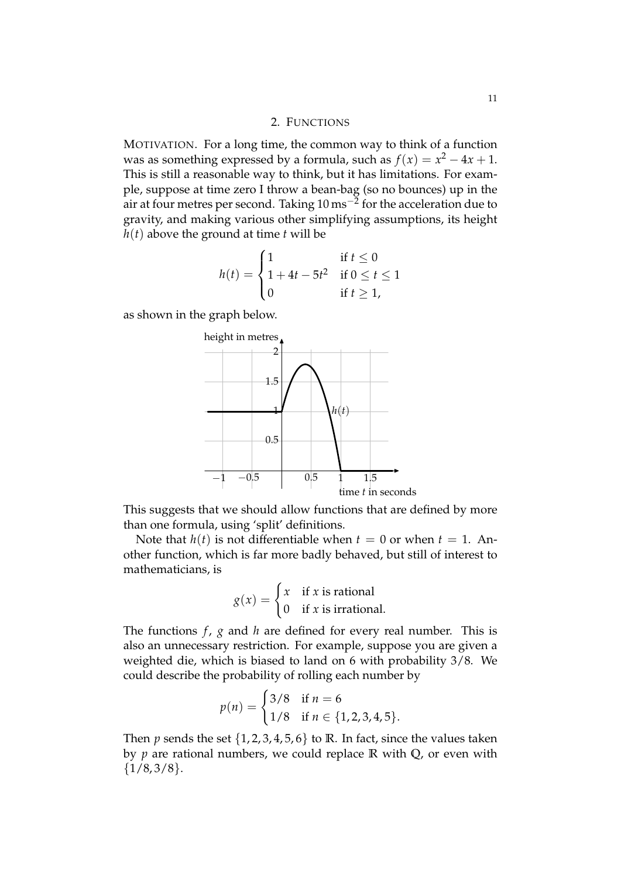## 2. FUNCTIONS

MOTIVATION. For a long time, the common way to think of a function was as something expressed by a formula, such as $f(x) = x^2 - 4x + 1$. This is still a reasonable way to think, but it has limitations. For example, suppose at time zero I throw a bean-bag (so no bounces) up in the air at four metres per second. Taking $10\,\mathrm{ms}^{-2}$ for the acceleration due to gravity, and making various other simplifying assumptions, its height $h(t)$ above the ground at time $t$ will be

$$h(t) = \begin{cases} 1 & \text{if } t \leq 0 \\ 1 + 4t - 5t^2 & \text{if } 0 \leq t \leq 1 \\ 0 & \text{if } t \geq 1, \end{cases}$$

as shown in the graph below.

This suggests that we should allow functions that are defined by more than one formula, using 'split' definitions.

Note that $h(t)$ is not differentiable when $t = 0$ or when $t = 1$. Another function, which is far more badly behaved, but still of interest to mathematicians, is

$$g(x) = \begin{cases} x & \text{if } x \text{ is rational} \\ 0 & \text{if } x \text{ is irrational.} \end{cases}$$

The functions $f$, $g$ and $h$ are defined for every real number. This is also an unnecessary restriction. For example, suppose you are given a weighted die, which is biased to land on 6 with probability $3/8$. We could describe the probability of rolling each number by

$$p(n) = \begin{cases} 3/8 & \text{if } n = 6 \\ 1/8 & \text{if } n \in \{1, 2, 3, 4, 5\}. \end{cases}$$

Then $p$ sends the set $\{1, 2, 3, 4, 5, 6\}$ to $\mathbb{R}$. In fact, since the values taken by $p$ are rational numbers, we could replace $\mathbb{R}$ with $\mathbb{Q}$, or even with $\{1/8, 3/8\}$.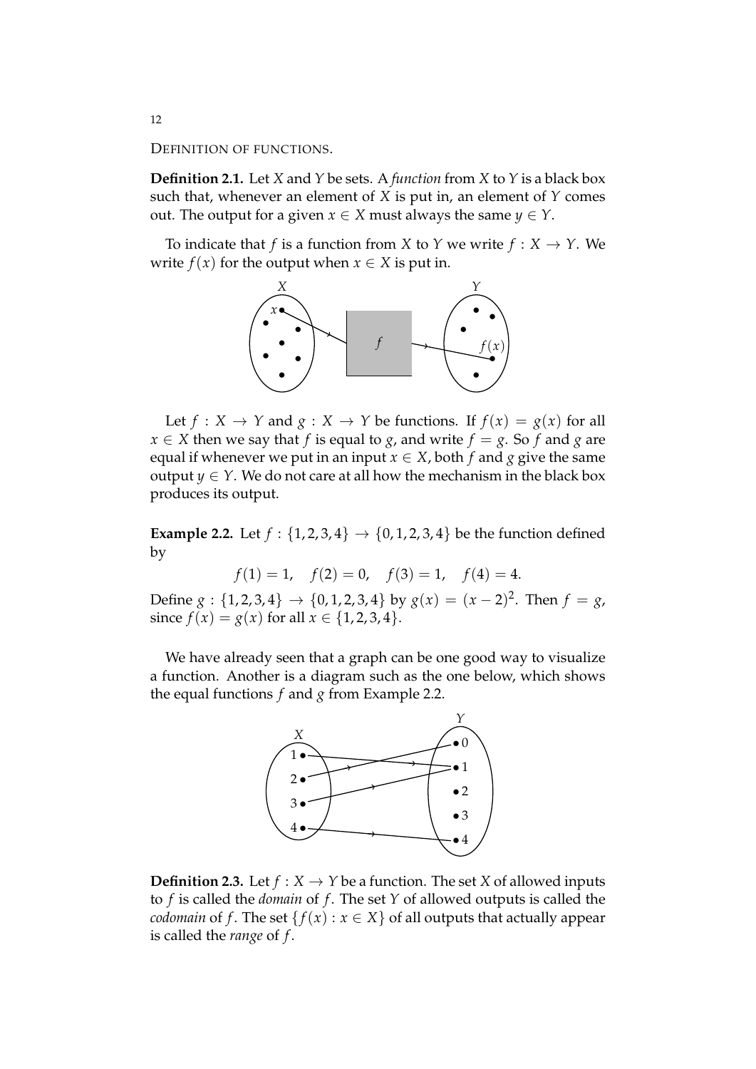DEFINITION OF FUNCTIONS.

**Definition 2.1.** Let $X$ and $Y$ be sets. A *function* from $X$ to $Y$ is a black box such that, whenever an element of $X$ is put in, an element of $Y$ comes out. The output for a given $x \in X$ must always the same $y \in Y$.

To indicate that $f$ is a function from $X$ to $Y$ we write $f : X \to Y$. We write $f(x)$ for the output when $x \in X$ is put in.

Let $f : X \to Y$ and $g : X \to Y$ be functions. If $f(x) = g(x)$ for all $x \in X$ then we say that $f$ is equal to $g$, and write $f = g$. So $f$ and $g$ are equal if whenever we put in an input $x \in X$, both $f$ and $g$ give the same output $y \in Y$. We do not care at all how the mechanism in the black box produces its output.

**Example 2.2.** Let $f : \{1, 2, 3, 4\} \to \{0, 1, 2, 3, 4\}$ be the function defined by

$$f(1) = 1, \quad f(2) = 0, \quad f(3) = 1, \quad f(4) = 4.$$

Define $g : \{1, 2, 3, 4\} \to \{0, 1, 2, 3, 4\}$ by $g(x) = (x - 2)^2$. Then $f = g$, since $f(x) = g(x)$ for all $x \in \{1, 2, 3, 4\}$.

We have already seen that a graph can be one good way to visualize a function. Another is a diagram such as the one below, which shows the equal functions $f$ and $g$ from Example 2.2.

**Definition 2.3.** Let $f : X \to Y$ be a function. The set $X$ of allowed inputs to $f$ is called the *domain* of $f$. The set $Y$ of allowed outputs is called the *codomain* of $f$. The set $\{f(x) : x \in X\}$ of all outputs that actually appear is called the *range* of $f$.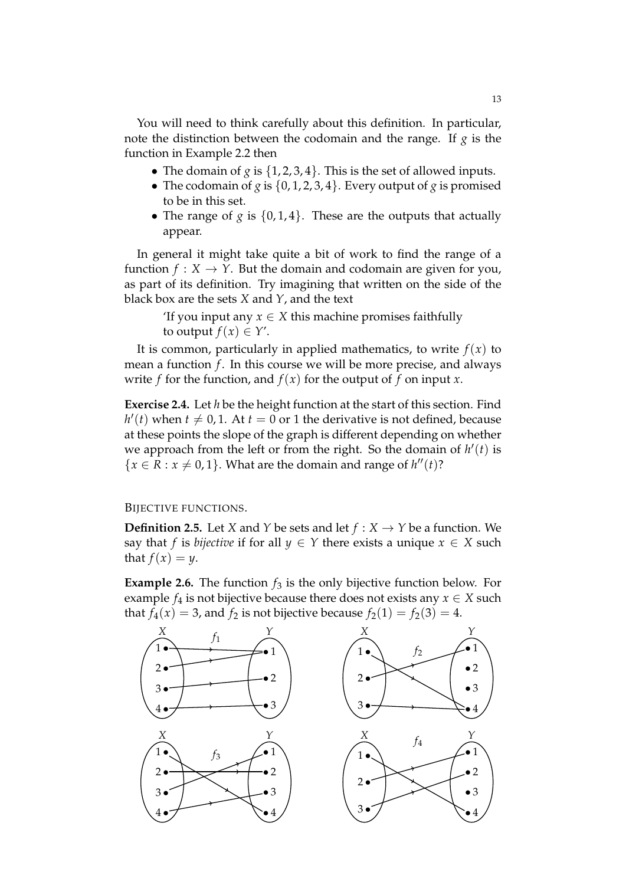You will need to think carefully about this definition. In particular, note the distinction between the codomain and the range. If $g$ is the function in Example 2.2 then

- The domain of $g$ is $\{1, 2, 3, 4\}$. This is the set of allowed inputs.
- The codomain of $g$ is $\{0, 1, 2, 3, 4\}$. Every output of $g$ is promised to be in this set.
- The range of $g$ is $\{0, 1, 4\}$. These are the outputs that actually appear.

In general it might take quite a bit of work to find the range of a function $f : X \to Y$. But the domain and codomain are given for you, as part of its definition. Try imagining that written on the side of the black box are the sets $X$ and $Y$, and the text

> 'If you input any $x \in X$ this machine promises faithfully to output $f(x) \in Y$'.

It is common, particularly in applied mathematics, to write $f(x)$ to mean a function $f$. In this course we will be more precise, and always write $f$ for the function, and $f(x)$ for the output of $f$ on input $x$.

**Exercise 2.4.** Let $h$ be the height function at the start of this section. Find $h'(t)$ when $t \neq 0, 1$. At $t = 0$ or 1 the derivative is not defined, because at these points the slope of the graph is different depending on whether we approach from the left or from the right. So the domain of $h'(t)$ is $\{x \in R : x \neq 0, 1\}$. What are the domain and range of $h''(t)$?

BIJECTIVE FUNCTIONS.

**Definition 2.5.** Let $X$ and $Y$ be sets and let $f : X \to Y$ be a function. We say that $f$ is *bijective* if for all $y \in Y$ there exists a unique $x \in X$ such that $f(x) = y$.

**Example 2.6.** The function $f_3$ is the only bijective function below. For example $f_4$ is not bijective because there does not exists any $x \in X$ such that $f_4(x) = 3$, and $f_2$ is not bijective because $f_2(1) = f_2(3) = 4$.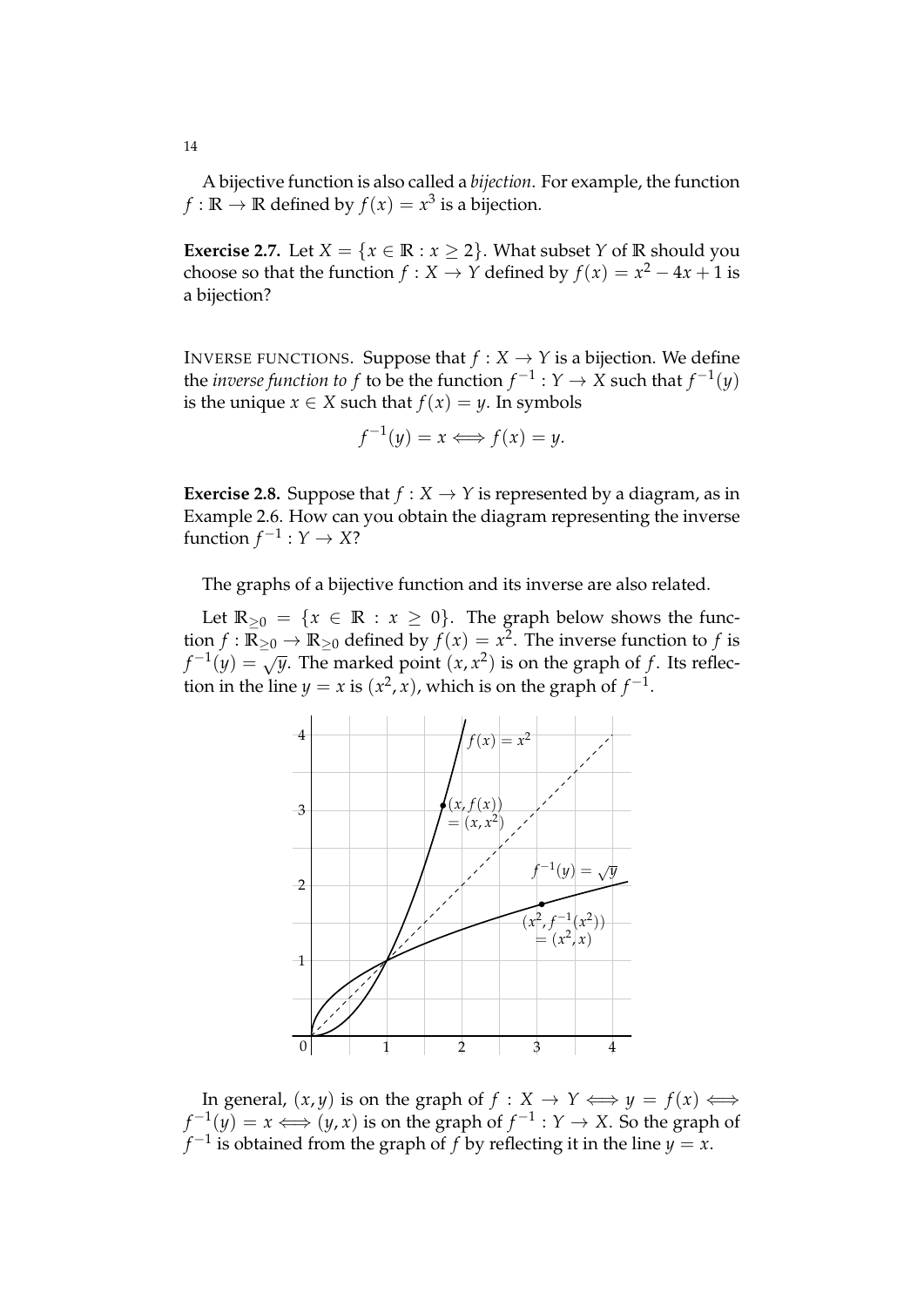A bijective function is also called a *bijection*. For example, the function $f : \mathbb{R} \to \mathbb{R}$ defined by $f(x) = x^3$ is a bijection.

**Exercise 2.7.** Let $X = \{x \in \mathbb{R} : x \geq 2\}$. What subset $Y$ of $\mathbb{R}$ should you choose so that the function $f : X \to Y$ defined by $f(x) = x^2 - 4x + 1$ is a bijection?

INVERSE FUNCTIONS. Suppose that $f : X \to Y$ is a bijection. We define the *inverse function to* $f$ to be the function $f^{-1} : Y \to X$ such that $f^{-1}(y)$ is the unique $x \in X$ such that $f(x) = y$. In symbols

$$f^{-1}(y) = x \iff f(x) = y.$$

**Exercise 2.8.** Suppose that $f : X \to Y$ is represented by a diagram, as in Example 2.6. How can you obtain the diagram representing the inverse function $f^{-1} : Y \to X$?

The graphs of a bijective function and its inverse are also related.

Let $\mathbb{R}_{\geq 0} = \{x \in \mathbb{R} : x \geq 0\}$. The graph below shows the function $f : \mathbb{R}_{\geq 0} \to \mathbb{R}_{\geq 0}$ defined by $f(x) = x^2$. The inverse function to $f$ is $f^{-1}(y) = \sqrt{y}$. The marked point $(x, x^2)$ is on the graph of $f$. Its reflection in the line $y = x$ is $(x^2, x)$, which is on the graph of $f^{-1}$.

In general, $(x, y)$ is on the graph of $f : X \to Y \iff y = f(x) \iff f^{-1}(y) = x \iff (y, x)$ is on the graph of $f^{-1} : Y \to X$. So the graph of $f^{-1}$ is obtained from the graph of $f$ by reflecting it in the line $y = x$.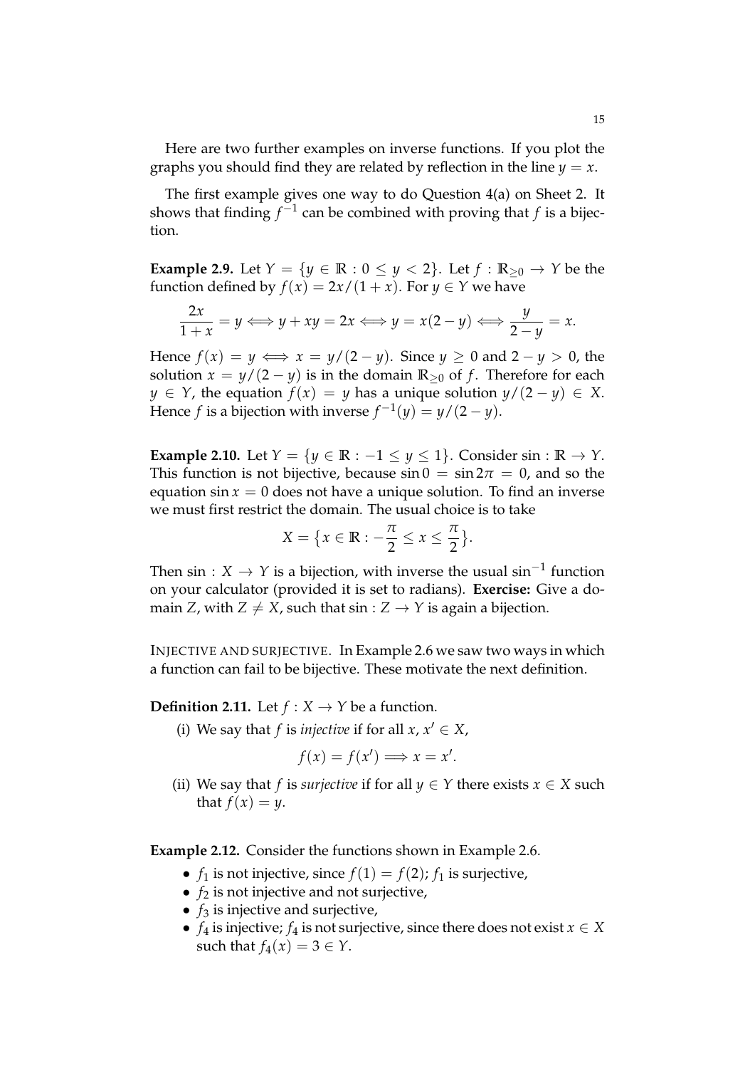Here are two further examples on inverse functions. If you plot the graphs you should find they are related by reflection in the line $y = x$.

The first example gives one way to do Question 4(a) on Sheet 2. It shows that finding $f^{-1}$ can be combined with proving that $f$ is a bijection.

**Example 2.9.** Let $Y = \{y \in \mathbb{R} : 0 \leq y < 2\}$. Let $f : \mathbb{R}_{\geq 0} \to Y$ be the function defined by $f(x) = 2x/(1+x)$. For $y \in Y$ we have

$$\frac{2x}{1+x} = y \iff y + xy = 2x \iff y = x(2-y) \iff \frac{y}{2-y} = x.$$

Hence $f(x) = y \iff x = y/(2-y)$. Since $y \geq 0$ and $2 - y > 0$, the solution $x = y/(2-y)$ is in the domain $\mathbb{R}_{\geq 0}$ of $f$. Therefore for each $y \in Y$, the equation $f(x) = y$ has a unique solution $y/(2-y) \in X$. Hence $f$ is a bijection with inverse $f^{-1}(y) = y/(2-y)$.

**Example 2.10.** Let $Y = \{y \in \mathbb{R} : -1 \leq y \leq 1\}$. Consider $\sin : \mathbb{R} \to Y$. This function is not bijective, because $\sin 0 = \sin 2\pi = 0$, and so the equation $\sin x = 0$ does not have a unique solution. To find an inverse we must first restrict the domain. The usual choice is to take

$$X = \{x \in \mathbb{R} : -\frac{\pi}{2} \leq x \leq \frac{\pi}{2}\}.$$

Then $\sin : X \to Y$ is a bijection, with inverse the usual $\sin^{-1}$ function on your calculator (provided it is set to radians). **Exercise:** Give a domain $Z$, with $Z \neq X$, such that $\sin : Z \to Y$ is again a bijection.

INJECTIVE AND SURJECTIVE. In Example 2.6 we saw two ways in which a function can fail to be bijective. These motivate the next definition.

**Definition 2.11.** Let $f : X \to Y$ be a function.

(i) We say that $f$ is *injective* if for all $x, x' \in X$,

$$f(x) = f(x') \implies x = x'.$$

(ii) We say that $f$ is *surjective* if for all $y \in Y$ there exists $x \in X$ such that $f(x) = y$.

**Example 2.12.** Consider the functions shown in Example 2.6.

- $f_1$ is not injective, since $f(1) = f(2)$; $f_1$ is surjective,
- $f_2$ is not injective and not surjective,
- $f_3$ is injective and surjective,
- $f_4$ is injective; $f_4$ is not surjective, since there does not exist $x \in X$ such that $f_4(x) = 3 \in Y$.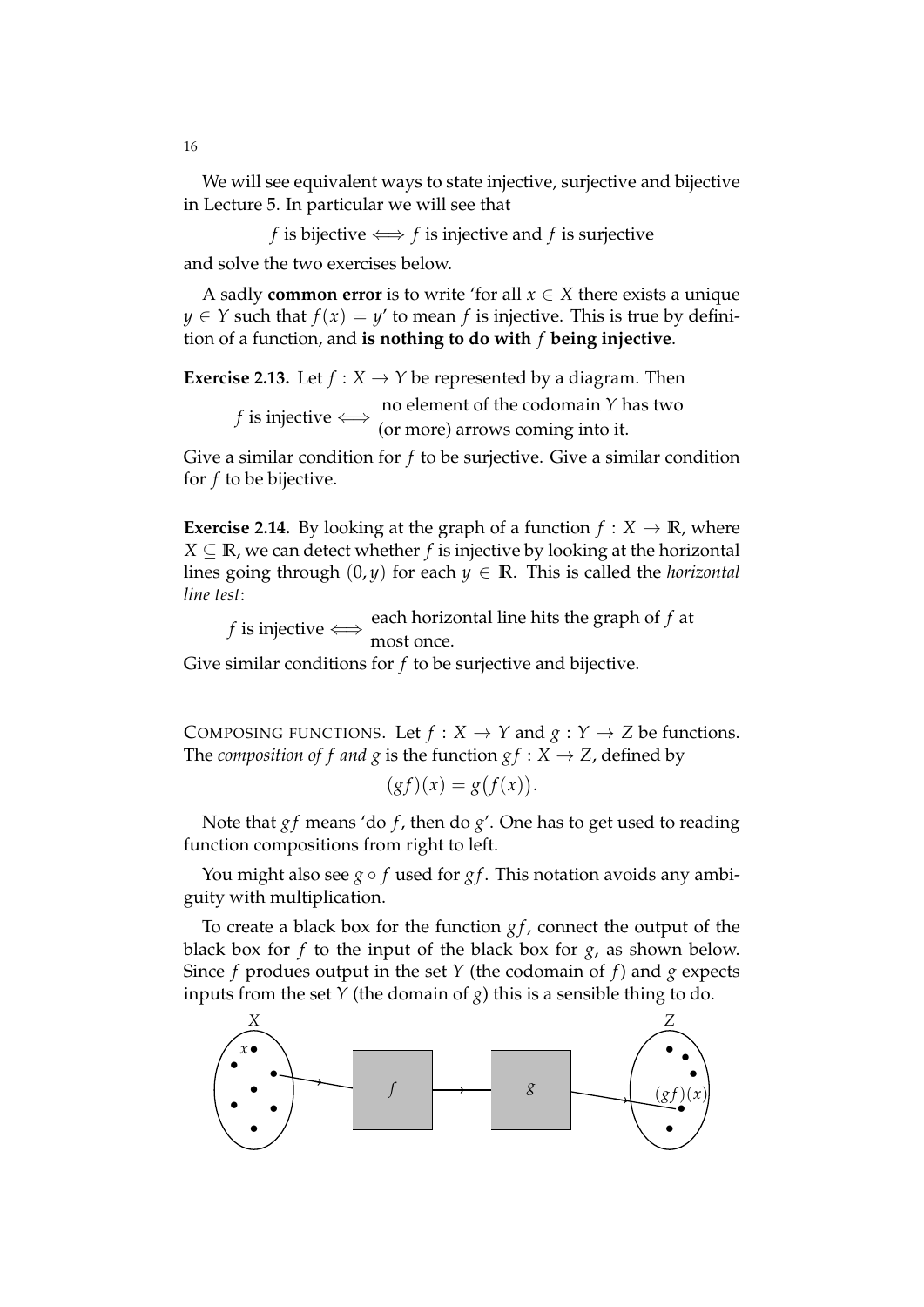We will see equivalent ways to state injective, surjective and bijective in Lecture 5. In particular we will see that

$$f \text{ is bijective} \iff f \text{ is injective and } f \text{ is surjective}$$

and solve the two exercises below.

A sadly **common error** is to write 'for all $x \in X$ there exists a unique $y \in Y$ such that $f(x) = y$' to mean $f$ is injective. This is true by definition of a function, and **is nothing to do with $f$ being injective**.

**Exercise 2.13.** Let $f : X \to Y$ be represented by a diagram. Then

$$f \text{ is injective} \iff \begin{array}{l}\text{no element of the codomain } Y \text{ has two} \\ \text{(or more) arrows coming into it.}\end{array}$$

Give a similar condition for $f$ to be surjective. Give a similar condition for $f$ to be bijective.

**Exercise 2.14.** By looking at the graph of a function $f : X \to \mathbb{R}$, where $X \subseteq \mathbb{R}$, we can detect whether $f$ is injective by looking at the horizontal lines going through $(0, y)$ for each $y \in \mathbb{R}$. This is called the *horizontal line test*:

$$f \text{ is injective} \iff \begin{array}{l}\text{each horizontal line hits the graph of } f \text{ at} \\ \text{most once.}\end{array}$$

Give similar conditions for $f$ to be surjective and bijective.

COMPOSING FUNCTIONS. Let $f : X \to Y$ and $g : Y \to Z$ be functions. The *composition of $f$ and $g$* is the function $gf : X \to Z$, defined by

$$(gf)(x) = g\big(f(x)\big).$$

Note that $gf$ means 'do $f$, then do $g$'. One has to get used to reading function compositions from right to left.

You might also see $g \circ f$ used for $gf$. This notation avoids any ambiguity with multiplication.

To create a black box for the function $gf$, connect the output of the black box for $f$ to the input of the black box for $g$, as shown below. Since $f$ produes output in the set $Y$ (the codomain of $f$) and $g$ expects inputs from the set $Y$ (the domain of $g$) this is a sensible thing to do.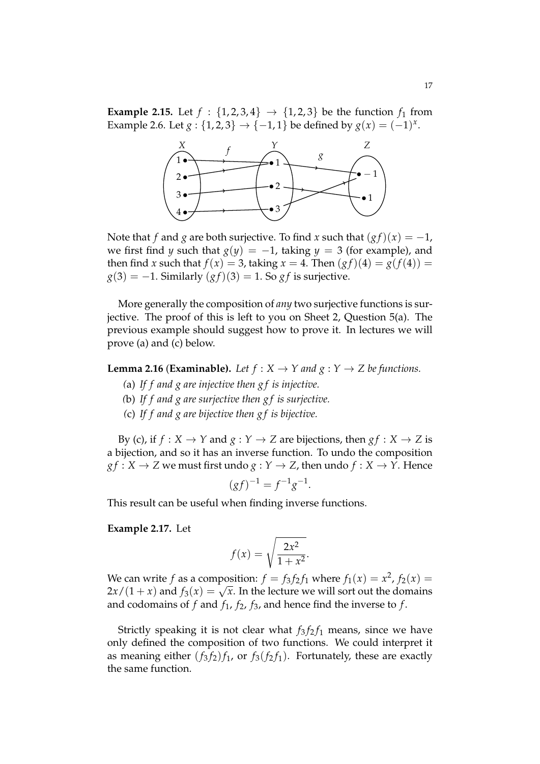**Example 2.15.** Let $f : \{1, 2, 3, 4\} \to \{1, 2, 3\}$ be the function $f_1$ from Example 2.6. Let $g : \{1, 2, 3\} \to \{-1, 1\}$ be defined by $g(x) = (-1)^x$.

Note that $f$ and $g$ are both surjective. To find $x$ such that $(gf)(x) = -1$, we first find $y$ such that $g(y) = -1$, taking $y = 3$ (for example), and then find $x$ such that $f(x) = 3$, taking $x = 4$. Then $(gf)(4) = g(f(4)) = g(3) = -1$. Similarly $(gf)(3) = 1$. So $gf$ is surjective.

More generally the composition of *any* two surjective functions is surjective. The proof of this is left to you on Sheet 2, Question 5(a). The previous example should suggest how to prove it. In lectures we will prove (a) and (c) below.

**Lemma 2.16 (Examinable).** *Let $f : X \to Y$ and $g : Y \to Z$ be functions.*

(a) *If $f$ and $g$ are injective then $gf$ is injective.*

(b) *If $f$ and $g$ are surjective then $gf$ is surjective.*

(c) *If $f$ and $g$ are bijective then $gf$ is bijective.*

By (c), if $f : X \to Y$ and $g : Y \to Z$ are bijections, then $gf : X \to Z$ is a bijection, and so it has an inverse function. To undo the composition $gf : X \to Z$ we must first undo $g : Y \to Z$, then undo $f : X \to Y$. Hence

$$(gf)^{-1} = f^{-1}g^{-1}.$$

This result can be useful when finding inverse functions.

**Example 2.17.** Let

$$f(x) = \sqrt{\frac{2x^2}{1 + x^2}}.$$

We can write $f$ as a composition: $f = f_3 f_2 f_1$ where $f_1(x) = x^2$, $f_2(x) = 2x/(1 + x)$ and $f_3(x) = \sqrt{x}$. In the lecture we will sort out the domains and codomains of $f$ and $f_1$, $f_2$, $f_3$, and hence find the inverse to $f$.

Strictly speaking it is not clear what $f_3 f_2 f_1$ means, since we have only defined the composition of two functions. We could interpret it as meaning either $(f_3 f_2) f_1$, or $f_3(f_2 f_1)$. Fortunately, these are exactly the same function.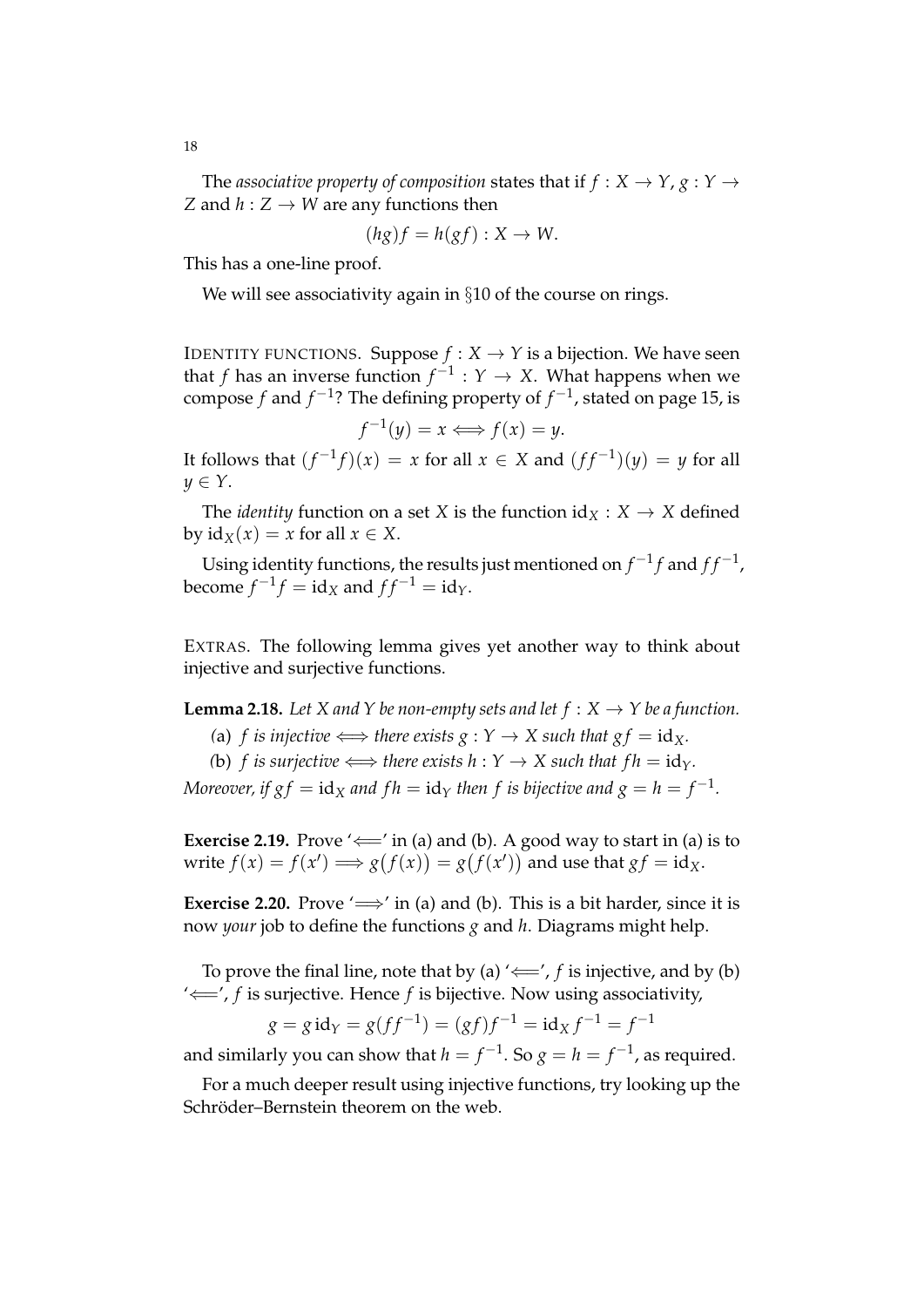The *associative property of composition* states that if $f : X \to Y$, $g : Y \to Z$ and $h : Z \to W$ are any functions then

$$(hg)f = h(gf) : X \to W.$$

This has a one-line proof.

We will see associativity again in §10 of the course on rings.

IDENTITY FUNCTIONS. Suppose $f : X \to Y$ is a bijection. We have seen that $f$ has an inverse function $f^{-1} : Y \to X$. What happens when we compose $f$ and $f^{-1}$? The defining property of $f^{-1}$, stated on page 15, is

$$f^{-1}(y) = x \Longleftrightarrow f(x) = y.$$

It follows that $(f^{-1}f)(x) = x$ for all $x \in X$ and $(ff^{-1})(y) = y$ for all $y \in Y$.

The *identity* function on a set $X$ is the function $\mathrm{id}_X : X \to X$ defined by $\mathrm{id}_X(x) = x$ for all $x \in X$.

Using identity functions, the results just mentioned on $f^{-1}f$ and $ff^{-1}$, become $f^{-1}f = \mathrm{id}_X$ and $ff^{-1} = \mathrm{id}_Y$.

EXTRAS. The following lemma gives yet another way to think about injective and surjective functions.

**Lemma 2.18.** *Let $X$ and $Y$ be non-empty sets and let $f : X \to Y$ be a function.*

*(a) $f$ is injective $\Longleftrightarrow$ there exists $g : Y \to X$ such that $gf = \mathrm{id}_X$.*

*(b) $f$ is surjective $\Longleftrightarrow$ there exists $h : Y \to X$ such that $fh = \mathrm{id}_Y$.*

*Moreover, if $gf = \mathrm{id}_X$ and $fh = \mathrm{id}_Y$ then $f$ is bijective and $g = h = f^{-1}$.*

**Exercise 2.19.** Prove '$\Longleftarrow$' in (a) and (b). A good way to start in (a) is to write $f(x) = f(x') \Longrightarrow g\big(f(x)\big) = g\big(f(x')\big)$ and use that $gf = \mathrm{id}_X$.

**Exercise 2.20.** Prove '$\Longrightarrow$' in (a) and (b). This is a bit harder, since it is now *your* job to define the functions $g$ and $h$. Diagrams might help.

To prove the final line, note that by (a) '$\Longleftarrow$', $f$ is injective, and by (b) '$\Longleftarrow$', $f$ is surjective. Hence $f$ is bijective. Now using associativity,

$$g = g\,\mathrm{id}_Y = g(ff^{-1}) = (gf)f^{-1} = \mathrm{id}_X f^{-1} = f^{-1}$$

and similarly you can show that $h = f^{-1}$. So $g = h = f^{-1}$, as required.

For a much deeper result using injective functions, try looking up the Schröder–Bernstein theorem on the web.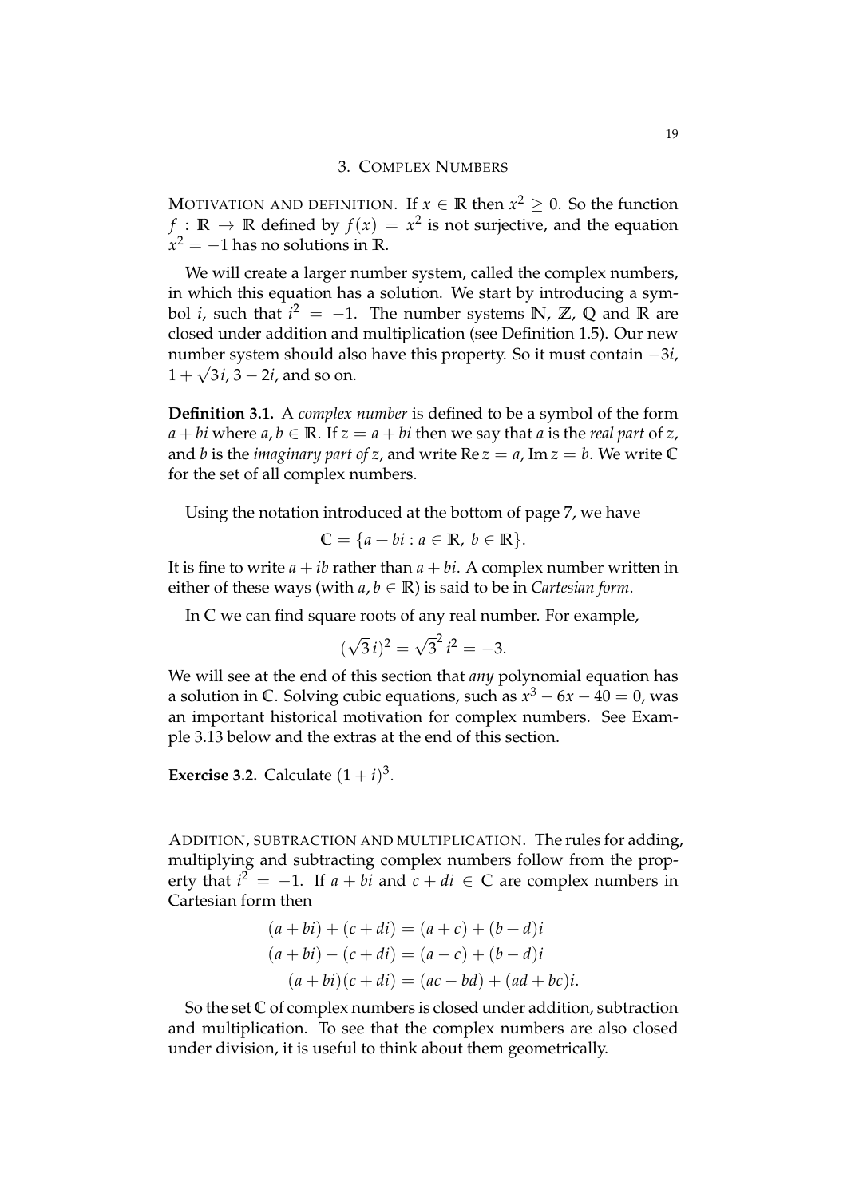## 3. Complex Numbers

MOTIVATION AND DEFINITION. If $x \in \mathbb{R}$ then $x^2 \geq 0$. So the function $f : \mathbb{R} \to \mathbb{R}$ defined by $f(x) = x^2$ is not surjective, and the equation $x^2 = -1$ has no solutions in $\mathbb{R}$.

We will create a larger number system, called the complex numbers, in which this equation has a solution. We start by introducing a symbol $i$, such that $i^2 = -1$. The number systems $\mathbb{N}$, $\mathbb{Z}$, $\mathbb{Q}$ and $\mathbb{R}$ are closed under addition and multiplication (see Definition 1.5). Our new number system should also have this property. So it must contain $-3i$, $1 + \sqrt{3}i$, $3 - 2i$, and so on.

**Definition 3.1.** A *complex number* is defined to be a symbol of the form $a + bi$ where $a, b \in \mathbb{R}$. If $z = a + bi$ then we say that $a$ is the *real part* of $z$, and $b$ is the *imaginary part of* $z$, and write $\operatorname{Re} z = a$, $\operatorname{Im} z = b$. We write $\mathbb{C}$ for the set of all complex numbers.

Using the notation introduced at the bottom of page 7, we have

$$\mathbb{C} = \{a + bi : a \in \mathbb{R},\ b \in \mathbb{R}\}.$$

It is fine to write $a + ib$ rather than $a + bi$. A complex number written in either of these ways (with $a, b \in \mathbb{R}$) is said to be in *Cartesian form*.

In $\mathbb{C}$ we can find square roots of any real number. For example,

$$(\sqrt{3}\, i)^2 = \sqrt{3}^2\, i^2 = -3.$$

We will see at the end of this section that *any* polynomial equation has a solution in $\mathbb{C}$. Solving cubic equations, such as $x^3 - 6x - 40 = 0$, was an important historical motivation for complex numbers. See Example 3.13 below and the extras at the end of this section.

**Exercise 3.2.** Calculate $(1 + i)^3$.

ADDITION, SUBTRACTION AND MULTIPLICATION. The rules for adding, multiplying and subtracting complex numbers follow from the property that $i^2 = -1$. If $a + bi$ and $c + di \in \mathbb{C}$ are complex numbers in Cartesian form then

$$\begin{aligned}
(a + bi) + (c + di) &= (a + c) + (b + d)i \\
(a + bi) - (c + di) &= (a - c) + (b - d)i \\
(a + bi)(c + di) &= (ac - bd) + (ad + bc)i.
\end{aligned}$$

So the set $\mathbb{C}$ of complex numbers is closed under addition, subtraction and multiplication. To see that the complex numbers are also closed under division, it is useful to think about them geometrically.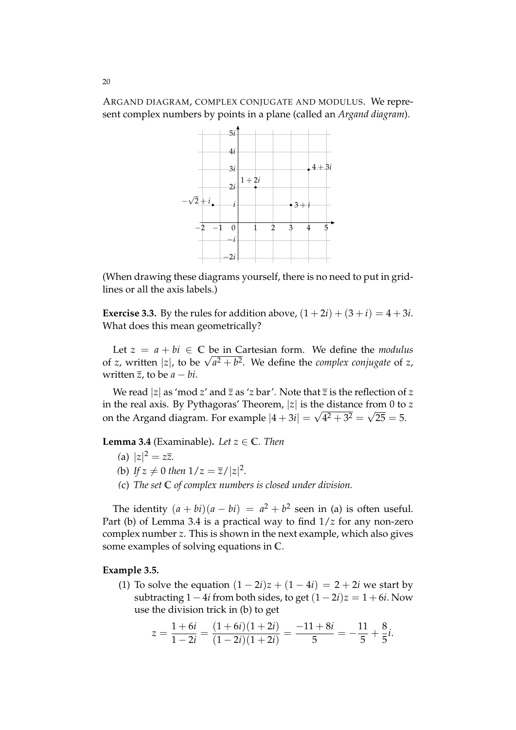ARGAND DIAGRAM, COMPLEX CONJUGATE AND MODULUS. We represent complex numbers by points in a plane (called an *Argand diagram*).

(When drawing these diagrams yourself, there is no need to put in gridlines or all the axis labels.)

**Exercise 3.3.** By the rules for addition above, $(1+2i)+(3+i) = 4+3i$. What does this mean geometrically?

Let $z = a + bi \in \mathbb{C}$ be in Cartesian form. We define the *modulus* of $z$, written $|z|$, to be $\sqrt{a^2+b^2}$. We define the *complex conjugate* of $z$, written $\overline{z}$, to be $a - bi$.

We read $|z|$ as 'mod $z$' and $\overline{z}$ as '$z$ bar'. Note that $\overline{z}$ is the reflection of $z$ in the real axis. By Pythagoras' Theorem, $|z|$ is the distance from 0 to $z$ on the Argand diagram. For example $|4+3i| = \sqrt{4^2+3^2} = \sqrt{25} = 5$.

**Lemma 3.4** (Examinable)**.** *Let $z \in \mathbb{C}$. Then*

(a) $|z|^2 = z\overline{z}$.

(b) *If $z \neq 0$ then $1/z = \overline{z}/|z|^2$.*

(c) *The set $\mathbb{C}$ of complex numbers is closed under division.*

The identity $(a+bi)(a-bi) = a^2+b^2$ seen in (a) is often useful. Part (b) of Lemma 3.4 is a practical way to find $1/z$ for any non-zero complex number $z$. This is shown in the next example, which also gives some examples of solving equations in $\mathbb{C}$.

**Example 3.5.**

(1) To solve the equation $(1-2i)z + (1-4i) = 2+2i$ we start by subtracting $1-4i$ from both sides, to get $(1-2i)z = 1+6i$. Now use the division trick in (b) to get

$$z = \frac{1+6i}{1-2i} = \frac{(1+6i)(1+2i)}{(1-2i)(1+2i)} = \frac{-11+8i}{5} = -\frac{11}{5} + \frac{8}{5}i.$$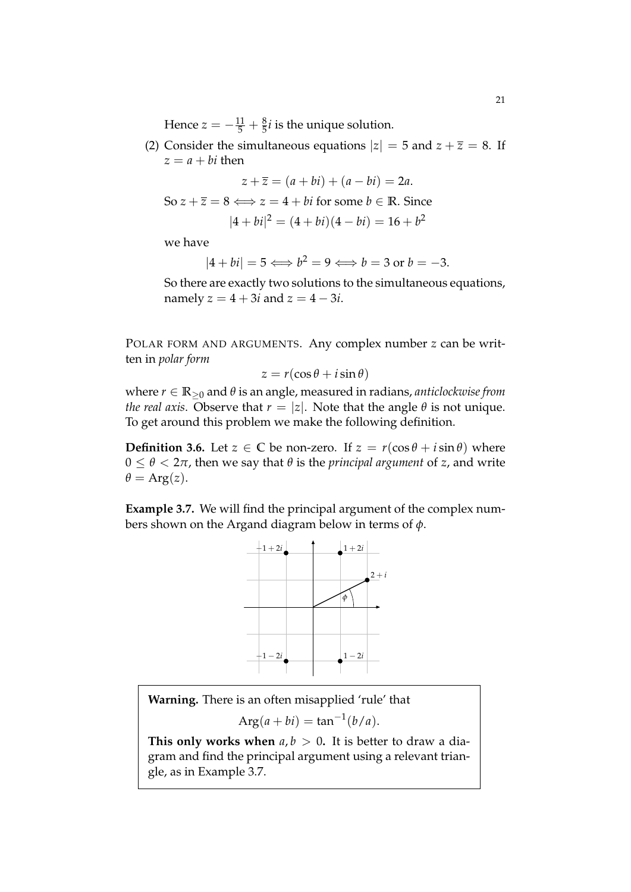Hence $z = -\frac{11}{5} + \frac{8}{5}i$ is the unique solution.

(2) Consider the simultaneous equations $|z| = 5$ and $z + \overline{z} = 8$. If $z = a + bi$ then

$$z + \overline{z} = (a + bi) + (a - bi) = 2a.$$

So $z + \overline{z} = 8 \iff z = 4 + bi$ for some $b \in \mathbb{R}$. Since

$$|4 + bi|^2 = (4 + bi)(4 - bi) = 16 + b^2$$

we have

$$|4 + bi| = 5 \iff b^2 = 9 \iff b = 3 \text{ or } b = -3.$$

So there are exactly two solutions to the simultaneous equations, namely $z = 4 + 3i$ and $z = 4 - 3i$.

POLAR FORM AND ARGUMENTS. Any complex number $z$ can be written in *polar form*

$$z = r(\cos\theta + i\sin\theta)$$

where $r \in \mathbb{R}_{\geq 0}$ and $\theta$ is an angle, measured in radians, *anticlockwise from the real axis*. Observe that $r = |z|$. Note that the angle $\theta$ is not unique. To get around this problem we make the following definition.

**Definition 3.6.** Let $z \in \mathbb{C}$ be non-zero. If $z = r(\cos\theta + i\sin\theta)$ where $0 \leq \theta < 2\pi$, then we say that $\theta$ is the *principal argument* of $z$, and write $\theta = \operatorname{Arg}(z)$.

**Example 3.7.** We will find the principal argument of the complex numbers shown on the Argand diagram below in terms of $\phi$.

> **Warning.** There is an often misapplied 'rule' that
>
> $$\operatorname{Arg}(a + bi) = \tan^{-1}(b/a).$$
>
> **This only works when $a, b > 0$.** It is better to draw a diagram and find the principal argument using a relevant triangle, as in Example 3.7.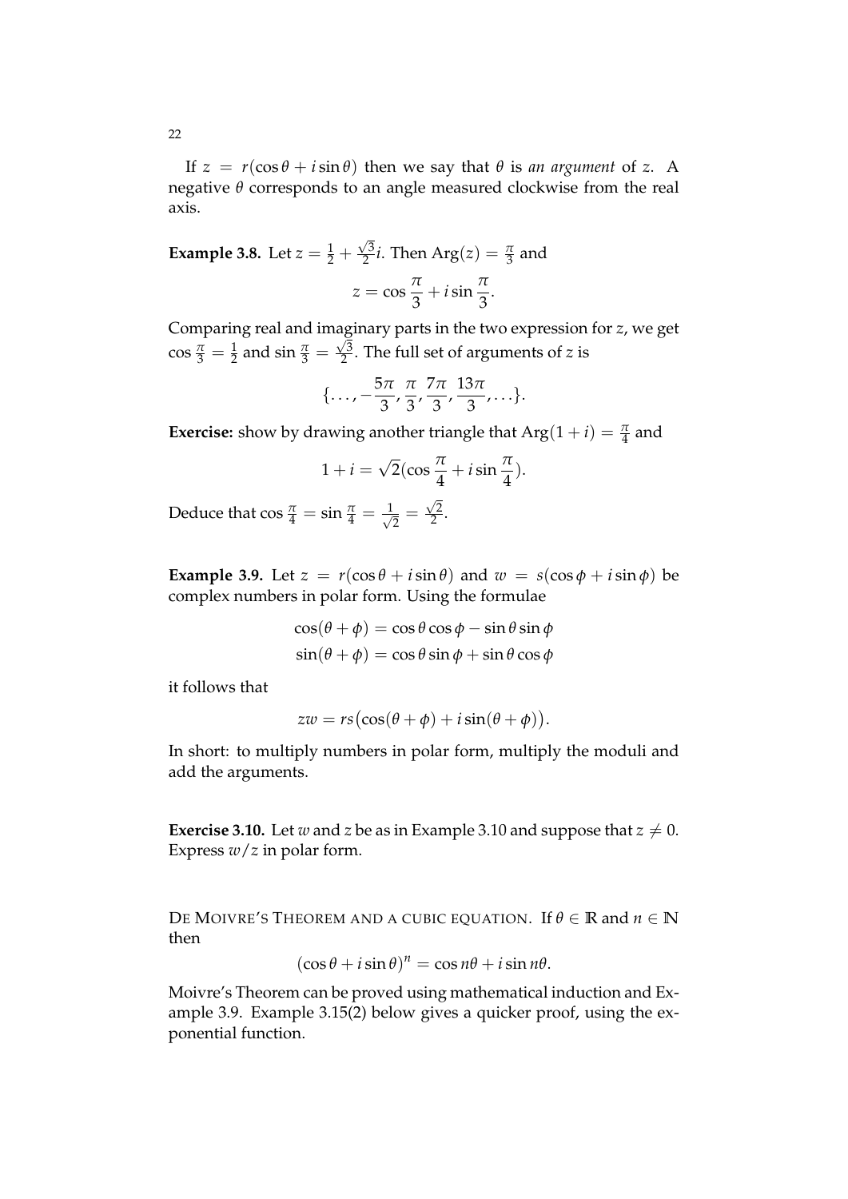If $z = r(\cos\theta + i\sin\theta)$ then we say that $\theta$ is *an argument* of $z$. A negative $\theta$ corresponds to an angle measured clockwise from the real axis.

**Example 3.8.** Let $z = \frac{1}{2} + \frac{\sqrt{3}}{2}i$. Then $\mathrm{Arg}(z) = \frac{\pi}{3}$ and

$$z = \cos\frac{\pi}{3} + i\sin\frac{\pi}{3}.$$

Comparing real and imaginary parts in the two expression for $z$, we get $\cos\frac{\pi}{3} = \frac{1}{2}$ and $\sin\frac{\pi}{3} = \frac{\sqrt{3}}{2}$. The full set of arguments of $z$ is

$$\{\ldots, -\frac{5\pi}{3}, \frac{\pi}{3}, \frac{7\pi}{3}, \frac{13\pi}{3}, \ldots\}.$$

**Exercise:** show by drawing another triangle that $\mathrm{Arg}(1+i) = \frac{\pi}{4}$ and

$$1 + i = \sqrt{2}(\cos\frac{\pi}{4} + i\sin\frac{\pi}{4}).$$

Deduce that $\cos\frac{\pi}{4} = \sin\frac{\pi}{4} = \frac{1}{\sqrt{2}} = \frac{\sqrt{2}}{2}$.

**Example 3.9.** Let $z = r(\cos\theta + i\sin\theta)$ and $w = s(\cos\phi + i\sin\phi)$ be complex numbers in polar form. Using the formulae

$$\cos(\theta + \phi) = \cos\theta\cos\phi - \sin\theta\sin\phi$$
$$\sin(\theta + \phi) = \cos\theta\sin\phi + \sin\theta\cos\phi$$

it follows that

$$zw = rs\big(\cos(\theta + \phi) + i\sin(\theta + \phi)\big).$$

In short: to multiply numbers in polar form, multiply the moduli and add the arguments.

**Exercise 3.10.** Let $w$ and $z$ be as in Example 3.10 and suppose that $z \neq 0$. Express $w/z$ in polar form.

DE MOIVRE'S THEOREM AND A CUBIC EQUATION. If $\theta \in \mathbb{R}$ and $n \in \mathbb{N}$ then

$$(\cos\theta + i\sin\theta)^n = \cos n\theta + i\sin n\theta.$$

Moivre's Theorem can be proved using mathematical induction and Example 3.9. Example 3.15(2) below gives a quicker proof, using the exponential function.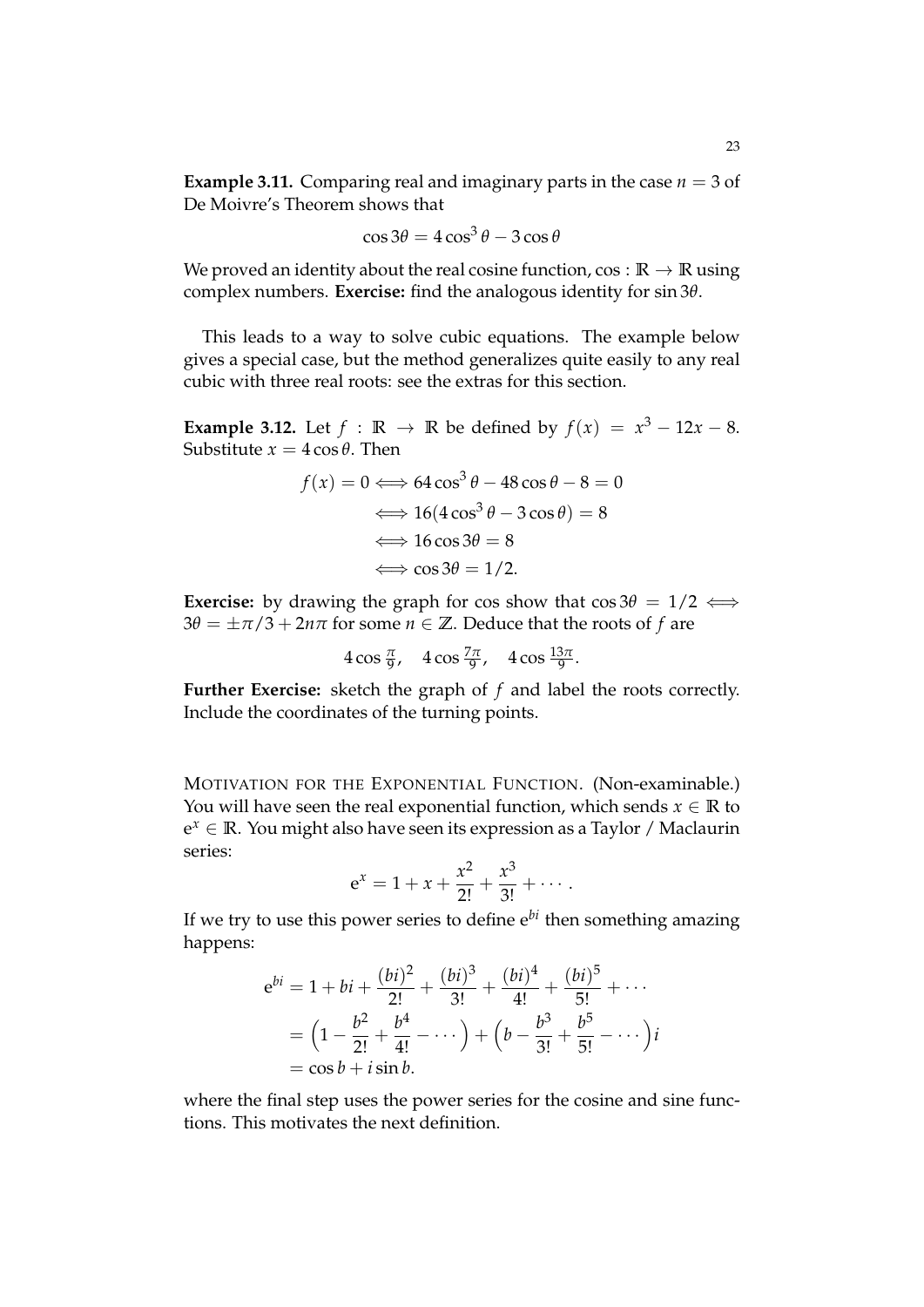**Example 3.11.** Comparing real and imaginary parts in the case $n = 3$ of De Moivre's Theorem shows that

$$\cos 3\theta = 4\cos^3\theta - 3\cos\theta$$

We proved an identity about the real cosine function, $\cos : \mathbb{R} \to \mathbb{R}$ using complex numbers. **Exercise:** find the analogous identity for $\sin 3\theta$.

This leads to a way to solve cubic equations. The example below gives a special case, but the method generalizes quite easily to any real cubic with three real roots: see the extras for this section.

**Example 3.12.** Let $f : \mathbb{R} \to \mathbb{R}$ be defined by $f(x) = x^3 - 12x - 8$. Substitute $x = 4\cos\theta$. Then

$$\begin{aligned}
f(x) = 0 &\iff 64\cos^3\theta - 48\cos\theta - 8 = 0 \\
&\iff 16(4\cos^3\theta - 3\cos\theta) = 8 \\
&\iff 16\cos 3\theta = 8 \\
&\iff \cos 3\theta = 1/2.
\end{aligned}$$

**Exercise:** by drawing the graph for cos show that $\cos 3\theta = 1/2 \iff 3\theta = \pm\pi/3 + 2n\pi$ for some $n \in \mathbb{Z}$. Deduce that the roots of $f$ are

$$4\cos\tfrac{\pi}{9}, \quad 4\cos\tfrac{7\pi}{9}, \quad 4\cos\tfrac{13\pi}{9}.$$

**Further Exercise:** sketch the graph of $f$ and label the roots correctly. Include the coordinates of the turning points.

MOTIVATION FOR THE EXPONENTIAL FUNCTION. (Non-examinable.) You will have seen the real exponential function, which sends $x \in \mathbb{R}$ to $e^x \in \mathbb{R}$. You might also have seen its expression as a Taylor / Maclaurin series:

$$e^x = 1 + x + \frac{x^2}{2!} + \frac{x^3}{3!} + \cdots.$$

If we try to use this power series to define $e^{bi}$ then something amazing happens:

$$\begin{aligned}
e^{bi} &= 1 + bi + \frac{(bi)^2}{2!} + \frac{(bi)^3}{3!} + \frac{(bi)^4}{4!} + \frac{(bi)^5}{5!} + \cdots \\
&= \Big(1 - \frac{b^2}{2!} + \frac{b^4}{4!} - \cdots\Big) + \Big(b - \frac{b^3}{3!} + \frac{b^5}{5!} - \cdots\Big)i \\
&= \cos b + i\sin b.
\end{aligned}$$

where the final step uses the power series for the cosine and sine functions. This motivates the next definition.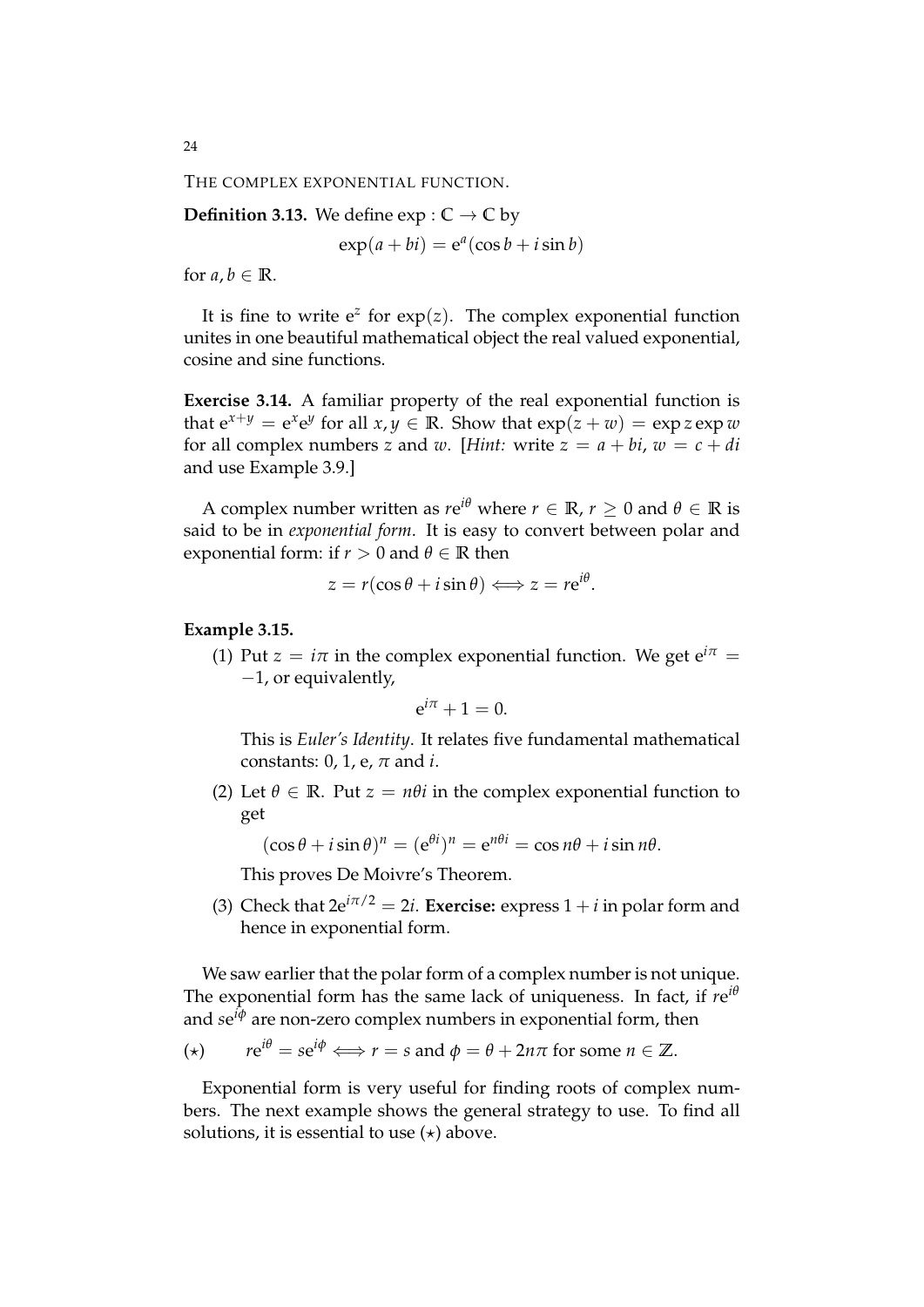THE COMPLEX EXPONENTIAL FUNCTION.

**Definition 3.13.** We define $\exp : \mathbb{C} \to \mathbb{C}$ by

$$\exp(a + bi) = \mathrm{e}^{a}(\cos b + i \sin b)$$

for $a, b \in \mathbb{R}$.

It is fine to write $\mathrm{e}^{z}$ for $\exp(z)$. The complex exponential function unites in one beautiful mathematical object the real valued exponential, cosine and sine functions.

**Exercise 3.14.** A familiar property of the real exponential function is that $\mathrm{e}^{x+y} = \mathrm{e}^{x}\mathrm{e}^{y}$ for all $x, y \in \mathbb{R}$. Show that $\exp(z + w) = \exp z \exp w$ for all complex numbers $z$ and $w$. [*Hint:* write $z = a + bi$, $w = c + di$ and use Example 3.9.]

A complex number written as $r\mathrm{e}^{i\theta}$ where $r \in \mathbb{R}$, $r \geq 0$ and $\theta \in \mathbb{R}$ is said to be in *exponential form*. It is easy to convert between polar and exponential form: if $r > 0$ and $\theta \in \mathbb{R}$ then

$$z = r(\cos\theta + i \sin\theta) \iff z = r\mathrm{e}^{i\theta}.$$

**Example 3.15.**

(1) Put $z = i\pi$ in the complex exponential function. We get $\mathrm{e}^{i\pi} = -1$, or equivalently,

$$\mathrm{e}^{i\pi} + 1 = 0.$$

This is *Euler's Identity*. It relates five fundamental mathematical constants: 0, 1, e, $\pi$ and $i$.

(2) Let $\theta \in \mathbb{R}$. Put $z = n\theta i$ in the complex exponential function to get

$$(\cos\theta + i\sin\theta)^n = (\mathrm{e}^{\theta i})^n = \mathrm{e}^{n\theta i} = \cos n\theta + i \sin n\theta.$$

This proves De Moivre's Theorem.

(3) Check that $2\mathrm{e}^{i\pi/2} = 2i$. **Exercise:** express $1 + i$ in polar form and hence in exponential form.

We saw earlier that the polar form of a complex number is not unique. The exponential form has the same lack of uniqueness. In fact, if $r\mathrm{e}^{i\theta}$ and $s\mathrm{e}^{i\phi}$ are non-zero complex numbers in exponential form, then

$$(\star) \qquad r\mathrm{e}^{i\theta} = s\mathrm{e}^{i\phi} \iff r = s \text{ and } \phi = \theta + 2n\pi \text{ for some } n \in \mathbb{Z}.$$

Exponential form is very useful for finding roots of complex numbers. The next example shows the general strategy to use. To find all solutions, it is essential to use $(\star)$ above.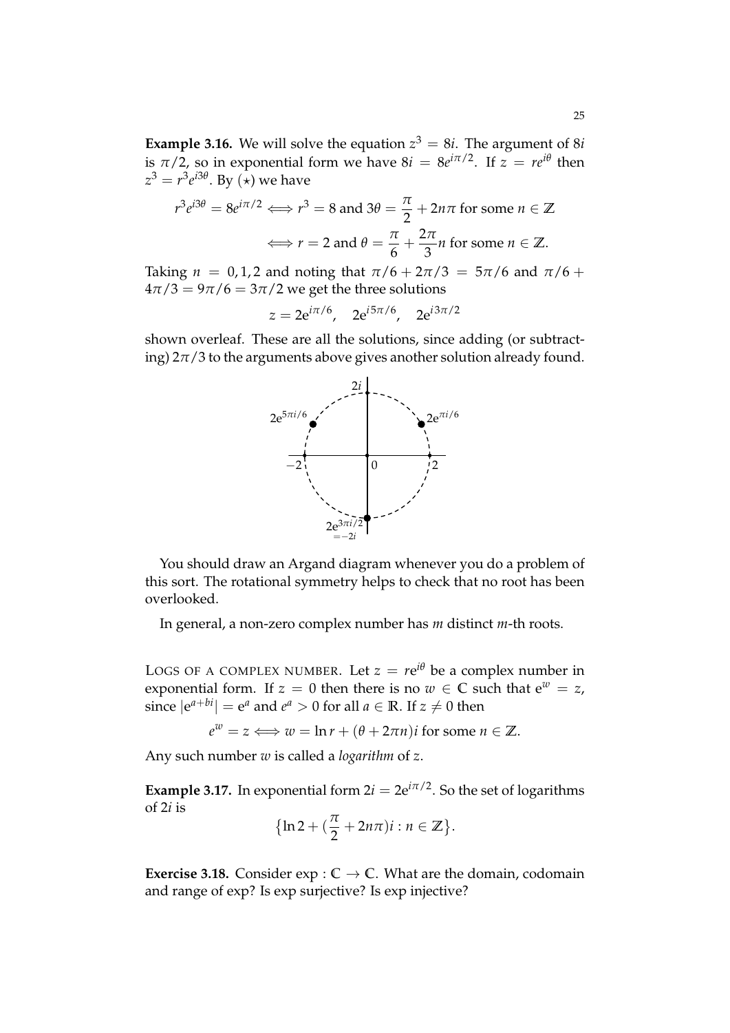**Example 3.16.** We will solve the equation $z^3 = 8i$. The argument of $8i$ is $\pi/2$, so in exponential form we have $8i = 8e^{i\pi/2}$. If $z = re^{i\theta}$ then $z^3 = r^3 e^{i3\theta}$. By $(\star)$ we have

$$r^3 e^{i3\theta} = 8e^{i\pi/2} \iff r^3 = 8 \text{ and } 3\theta = \frac{\pi}{2} + 2n\pi \text{ for some } n \in \mathbb{Z}$$

$$\iff r = 2 \text{ and } \theta = \frac{\pi}{6} + \frac{2\pi}{3}n \text{ for some } n \in \mathbb{Z}.$$

Taking $n = 0, 1, 2$ and noting that $\pi/6 + 2\pi/3 = 5\pi/6$ and $\pi/6 + 4\pi/3 = 9\pi/6 = 3\pi/2$ we get the three solutions

$$z = 2e^{i\pi/6}, \quad 2e^{i5\pi/6}, \quad 2e^{i3\pi/2}$$

shown overleaf. These are all the solutions, since adding (or subtracting) $2\pi/3$ to the arguments above gives another solution already found.

You should draw an Argand diagram whenever you do a problem of this sort. The rotational symmetry helps to check that no root has been overlooked.

In general, a non-zero complex number has $m$ distinct $m$-th roots.

Logs of a complex number. Let $z = re^{i\theta}$ be a complex number in exponential form. If $z = 0$ then there is no $w \in \mathbb{C}$ such that $e^w = z$, since $|e^{a+bi}| = e^a$ and $e^a > 0$ for all $a \in \mathbb{R}$. If $z \neq 0$ then

$$e^w = z \iff w = \ln r + (\theta + 2\pi n)i \text{ for some } n \in \mathbb{Z}.$$

Any such number $w$ is called a *logarithm* of $z$.

**Example 3.17.** In exponential form $2i = 2e^{i\pi/2}$. So the set of logarithms of $2i$ is

$$\{\ln 2 + (\frac{\pi}{2} + 2n\pi)i : n \in \mathbb{Z}\}.$$

**Exercise 3.18.** Consider $\exp : \mathbb{C} \to \mathbb{C}$. What are the domain, codomain and range of exp? Is exp surjective? Is exp injective?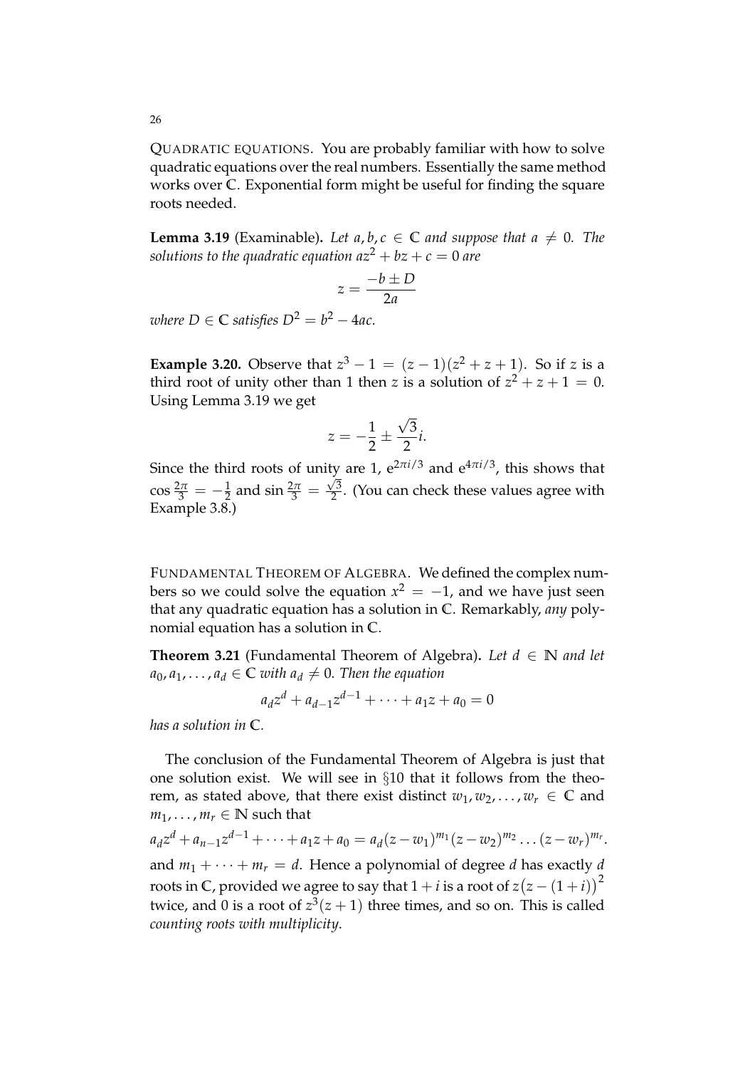QUADRATIC EQUATIONS. You are probably familiar with how to solve quadratic equations over the real numbers. Essentially the same method works over $\mathbb{C}$. Exponential form might be useful for finding the square roots needed.

**Lemma 3.19** (Examinable)**.** *Let $a, b, c \in \mathbb{C}$ and suppose that $a \neq 0$. The solutions to the quadratic equation $az^2 + bz + c = 0$ are*

$$z = \frac{-b \pm D}{2a}$$

*where $D \in \mathbb{C}$ satisfies $D^2 = b^2 - 4ac$.*

**Example 3.20.** Observe that $z^3 - 1 = (z-1)(z^2 + z + 1)$. So if $z$ is a third root of unity other than 1 then $z$ is a solution of $z^2 + z + 1 = 0$. Using Lemma 3.19 we get

$$z = -\frac{1}{2} \pm \frac{\sqrt{3}}{2} i.$$

Since the third roots of unity are 1, $e^{2\pi i/3}$ and $e^{4\pi i/3}$, this shows that $\cos \frac{2\pi}{3} = -\frac{1}{2}$ and $\sin \frac{2\pi}{3} = \frac{\sqrt{3}}{2}$. (You can check these values agree with Example 3.8.)

FUNDAMENTAL THEOREM OF ALGEBRA. We defined the complex numbers so we could solve the equation $x^2 = -1$, and we have just seen that any quadratic equation has a solution in $\mathbb{C}$. Remarkably, *any* polynomial equation has a solution in $\mathbb{C}$.

**Theorem 3.21** (Fundamental Theorem of Algebra)**.** *Let $d \in \mathbb{N}$ and let $a_0, a_1, \ldots, a_d \in \mathbb{C}$ with $a_d \neq 0$. Then the equation*

$$a_d z^d + a_{d-1} z^{d-1} + \cdots + a_1 z + a_0 = 0$$

*has a solution in $\mathbb{C}$.*

The conclusion of the Fundamental Theorem of Algebra is just that one solution exist. We will see in §10 that it follows from the theorem, as stated above, that there exist distinct $w_1, w_2, \ldots, w_r \in \mathbb{C}$ and $m_1, \ldots, m_r \in \mathbb{N}$ such that

$$a_d z^d + a_{n-1} z^{d-1} + \cdots + a_1 z + a_0 = a_d (z - w_1)^{m_1} (z - w_2)^{m_2} \ldots (z - w_r)^{m_r}.$$

and $m_1 + \cdots + m_r = d$. Hence a polynomial of degree $d$ has exactly $d$ roots in $\mathbb{C}$, provided we agree to say that $1 + i$ is a root of $z\big(z - (1+i)\big)^2$ twice, and 0 is a root of $z^3(z+1)$ three times, and so on. This is called *counting roots with multiplicity*.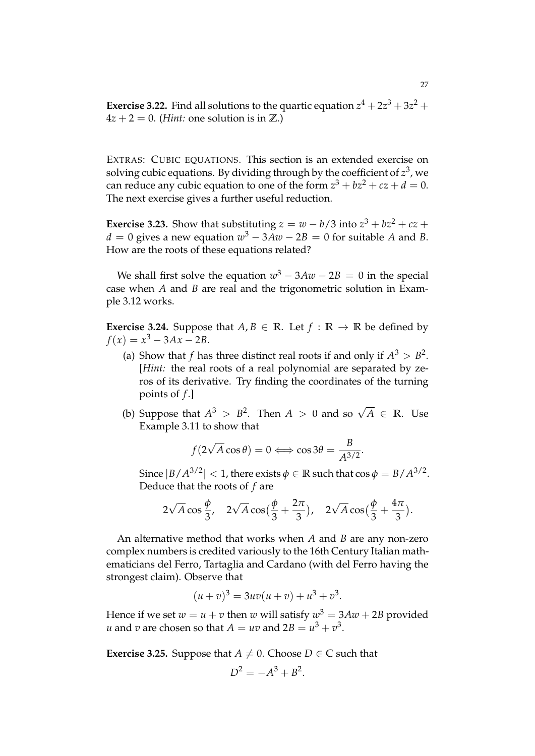**Exercise 3.22.** Find all solutions to the quartic equation $z^4 + 2z^3 + 3z^2 + 4z + 2 = 0$. (*Hint:* one solution is in $\mathbb{Z}$.)

EXTRAS: CUBIC EQUATIONS. This section is an extended exercise on solving cubic equations. By dividing through by the coefficient of $z^3$, we can reduce any cubic equation to one of the form $z^3 + bz^2 + cz + d = 0$. The next exercise gives a further useful reduction.

**Exercise 3.23.** Show that substituting $z = w - b/3$ into $z^3 + bz^2 + cz + d = 0$ gives a new equation $w^3 - 3Aw - 2B = 0$ for suitable $A$ and $B$. How are the roots of these equations related?

We shall first solve the equation $w^3 - 3Aw - 2B = 0$ in the special case when $A$ and $B$ are real and the trigonometric solution in Example 3.12 works.

**Exercise 3.24.** Suppose that $A, B \in \mathbb{R}$. Let $f : \mathbb{R} \to \mathbb{R}$ be defined by $f(x) = x^3 - 3Ax - 2B$.

(a) Show that $f$ has three distinct real roots if and only if $A^3 > B^2$. [*Hint:* the real roots of a real polynomial are separated by zeros of its derivative. Try finding the coordinates of the turning points of $f$.]

(b) Suppose that $A^3 > B^2$. Then $A > 0$ and so $\sqrt{A} \in \mathbb{R}$. Use Example 3.11 to show that

$$f(2\sqrt{A}\cos\theta) = 0 \iff \cos 3\theta = \frac{B}{A^{3/2}}.$$

Since $|B/A^{3/2}| < 1$, there exists $\phi \in \mathbb{R}$ such that $\cos\phi = B/A^{3/2}$. Deduce that the roots of $f$ are

$$2\sqrt{A}\cos\frac{\phi}{3}, \quad 2\sqrt{A}\cos\left(\frac{\phi}{3} + \frac{2\pi}{3}\right), \quad 2\sqrt{A}\cos\left(\frac{\phi}{3} + \frac{4\pi}{3}\right).$$

An alternative method that works when $A$ and $B$ are any non-zero complex numbers is credited variously to the 16th Century Italian mathematicians del Ferro, Tartaglia and Cardano (with del Ferro having the strongest claim). Observe that

$$(u + v)^3 = 3uv(u + v) + u^3 + v^3.$$

Hence if we set $w = u + v$ then $w$ will satisfy $w^3 = 3Aw + 2B$ provided $u$ and $v$ are chosen so that $A = uv$ and $2B = u^3 + v^3$.

**Exercise 3.25.** Suppose that $A \neq 0$. Choose $D \in \mathbb{C}$ such that

$$D^2 = -A^3 + B^2.$$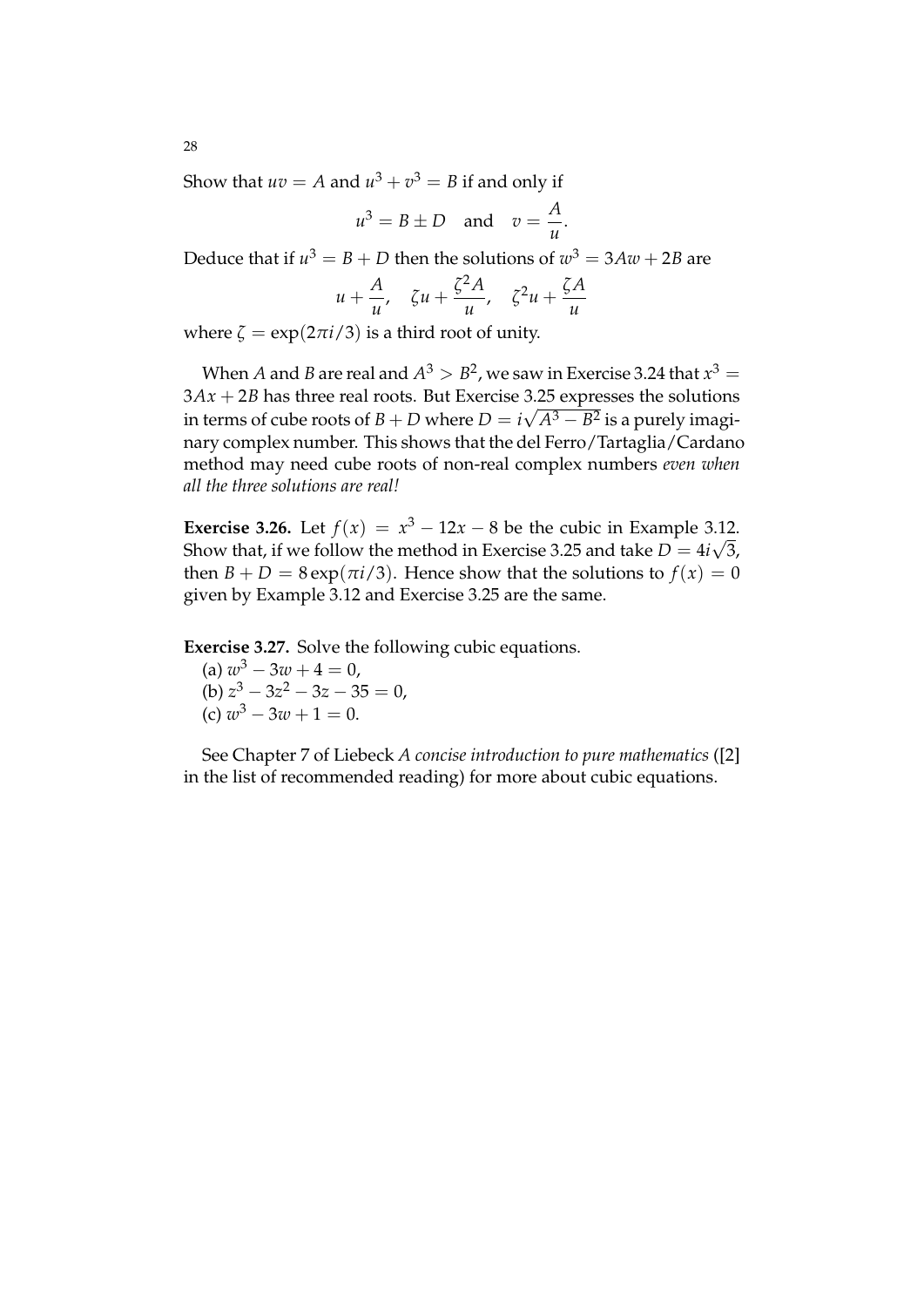Show that $uv = A$ and $u^3 + v^3 = B$ if and only if

$$u^3 = B \pm D \quad \text{and} \quad v = \frac{A}{u}.$$

Deduce that if $u^3 = B + D$ then the solutions of $w^3 = 3Aw + 2B$ are

$$u + \frac{A}{u}, \quad \zeta u + \frac{\zeta^2 A}{u}, \quad \zeta^2 u + \frac{\zeta A}{u}$$

where $\zeta = \exp(2\pi i/3)$ is a third root of unity.

When $A$ and $B$ are real and $A^3 > B^2$, we saw in Exercise 3.24 that $x^3 = 3Ax + 2B$ has three real roots. But Exercise 3.25 expresses the solutions in terms of cube roots of $B + D$ where $D = i\sqrt{A^3 - B^2}$ is a purely imaginary complex number. This shows that the del Ferro/Tartaglia/Cardano method may need cube roots of non-real complex numbers *even when all the three solutions are real!*

**Exercise 3.26.** Let $f(x) = x^3 - 12x - 8$ be the cubic in Example 3.12. Show that, if we follow the method in Exercise 3.25 and take $D = 4i\sqrt{3}$, then $B + D = 8\exp(\pi i/3)$. Hence show that the solutions to $f(x) = 0$ given by Example 3.12 and Exercise 3.25 are the same.

**Exercise 3.27.** Solve the following cubic equations.

(a) $w^3 - 3w + 4 = 0$,
(b) $z^3 - 3z^2 - 3z - 35 = 0$,
(c) $w^3 - 3w + 1 = 0$.

See Chapter 7 of Liebeck *A concise introduction to pure mathematics* ([2] in the list of recommended reading) for more about cubic equations.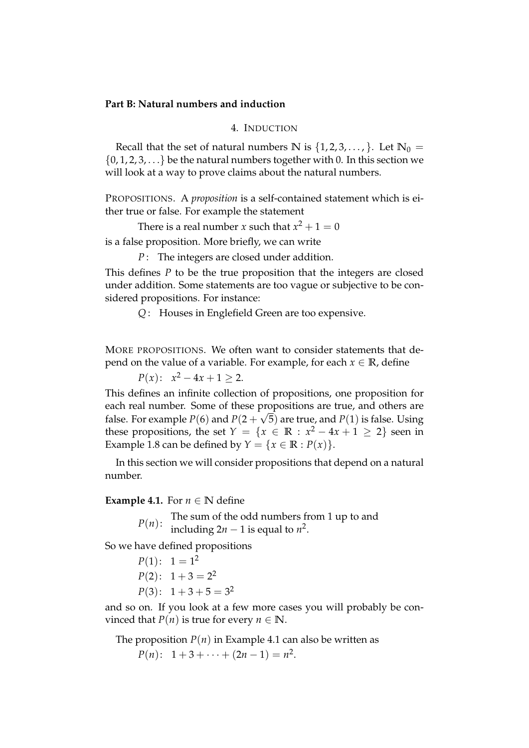**Part B: Natural numbers and induction**

## 4. Induction

Recall that the set of natural numbers $\mathbb{N}$ is $\{1, 2, 3, \ldots, \}$. Let $\mathbb{N}_0 = \{0, 1, 2, 3, \ldots\}$ be the natural numbers together with 0. In this section we will look at a way to prove claims about the natural numbers.

PROPOSITIONS. A *proposition* is a self-contained statement which is either true or false. For example the statement

There is a real number $x$ such that $x^2 + 1 = 0$

is a false proposition. More briefly, we can write

$P$ : The integers are closed under addition.

This defines $P$ to be the true proposition that the integers are closed under addition. Some statements are too vague or subjective to be considered propositions. For instance:

$Q$ : Houses in Englefield Green are too expensive.

MORE PROPOSITIONS. We often want to consider statements that depend on the value of a variable. For example, for each $x \in \mathbb{R}$, define

$P(x)$: $x^2 - 4x + 1 \geq 2$.

This defines an infinite collection of propositions, one proposition for each real number. Some of these propositions are true, and others are false. For example $P(6)$ and $P(2 + \sqrt{5})$ are true, and $P(1)$ is false. Using these propositions, the set $Y = \{x \in \mathbb{R} : x^2 - 4x + 1 \geq 2\}$ seen in Example 1.8 can be defined by $Y = \{x \in \mathbb{R} : P(x)\}$.

In this section we will consider propositions that depend on a natural number.

**Example 4.1.** For $n \in \mathbb{N}$ define

$P(n)$: The sum of the odd numbers from 1 up to and including $2n - 1$ is equal to $n^2$.

So we have defined propositions

$P(1)$: $1 = 1^2$

$P(2)$: $1 + 3 = 2^2$

$P(3)$: $1 + 3 + 5 = 3^2$

and so on. If you look at a few more cases you will probably be convinced that $P(n)$ is true for every $n \in \mathbb{N}$.

The proposition $P(n)$ in Example 4.1 can also be written as

$P(n)$: $1 + 3 + \cdots + (2n - 1) = n^2$.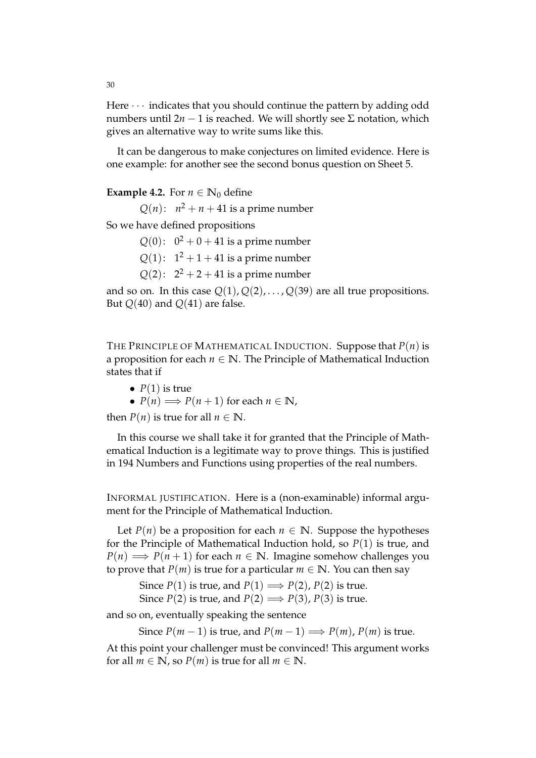Here $\cdots$ indicates that you should continue the pattern by adding odd numbers until $2n - 1$ is reached. We will shortly see $\Sigma$ notation, which gives an alternative way to write sums like this.

It can be dangerous to make conjectures on limited evidence. Here is one example: for another see the second bonus question on Sheet 5.

**Example 4.2.** For $n \in \mathbb{N}_0$ define

$Q(n)$: $n^2 + n + 41$ is a prime number

So we have defined propositions

$Q(0)$: $0^2 + 0 + 41$ is a prime number

$Q(1)$: $1^2 + 1 + 41$ is a prime number

$Q(2)$: $2^2 + 2 + 41$ is a prime number

and so on. In this case $Q(1), Q(2), \ldots, Q(39)$ are all true propositions. But $Q(40)$ and $Q(41)$ are false.

THE PRINCIPLE OF MATHEMATICAL INDUCTION. Suppose that $P(n)$ is a proposition for each $n \in \mathbb{N}$. The Principle of Mathematical Induction states that if

- $P(1)$ is true
- $P(n) \implies P(n+1)$ for each $n \in \mathbb{N}$,

then $P(n)$ is true for all $n \in \mathbb{N}$.

In this course we shall take it for granted that the Principle of Mathematical Induction is a legitimate way to prove things. This is justified in 194 Numbers and Functions using properties of the real numbers.

INFORMAL JUSTIFICATION. Here is a (non-examinable) informal argument for the Principle of Mathematical Induction.

Let $P(n)$ be a proposition for each $n \in \mathbb{N}$. Suppose the hypotheses for the Principle of Mathematical Induction hold, so $P(1)$ is true, and $P(n) \implies P(n+1)$ for each $n \in \mathbb{N}$. Imagine somehow challenges you to prove that $P(m)$ is true for a particular $m \in \mathbb{N}$. You can then say

Since $P(1)$ is true, and $P(1) \implies P(2)$, $P(2)$ is true.
Since $P(2)$ is true, and $P(2) \implies P(3)$, $P(3)$ is true.

and so on, eventually speaking the sentence

Since $P(m-1)$ is true, and $P(m-1) \implies P(m)$, $P(m)$ is true.

At this point your challenger must be convinced! This argument works for all $m \in \mathbb{N}$, so $P(m)$ is true for all $m \in \mathbb{N}$.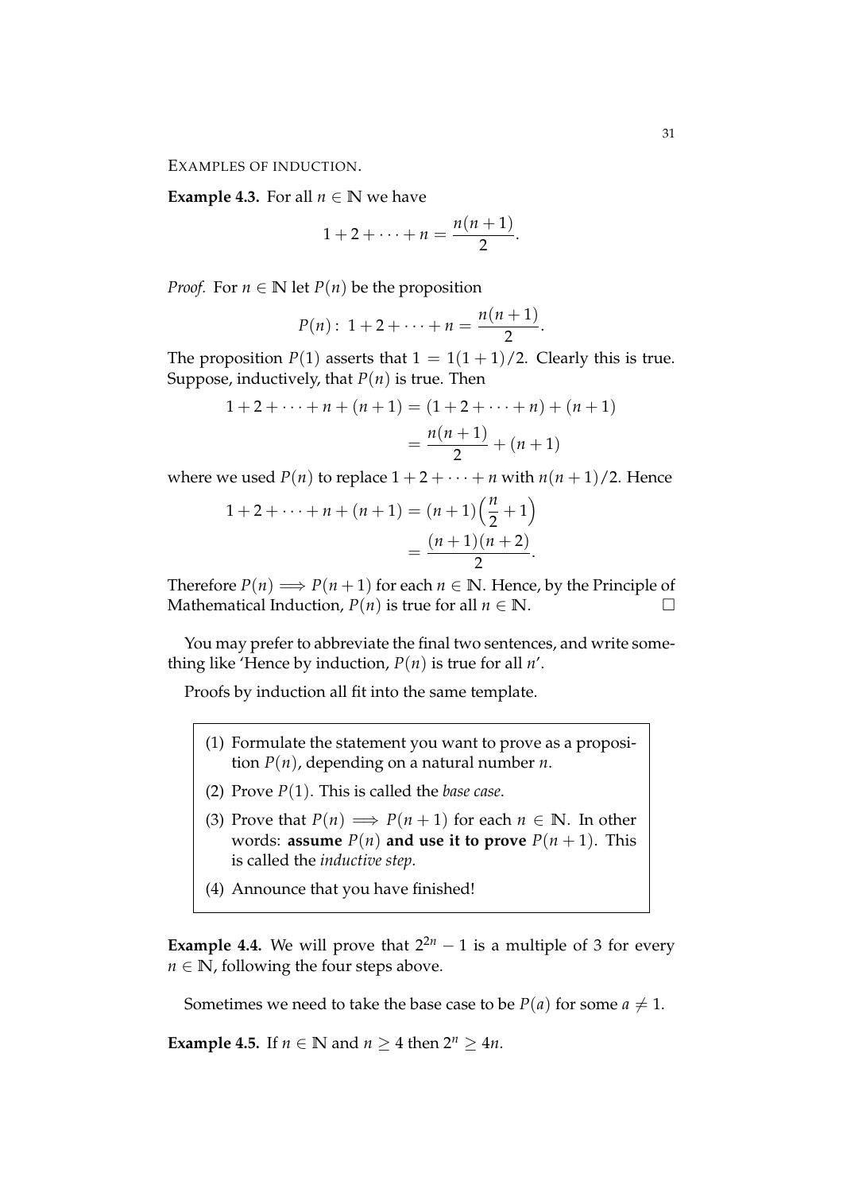EXAMPLES OF INDUCTION.

**Example 4.3.** For all $n \in \mathbb{N}$ we have

$$1 + 2 + \cdots + n = \frac{n(n+1)}{2}.$$

*Proof.* For $n \in \mathbb{N}$ let $P(n)$ be the proposition

$$P(n):\ 1 + 2 + \cdots + n = \frac{n(n+1)}{2}.$$

The proposition $P(1)$ asserts that $1 = 1(1+1)/2$. Clearly this is true. Suppose, inductively, that $P(n)$ is true. Then

$$\begin{aligned} 1 + 2 + \cdots + n + (n+1) &= (1 + 2 + \cdots + n) + (n+1) \\ &= \frac{n(n+1)}{2} + (n+1) \end{aligned}$$

where we used $P(n)$ to replace $1 + 2 + \cdots + n$ with $n(n+1)/2$. Hence

$$\begin{aligned} 1 + 2 + \cdots + n + (n+1) &= (n+1)\Big(\frac{n}{2} + 1\Big) \\ &= \frac{(n+1)(n+2)}{2}. \end{aligned}$$

Therefore $P(n) \implies P(n+1)$ for each $n \in \mathbb{N}$. Hence, by the Principle of Mathematical Induction, $P(n)$ is true for all $n \in \mathbb{N}$. □

You may prefer to abbreviate the final two sentences, and write something like 'Hence by induction, $P(n)$ is true for all $n$'.

Proofs by induction all fit into the same template.

(1) Formulate the statement you want to prove as a proposition $P(n)$, depending on a natural number $n$.

(2) Prove $P(1)$. This is called the *base case*.

(3) Prove that $P(n) \implies P(n+1)$ for each $n \in \mathbb{N}$. In other words: **assume** $P(n)$ **and use it to prove** $P(n+1)$. This is called the *inductive step*.

(4) Announce that you have finished!

**Example 4.4.** We will prove that $2^{2n} - 1$ is a multiple of 3 for every $n \in \mathbb{N}$, following the four steps above.

Sometimes we need to take the base case to be $P(a)$ for some $a \neq 1$.

**Example 4.5.** If $n \in \mathbb{N}$ and $n \geq 4$ then $2^n \geq 4n$.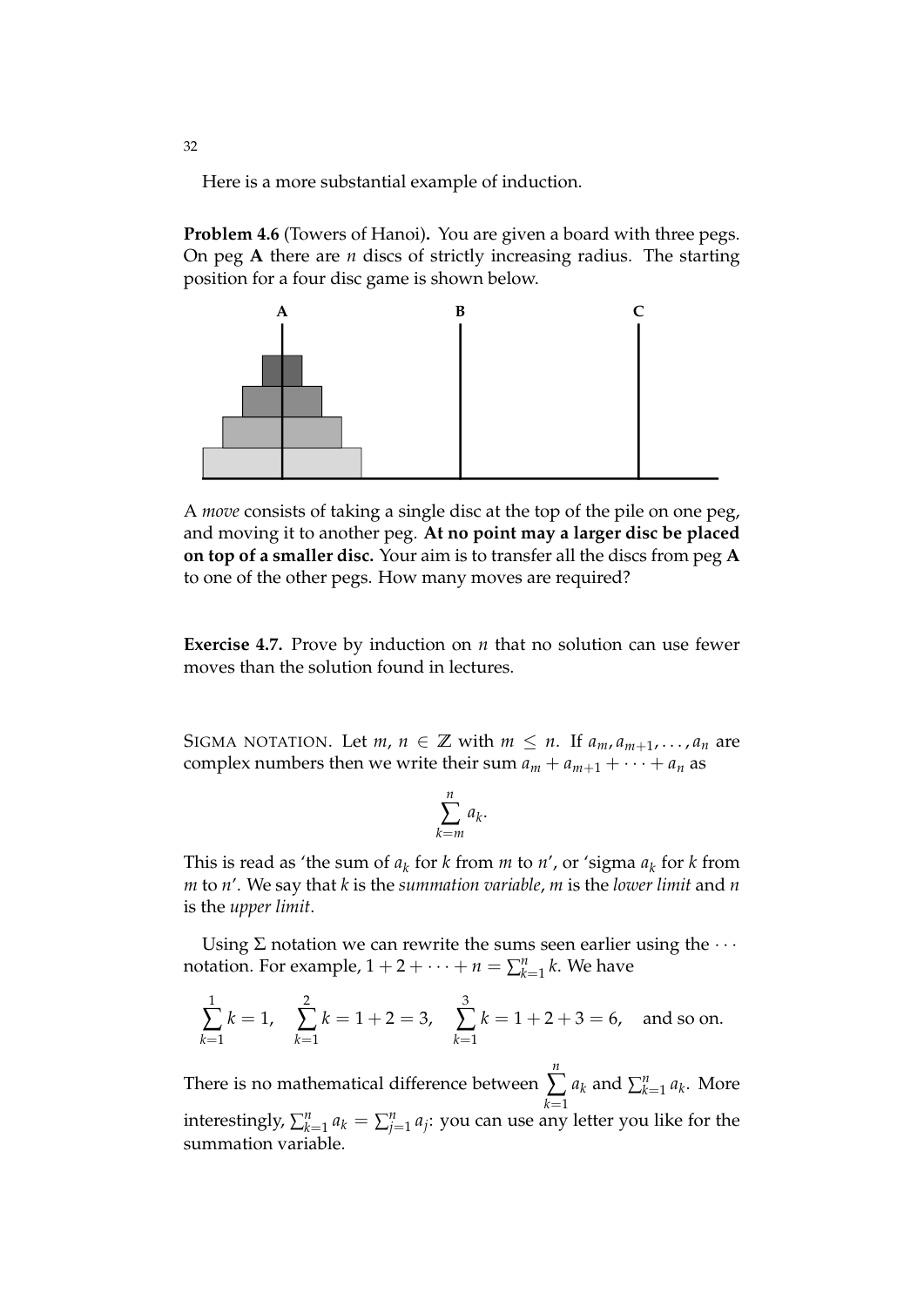Here is a more substantial example of induction.

**Problem 4.6** (Towers of Hanoi)**.** You are given a board with three pegs. On peg **A** there are $n$ discs of strictly increasing radius. The starting position for a four disc game is shown below.

A *move* consists of taking a single disc at the top of the pile on one peg, and moving it to another peg. **At no point may a larger disc be placed on top of a smaller disc.** Your aim is to transfer all the discs from peg **A** to one of the other pegs. How many moves are required?

**Exercise 4.7.** Prove by induction on $n$ that no solution can use fewer moves than the solution found in lectures.

SIGMA NOTATION. Let $m, n \in \mathbb{Z}$ with $m \leq n$. If $a_m, a_{m+1}, \ldots, a_n$ are complex numbers then we write their sum $a_m + a_{m+1} + \cdots + a_n$ as

$$\sum_{k=m}^{n} a_k.$$

This is read as 'the sum of $a_k$ for $k$ from $m$ to $n$', or 'sigma $a_k$ for $k$ from $m$ to $n$'. We say that $k$ is the *summation variable*, $m$ is the *lower limit* and $n$ is the *upper limit*.

Using $\Sigma$ notation we can rewrite the sums seen earlier using the $\cdots$ notation. For example, $1 + 2 + \cdots + n = \sum_{k=1}^{n} k$. We have

$$\sum_{k=1}^{1} k = 1, \quad \sum_{k=1}^{2} k = 1 + 2 = 3, \quad \sum_{k=1}^{3} k = 1 + 2 + 3 = 6, \quad \text{and so on.}$$

There is no mathematical difference between $\displaystyle\sum_{k=1}^{n} a_k$ and $\sum_{k=1}^{n} a_k$. More interestingly, $\sum_{k=1}^{n} a_k = \sum_{j=1}^{n} a_j$: you can use any letter you like for the summation variable.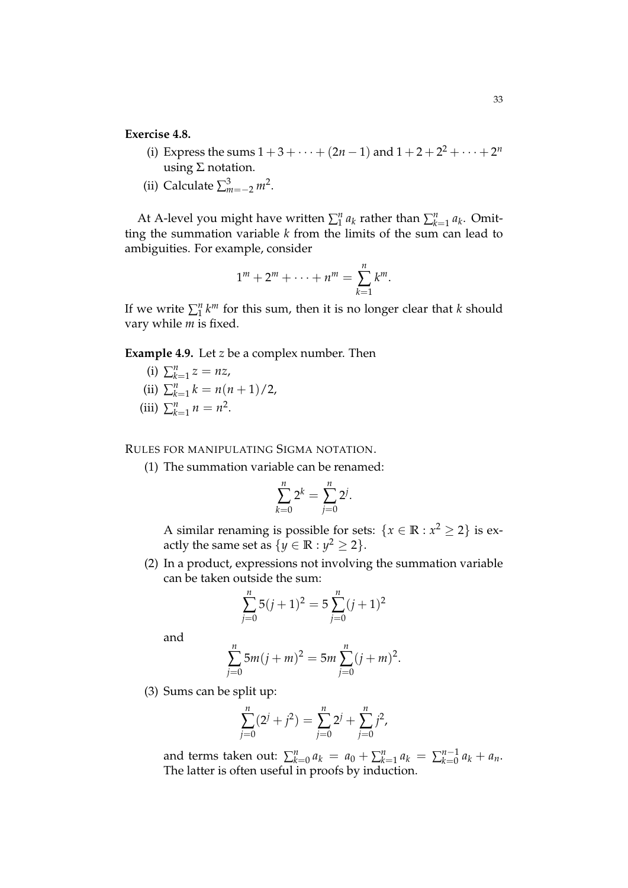**Exercise 4.8.**

(i) Express the sums $1 + 3 + \cdots + (2n-1)$ and $1 + 2 + 2^2 + \cdots + 2^n$ using $\Sigma$ notation.

(ii) Calculate $\sum_{m=-2}^{3} m^2$.

At A-level you might have written $\sum_1^n a_k$ rather than $\sum_{k=1}^n a_k$. Omitting the summation variable $k$ from the limits of the sum can lead to ambiguities. For example, consider

$$1^m + 2^m + \cdots + n^m = \sum_{k=1}^{n} k^m.$$

If we write $\sum_1^n k^m$ for this sum, then it is no longer clear that $k$ should vary while $m$ is fixed.

**Example 4.9.** Let $z$ be a complex number. Then

(i) $\sum_{k=1}^n z = nz$,

(ii) $\sum_{k=1}^n k = n(n+1)/2$,

(iii) $\sum_{k=1}^n n = n^2$.

RULES FOR MANIPULATING SIGMA NOTATION.

(1) The summation variable can be renamed:

$$\sum_{k=0}^{n} 2^k = \sum_{j=0}^{n} 2^j.$$

A similar renaming is possible for sets: $\{x \in \mathbb{R} : x^2 \geq 2\}$ is exactly the same set as $\{y \in \mathbb{R} : y^2 \geq 2\}$.

(2) In a product, expressions not involving the summation variable can be taken outside the sum:

$$\sum_{j=0}^{n} 5(j+1)^2 = 5 \sum_{j=0}^{n} (j+1)^2$$

and

$$\sum_{j=0}^{n} 5m(j+m)^2 = 5m \sum_{j=0}^{n} (j+m)^2.$$

(3) Sums can be split up:

$$\sum_{j=0}^{n} (2^j + j^2) = \sum_{j=0}^{n} 2^j + \sum_{j=0}^{n} j^2,$$

and terms taken out: $\sum_{k=0}^n a_k = a_0 + \sum_{k=1}^n a_k = \sum_{k=0}^{n-1} a_k + a_n$. The latter is often useful in proofs by induction.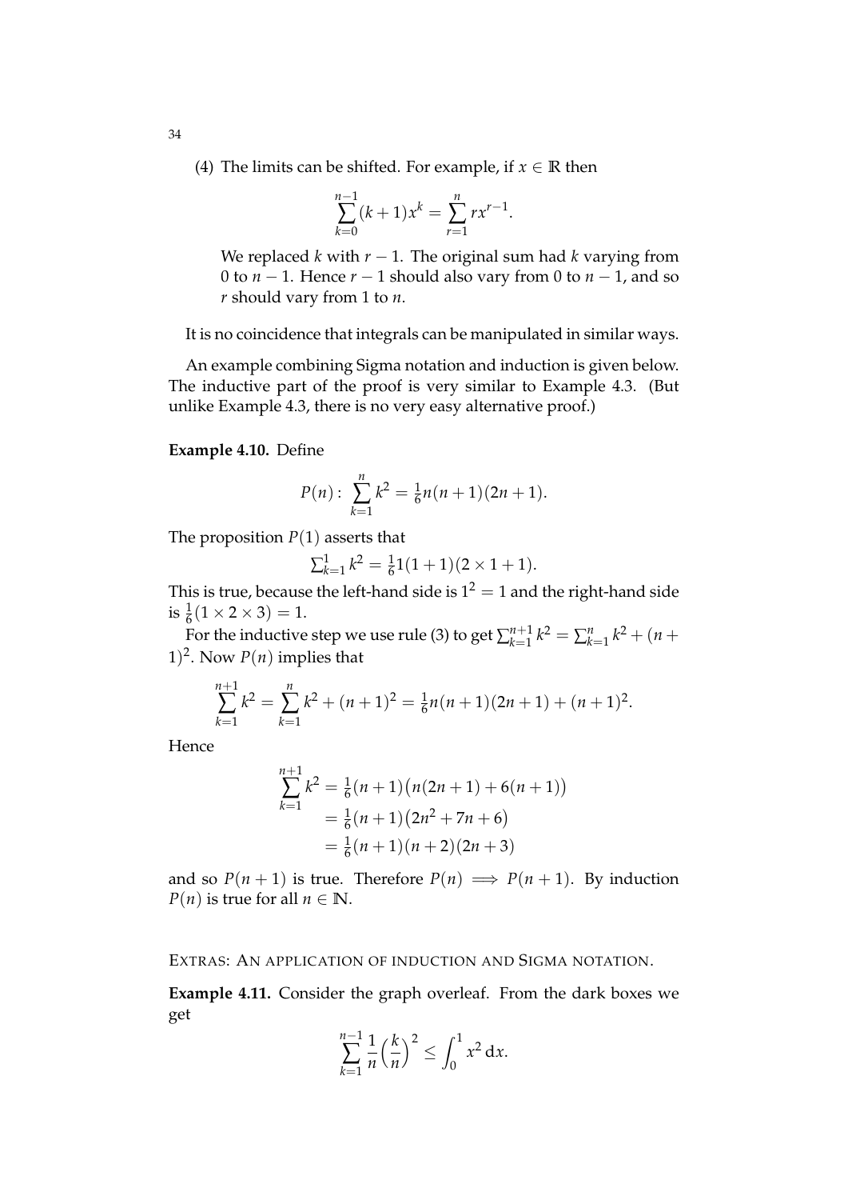(4) The limits can be shifted. For example, if $x \in \mathbb{R}$ then

$$\sum_{k=0}^{n-1} (k+1)x^k = \sum_{r=1}^{n} r x^{r-1}.$$

We replaced $k$ with $r-1$. The original sum had $k$ varying from 0 to $n-1$. Hence $r-1$ should also vary from 0 to $n-1$, and so $r$ should vary from 1 to $n$.

It is no coincidence that integrals can be manipulated in similar ways.

An example combining Sigma notation and induction is given below. The inductive part of the proof is very similar to Example 4.3. (But unlike Example 4.3, there is no very easy alternative proof.)

**Example 4.10.** Define

$$P(n) \colon \sum_{k=1}^{n} k^2 = \tfrac{1}{6} n(n+1)(2n+1).$$

The proposition $P(1)$ asserts that

$$\textstyle\sum_{k=1}^{1} k^2 = \frac{1}{6} 1(1+1)(2 \times 1 + 1).$$

This is true, because the left-hand side is $1^2 = 1$ and the right-hand side is $\frac{1}{6}(1 \times 2 \times 3) = 1$.

For the inductive step we use rule (3) to get $\sum_{k=1}^{n+1} k^2 = \sum_{k=1}^{n} k^2 + (n+1)^2$. Now $P(n)$ implies that

$$\sum_{k=1}^{n+1} k^2 = \sum_{k=1}^{n} k^2 + (n+1)^2 = \tfrac{1}{6} n(n+1)(2n+1) + (n+1)^2.$$

Hence

$$\begin{aligned}
\sum_{k=1}^{n+1} k^2 &= \tfrac{1}{6}(n+1)\big(n(2n+1) + 6(n+1)\big) \\
&= \tfrac{1}{6}(n+1)\big(2n^2 + 7n + 6\big) \\
&= \tfrac{1}{6}(n+1)(n+2)(2n+3)
\end{aligned}$$

and so $P(n+1)$ is true. Therefore $P(n) \implies P(n+1)$. By induction $P(n)$ is true for all $n \in \mathbb{N}$.

Extras: An application of induction and Sigma notation.

**Example 4.11.** Consider the graph overleaf. From the dark boxes we get

$$\sum_{k=1}^{n-1} \frac{1}{n} \Big(\frac{k}{n}\Big)^2 \le \int_0^1 x^2 \, \mathrm{d}x.$$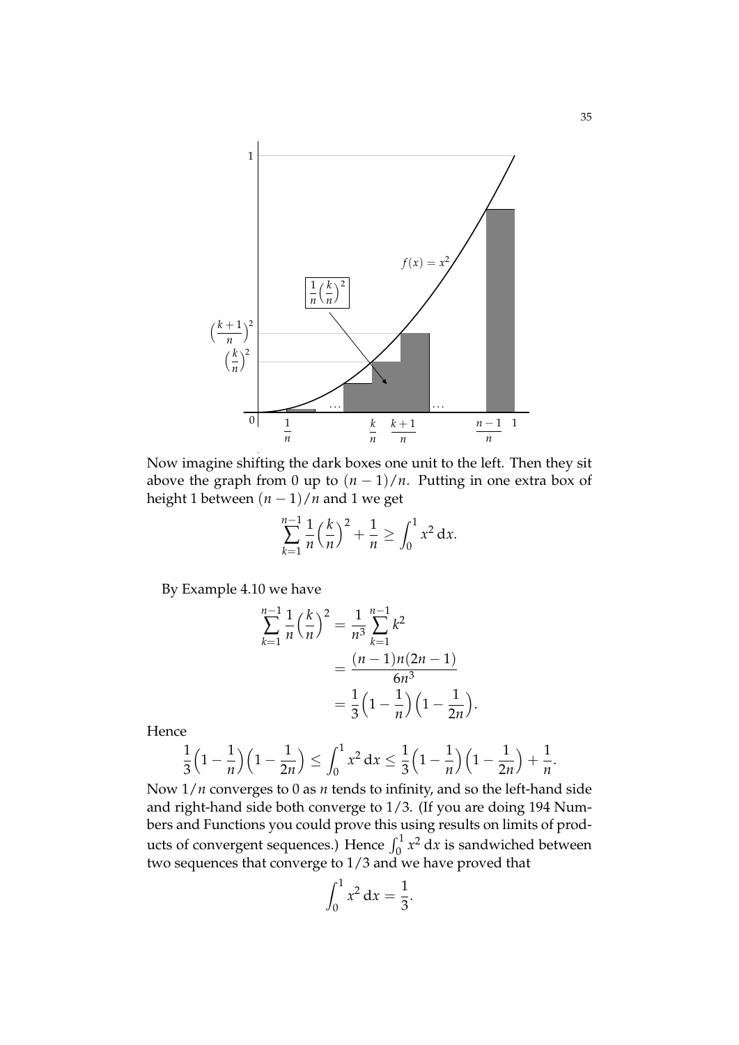Now imagine shifting the dark boxes one unit to the left. Then they sit above the graph from 0 up to $(n-1)/n$. Putting in one extra box of height 1 between $(n-1)/n$ and 1 we get

$$\sum_{k=1}^{n-1} \frac{1}{n}\Big(\frac{k}{n}\Big)^2 + \frac{1}{n} \geq \int_0^1 x^2 \, \mathrm{d}x.$$

By Example 4.10 we have

$$\begin{aligned}
\sum_{k=1}^{n-1} \frac{1}{n}\Big(\frac{k}{n}\Big)^2 &= \frac{1}{n^3}\sum_{k=1}^{n-1} k^2 \\
&= \frac{(n-1)n(2n-1)}{6n^3} \\
&= \frac{1}{3}\Big(1-\frac{1}{n}\Big)\Big(1-\frac{1}{2n}\Big).
\end{aligned}$$

Hence

$$\frac{1}{3}\Big(1-\frac{1}{n}\Big)\Big(1-\frac{1}{2n}\Big) \leq \int_0^1 x^2 \, \mathrm{d}x \leq \frac{1}{3}\Big(1-\frac{1}{n}\Big)\Big(1-\frac{1}{2n}\Big) + \frac{1}{n}.$$

Now $1/n$ converges to 0 as $n$ tends to infinity, and so the left-hand side and right-hand side both converge to $1/3$. (If you are doing 194 Numbers and Functions you could prove this using results on limits of products of convergent sequences.) Hence $\int_0^1 x^2 \, \mathrm{d}x$ is sandwiched between two sequences that converge to $1/3$ and we have proved that

$$\int_0^1 x^2 \, \mathrm{d}x = \frac{1}{3}.$$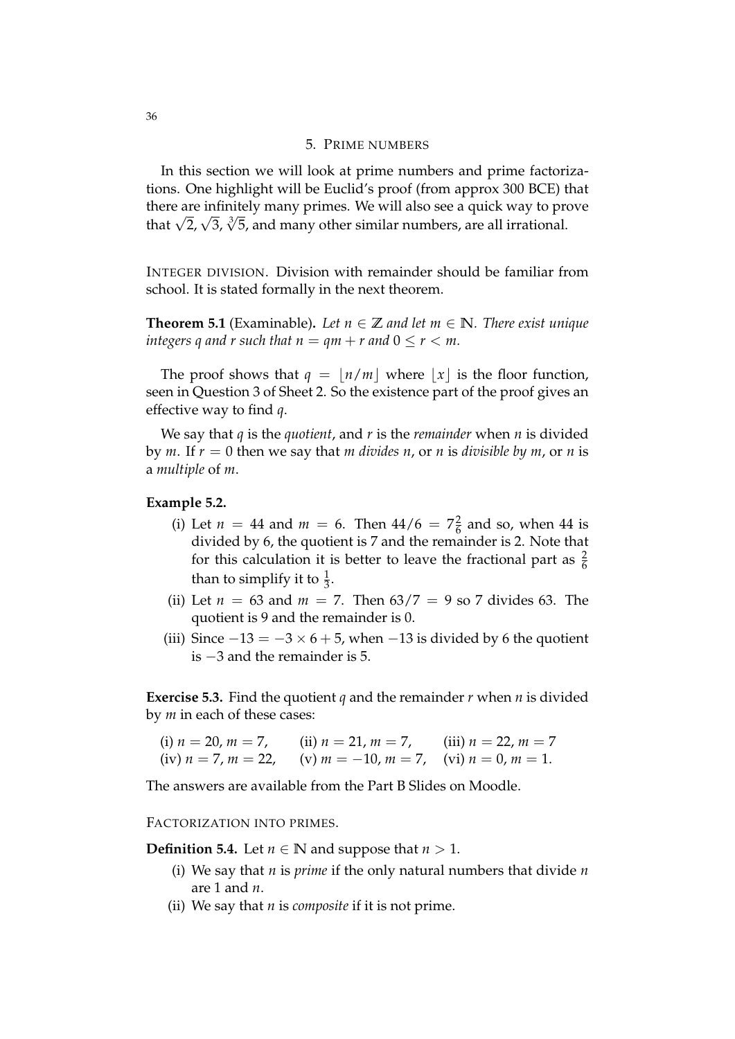## 5. Prime numbers

In this section we will look at prime numbers and prime factorizations. One highlight will be Euclid's proof (from approx 300 BCE) that there are infinitely many primes. We will also see a quick way to prove that $\sqrt{2}$, $\sqrt{3}$, $\sqrt[3]{5}$, and many other similar numbers, are all irrational.

INTEGER DIVISION. Division with remainder should be familiar from school. It is stated formally in the next theorem.

**Theorem 5.1** (Examinable). *Let $n \in \mathbb{Z}$ and let $m \in \mathbb{N}$. There exist unique integers $q$ and $r$ such that $n = qm + r$ and $0 \leq r < m$.*

The proof shows that $q = \lfloor n/m \rfloor$ where $\lfloor x \rfloor$ is the floor function, seen in Question 3 of Sheet 2. So the existence part of the proof gives an effective way to find $q$.

We say that $q$ is the *quotient*, and $r$ is the *remainder* when $n$ is divided by $m$. If $r = 0$ then we say that *$m$ divides $n$*, or *$n$ is divisible by $m$*, or $n$ is a *multiple* of $m$.

**Example 5.2.**

(i) Let $n = 44$ and $m = 6$. Then $44/6 = 7\frac{2}{6}$ and so, when 44 is divided by 6, the quotient is 7 and the remainder is 2. Note that for this calculation it is better to leave the fractional part as $\frac{2}{6}$ than to simplify it to $\frac{1}{3}$.

(ii) Let $n = 63$ and $m = 7$. Then $63/7 = 9$ so 7 divides 63. The quotient is 9 and the remainder is 0.

(iii) Since $-13 = -3 \times 6 + 5$, when $-13$ is divided by 6 the quotient is $-3$ and the remainder is 5.

**Exercise 5.3.** Find the quotient $q$ and the remainder $r$ when $n$ is divided by $m$ in each of these cases:

(i) $n = 20$, $m = 7$, (ii) $n = 21$, $m = 7$, (iii) $n = 22$, $m = 7$
(iv) $n = 7$, $m = 22$, (v) $m = -10$, $m = 7$, (vi) $n = 0$, $m = 1$.

The answers are available from the Part B Slides on Moodle.

FACTORIZATION INTO PRIMES.

**Definition 5.4.** Let $n \in \mathbb{N}$ and suppose that $n > 1$.

(i) We say that $n$ is *prime* if the only natural numbers that divide $n$ are 1 and $n$.

(ii) We say that $n$ is *composite* if it is not prime.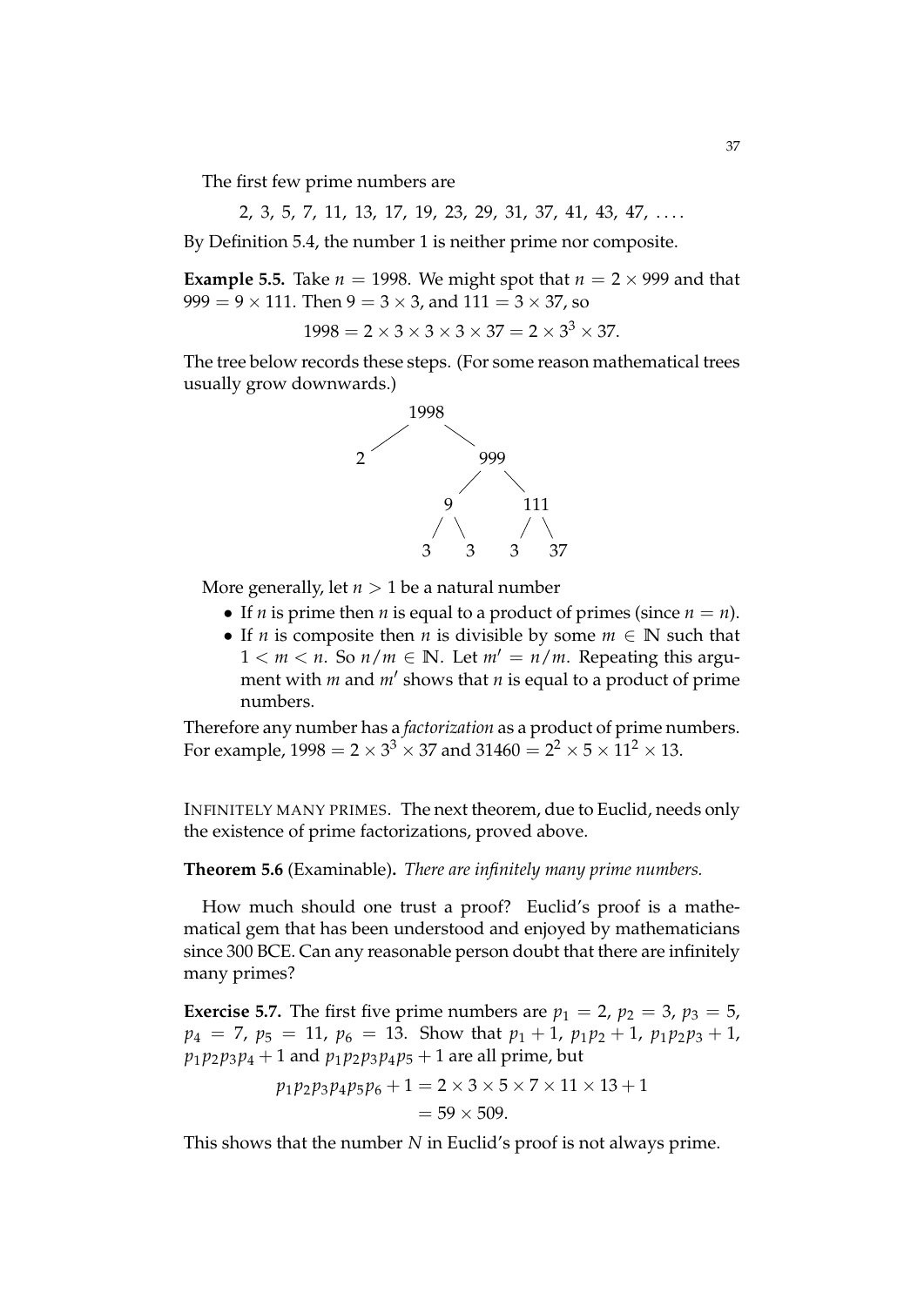The first few prime numbers are

$$2, 3, 5, 7, 11, 13, 17, 19, 23, 29, 31, 37, 41, 43, 47, \ldots.$$

By Definition 5.4, the number 1 is neither prime nor composite.

**Example 5.5.** Take $n = 1998$. We might spot that $n = 2 \times 999$ and that $999 = 9 \times 111$. Then $9 = 3 \times 3$, and $111 = 3 \times 37$, so

$$1998 = 2 \times 3 \times 3 \times 3 \times 37 = 2 \times 3^3 \times 37.$$

The tree below records these steps. (For some reason mathematical trees usually grow downwards.)

```
        1998
       /    \
      2     999
           /   \
          9     111
         / \    / \
        3   3  3   37
```

More generally, let $n > 1$ be a natural number

- If $n$ is prime then $n$ is equal to a product of primes (since $n = n$).
- If $n$ is composite then $n$ is divisible by some $m \in \mathbb{N}$ such that $1 < m < n$. So $n/m \in \mathbb{N}$. Let $m' = n/m$. Repeating this argument with $m$ and $m'$ shows that $n$ is equal to a product of prime numbers.

Therefore any number has a *factorization* as a product of prime numbers. For example, $1998 = 2 \times 3^3 \times 37$ and $31460 = 2^2 \times 5 \times 11^2 \times 13$.

INFINITELY MANY PRIMES. The next theorem, due to Euclid, needs only the existence of prime factorizations, proved above.

**Theorem 5.6** (Examinable)**.** *There are infinitely many prime numbers.*

How much should one trust a proof? Euclid's proof is a mathematical gem that has been understood and enjoyed by mathematicians since 300 BCE. Can any reasonable person doubt that there are infinitely many primes?

**Exercise 5.7.** The first five prime numbers are $p_1 = 2$, $p_2 = 3$, $p_3 = 5$, $p_4 = 7$, $p_5 = 11$, $p_6 = 13$. Show that $p_1 + 1$, $p_1 p_2 + 1$, $p_1 p_2 p_3 + 1$, $p_1 p_2 p_3 p_4 + 1$ and $p_1 p_2 p_3 p_4 p_5 + 1$ are all prime, but

$$\begin{aligned} p_1 p_2 p_3 p_4 p_5 p_6 + 1 &= 2 \times 3 \times 5 \times 7 \times 11 \times 13 + 1 \\ &= 59 \times 509. \end{aligned}$$

This shows that the number $N$ in Euclid's proof is not always prime.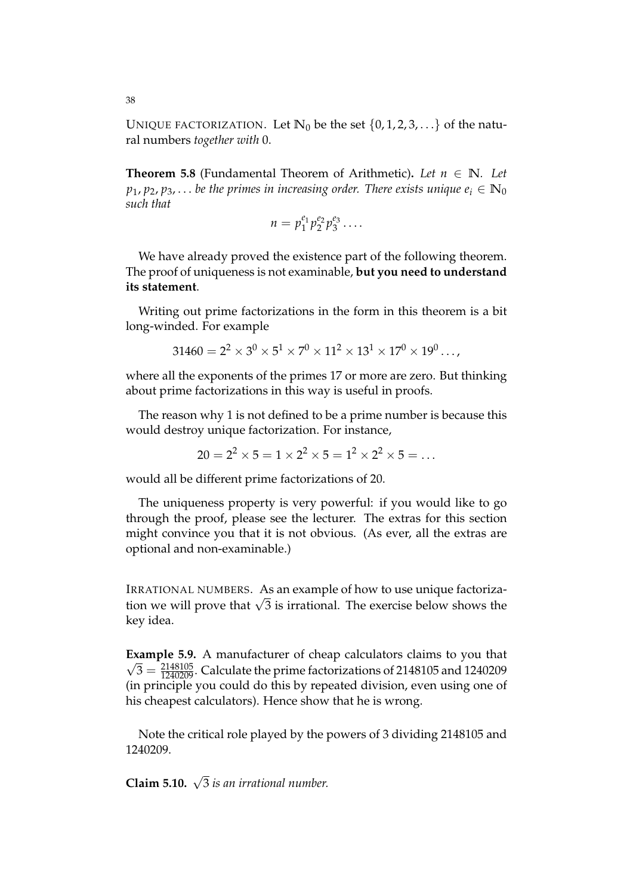UNIQUE FACTORIZATION. Let $\mathbb{N}_0$ be the set $\{0, 1, 2, 3, \ldots\}$ of the natural numbers *together with* 0.

**Theorem 5.8** (Fundamental Theorem of Arithmetic)**.** *Let $n \in \mathbb{N}$. Let $p_1, p_2, p_3, \ldots$ be the primes in increasing order. There exists unique $e_i \in \mathbb{N}_0$ such that*

$$n = p_1^{e_1} p_2^{e_2} p_3^{e_3} \ldots.$$

We have already proved the existence part of the following theorem. The proof of uniqueness is not examinable, **but you need to understand its statement**.

Writing out prime factorizations in the form in this theorem is a bit long-winded. For example

$$31460 = 2^2 \times 3^0 \times 5^1 \times 7^0 \times 11^2 \times 13^1 \times 17^0 \times 19^0 \ldots,$$

where all the exponents of the primes 17 or more are zero. But thinking about prime factorizations in this way is useful in proofs.

The reason why 1 is not defined to be a prime number is because this would destroy unique factorization. For instance,

$$20 = 2^2 \times 5 = 1 \times 2^2 \times 5 = 1^2 \times 2^2 \times 5 = \ldots$$

would all be different prime factorizations of 20.

The uniqueness property is very powerful: if you would like to go through the proof, please see the lecturer. The extras for this section might convince you that it is not obvious. (As ever, all the extras are optional and non-examinable.)

IRRATIONAL NUMBERS. As an example of how to use unique factorization we will prove that $\sqrt{3}$ is irrational. The exercise below shows the key idea.

**Example 5.9.** A manufacturer of cheap calculators claims to you that $\sqrt{3} = \frac{2148105}{1240209}$. Calculate the prime factorizations of 2148105 and 1240209 (in principle you could do this by repeated division, even using one of his cheapest calculators). Hence show that he is wrong.

Note the critical role played by the powers of 3 dividing 2148105 and 1240209.

**Claim 5.10.** *$\sqrt{3}$ is an irrational number.*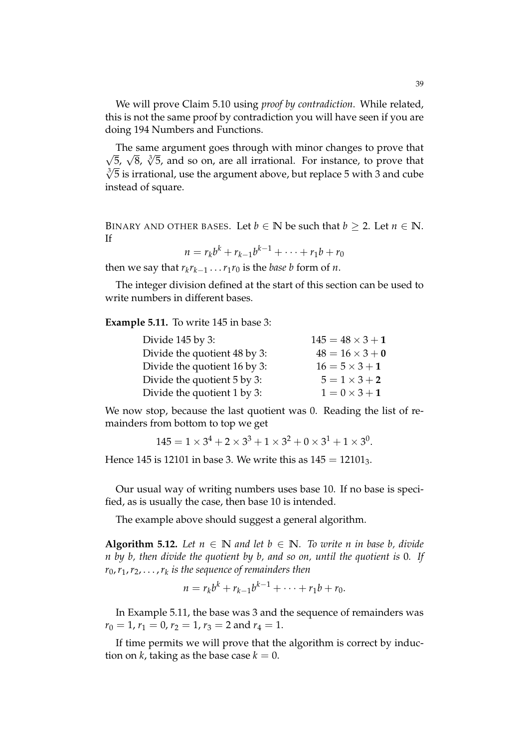We will prove Claim 5.10 using *proof by contradiction*. While related, this is not the same proof by contradiction you will have seen if you are doing 194 Numbers and Functions.

The same argument goes through with minor changes to prove that $\sqrt{5}$, $\sqrt{8}$, $\sqrt[3]{5}$, and so on, are all irrational. For instance, to prove that $\sqrt[3]{5}$ is irrational, use the argument above, but replace 5 with 3 and cube instead of square.

BINARY AND OTHER BASES. Let $b \in \mathbb{N}$ be such that $b \geq 2$. Let $n \in \mathbb{N}$. If

$$n = r_k b^k + r_{k-1} b^{k-1} + \cdots + r_1 b + r_0$$

then we say that $r_k r_{k-1} \ldots r_1 r_0$ is the *base b* form of $n$.

The integer division defined at the start of this section can be used to write numbers in different bases.

**Example 5.11.** To write 145 in base 3:

| | |
|---|---|
| Divide 145 by 3: | $145 = 48 \times 3 + \mathbf{1}$ |
| Divide the quotient 48 by 3: | $48 = 16 \times 3 + \mathbf{0}$ |
| Divide the quotient 16 by 3: | $16 = 5 \times 3 + \mathbf{1}$ |
| Divide the quotient 5 by 3: | $5 = 1 \times 3 + \mathbf{2}$ |
| Divide the quotient 1 by 3: | $1 = 0 \times 3 + \mathbf{1}$ |

We now stop, because the last quotient was 0. Reading the list of remainders from bottom to top we get

$$145 = 1 \times 3^4 + 2 \times 3^3 + 1 \times 3^2 + 0 \times 3^1 + 1 \times 3^0.$$

Hence 145 is 12101 in base 3. We write this as $145 = 12101_3$.

Our usual way of writing numbers uses base 10. If no base is specified, as is usually the case, then base 10 is intended.

The example above should suggest a general algorithm.

**Algorithm 5.12.** *Let $n \in \mathbb{N}$ and let $b \in \mathbb{N}$. To write $n$ in base $b$, divide $n$ by $b$, then divide the quotient by $b$, and so on, until the quotient is 0. If $r_0, r_1, r_2, \ldots, r_k$ is the sequence of remainders then*

$$n = r_k b^k + r_{k-1} b^{k-1} + \cdots + r_1 b + r_0.$$

In Example 5.11, the base was 3 and the sequence of remainders was $r_0 = 1$, $r_1 = 0$, $r_2 = 1$, $r_3 = 2$ and $r_4 = 1$.

If time permits we will prove that the algorithm is correct by induction on $k$, taking as the base case $k = 0$.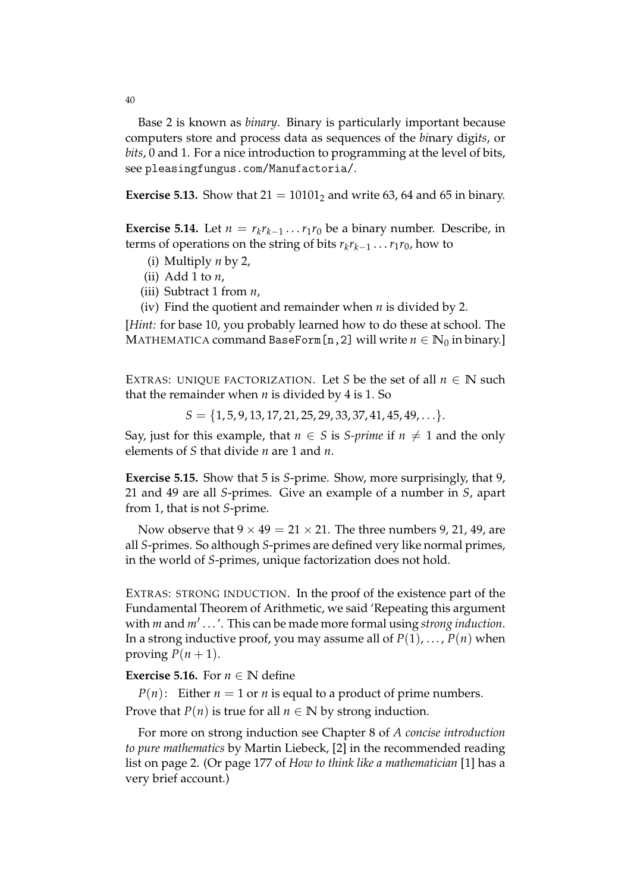Base 2 is known as *binary*. Binary is particularly important because computers store and process data as sequences of the *b*inary digi*ts*, or *bits*, 0 and 1. For a nice introduction to programming at the level of bits, see `pleasingfungus.com/Manufactoria/`.

**Exercise 5.13.** Show that $21 = 10101_2$ and write 63, 64 and 65 in binary.

**Exercise 5.14.** Let $n = r_k r_{k-1} \ldots r_1 r_0$ be a binary number. Describe, in terms of operations on the string of bits $r_k r_{k-1} \ldots r_1 r_0$, how to

(i) Multiply $n$ by 2,

(ii) Add 1 to $n$,

(iii) Subtract 1 from $n$,

(iv) Find the quotient and remainder when $n$ is divided by 2.

[*Hint:* for base 10, you probably learned how to do these at school. The MATHEMATICA command `BaseForm[n,2]` will write $n \in \mathbb{N}_0$ in binary.]

EXTRAS: UNIQUE FACTORIZATION. Let $S$ be the set of all $n \in \mathbb{N}$ such that the remainder when $n$ is divided by 4 is 1. So

$$S = \{1, 5, 9, 13, 17, 21, 25, 29, 33, 37, 41, 45, 49, \ldots\}.$$

Say, just for this example, that $n \in S$ is *S-prime* if $n \neq 1$ and the only elements of $S$ that divide $n$ are 1 and $n$.

**Exercise 5.15.** Show that 5 is $S$-prime. Show, more surprisingly, that 9, 21 and 49 are all $S$-primes. Give an example of a number in $S$, apart from 1, that is not $S$-prime.

Now observe that $9 \times 49 = 21 \times 21$. The three numbers 9, 21, 49, are all $S$-primes. So although $S$-primes are defined very like normal primes, in the world of $S$-primes, unique factorization does not hold.

EXTRAS: STRONG INDUCTION. In the proof of the existence part of the Fundamental Theorem of Arithmetic, we said 'Repeating this argument with $m$ and $m' \ldots$'. This can be made more formal using *strong induction*. In a strong inductive proof, you may assume all of $P(1), \ldots, P(n)$ when proving $P(n+1)$.

**Exercise 5.16.** For $n \in \mathbb{N}$ define

$P(n)$: Either $n = 1$ or $n$ is equal to a product of prime numbers.

Prove that $P(n)$ is true for all $n \in \mathbb{N}$ by strong induction.

For more on strong induction see Chapter 8 of *A concise introduction to pure mathematics* by Martin Liebeck, [2] in the recommended reading list on page 2. (Or page 177 of *How to think like a mathematician* [1] has a very brief account.)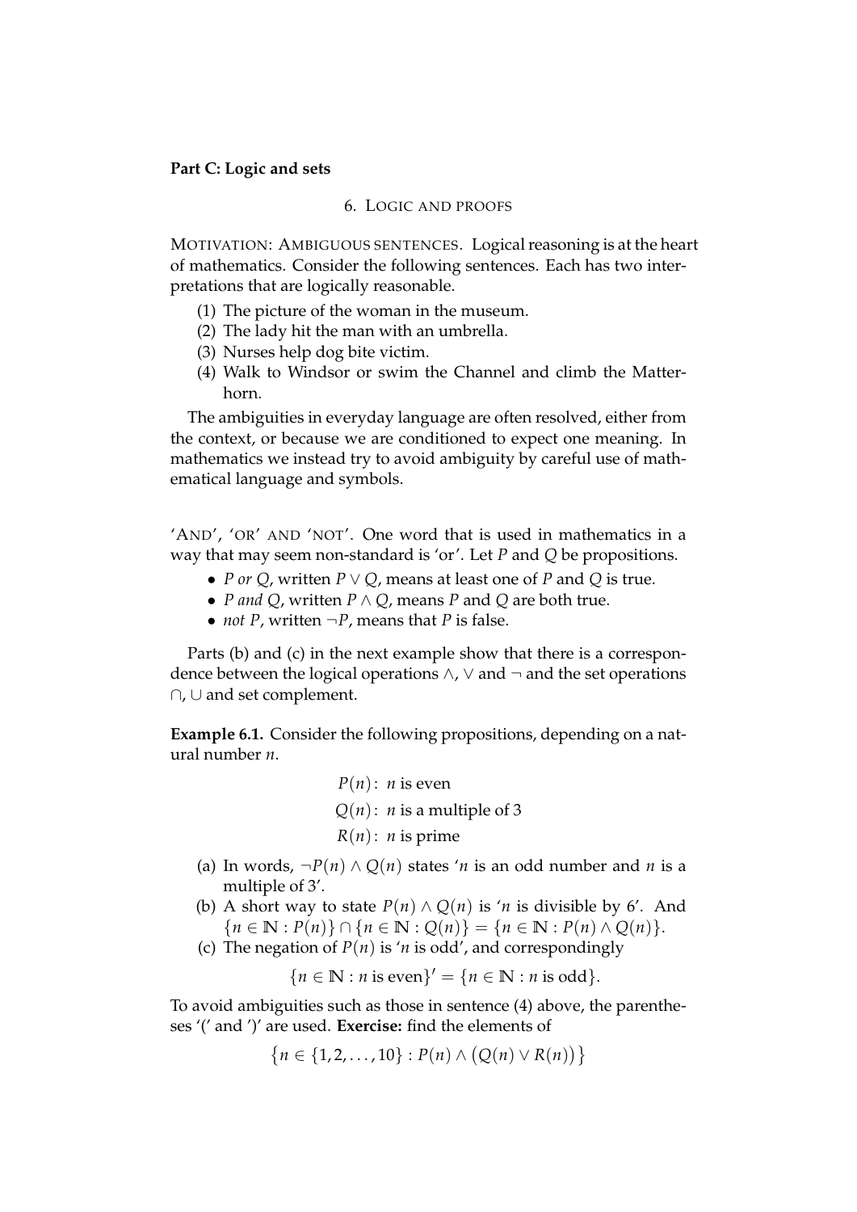**Part C: Logic and sets**

## 6. Logic and proofs

MOTIVATION: AMBIGUOUS SENTENCES. Logical reasoning is at the heart of mathematics. Consider the following sentences. Each has two interpretations that are logically reasonable.

(1) The picture of the woman in the museum.
(2) The lady hit the man with an umbrella.
(3) Nurses help dog bite victim.
(4) Walk to Windsor or swim the Channel and climb the Matterhorn.

The ambiguities in everyday language are often resolved, either from the context, or because we are conditioned to expect one meaning. In mathematics we instead try to avoid ambiguity by careful use of mathematical language and symbols.

'AND', 'OR' AND 'NOT'. One word that is used in mathematics in a way that may seem non-standard is 'or'. Let $P$ and $Q$ be propositions.

- *P or Q*, written $P \vee Q$, means at least one of $P$ and $Q$ is true.
- *P and Q*, written $P \wedge Q$, means $P$ and $Q$ are both true.
- *not P*, written $\neg P$, means that $P$ is false.

Parts (b) and (c) in the next example show that there is a correspondence between the logical operations $\wedge$, $\vee$ and $\neg$ and the set operations $\cap$, $\cup$ and set complement.

**Example 6.1.** Consider the following propositions, depending on a natural number $n$.

$$P(n)\colon\ n \text{ is even}$$
$$Q(n)\colon\ n \text{ is a multiple of 3}$$
$$R(n)\colon\ n \text{ is prime}$$

(a) In words, $\neg P(n) \wedge Q(n)$ states '$n$ is an odd number and $n$ is a multiple of 3'.
(b) A short way to state $P(n) \wedge Q(n)$ is '$n$ is divisible by 6'. And $\{n \in \mathbb{N} : P(n)\} \cap \{n \in \mathbb{N} : Q(n)\} = \{n \in \mathbb{N} : P(n) \wedge Q(n)\}$.
(c) The negation of $P(n)$ is '$n$ is odd', and correspondingly

$$\{n \in \mathbb{N} : n \text{ is even}\}' = \{n \in \mathbb{N} : n \text{ is odd}\}.$$

To avoid ambiguities such as those in sentence (4) above, the parentheses '(' and ')' are used. **Exercise:** find the elements of

$$\{n \in \{1, 2, \ldots, 10\} : P(n) \wedge \big(Q(n) \vee R(n)\big)\}$$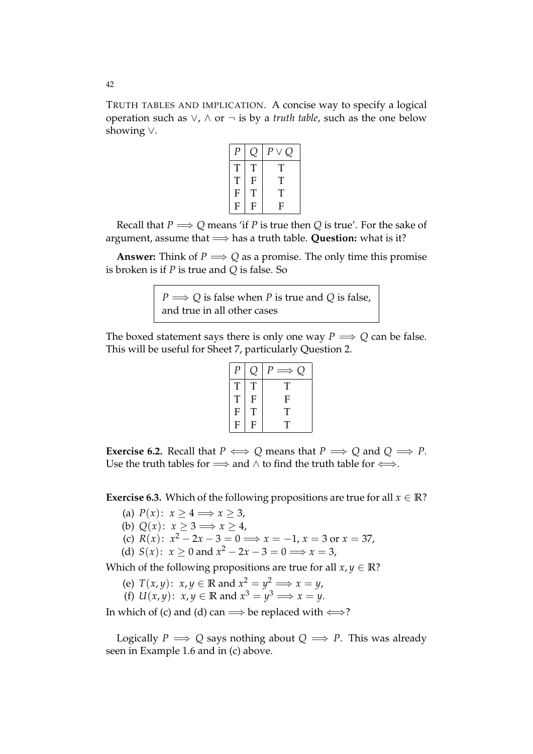TRUTH TABLES AND IMPLICATION. A concise way to specify a logical operation such as $\vee$, $\wedge$ or $\neg$ is by a *truth table*, such as the one below showing $\vee$.

| $P$ | $Q$ | $P \vee Q$ |
|---|---|---|
| T | T | T |
| T | F | T |
| F | T | T |
| F | F | F |

Recall that $P \implies Q$ means 'if $P$ is true then $Q$ is true'. For the sake of argument, assume that $\implies$ has a truth table. **Question:** what is it?

**Answer:** Think of $P \implies Q$ as a promise. The only time this promise is broken is if $P$ is true and $Q$ is false. So

> $P \implies Q$ is false when $P$ is true and $Q$ is false, and true in all other cases

The boxed statement says there is only one way $P \implies Q$ can be false. This will be useful for Sheet 7, particularly Question 2.

| $P$ | $Q$ | $P \implies Q$ |
|---|---|---|
| T | T | T |
| T | F | F |
| F | T | T |
| F | F | T |

**Exercise 6.2.** Recall that $P \iff Q$ means that $P \implies Q$ and $Q \implies P$. Use the truth tables for $\implies$ and $\wedge$ to find the truth table for $\iff$.

**Exercise 6.3.** Which of the following propositions are true for all $x \in \mathbb{R}$?

(a) $P(x)\colon\ x \geq 4 \implies x \geq 3$,

(b) $Q(x)\colon\ x \geq 3 \implies x \geq 4$,

(c) $R(x)\colon\ x^2 - 2x - 3 = 0 \implies x = -1$, $x = 3$ or $x = 37$,

(d) $S(x)\colon\ x \geq 0$ and $x^2 - 2x - 3 = 0 \implies x = 3$,

Which of the following propositions are true for all $x, y \in \mathbb{R}$?

(e) $T(x, y)\colon\ x, y \in \mathbb{R}$ and $x^2 = y^2 \implies x = y$,

(f) $U(x, y)\colon\ x, y \in \mathbb{R}$ and $x^3 = y^3 \implies x = y$.

In which of (c) and (d) can $\implies$ be replaced with $\iff$?

Logically $P \implies Q$ says nothing about $Q \implies P$. This was already seen in Example 1.6 and in (c) above.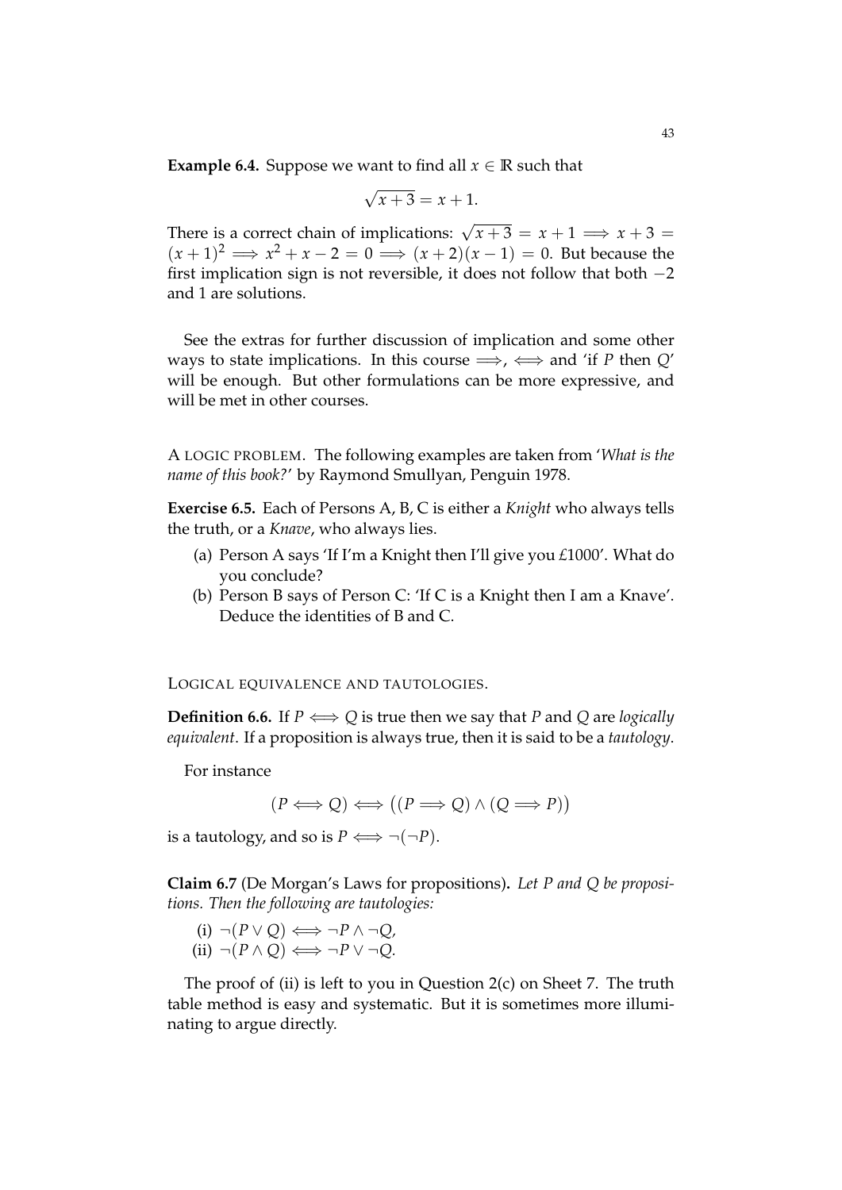**Example 6.4.** Suppose we want to find all $x \in \mathbb{R}$ such that

$$\sqrt{x+3} = x+1.$$

There is a correct chain of implications: $\sqrt{x+3} = x+1 \implies x+3 = (x+1)^2 \implies x^2+x-2 = 0 \implies (x+2)(x-1) = 0$. But because the first implication sign is not reversible, it does not follow that both $-2$ and 1 are solutions.

See the extras for further discussion of implication and some other ways to state implications. In this course $\implies$, $\iff$ and 'if $P$ then $Q$' will be enough. But other formulations can be more expressive, and will be met in other courses.

A LOGIC PROBLEM. The following examples are taken from '*What is the name of this book?*' by Raymond Smullyan, Penguin 1978.

**Exercise 6.5.** Each of Persons A, B, C is either a *Knight* who always tells the truth, or a *Knave*, who always lies.

(a) Person A says 'If I'm a Knight then I'll give you £1000'. What do you conclude?

(b) Person B says of Person C: 'If C is a Knight then I am a Knave'. Deduce the identities of B and C.

LOGICAL EQUIVALENCE AND TAUTOLOGIES.

**Definition 6.6.** If $P \iff Q$ is true then we say that $P$ and $Q$ are *logically equivalent*. If a proposition is always true, then it is said to be a *tautology*.

For instance

$$(P \iff Q) \iff \big((P \implies Q) \land (Q \implies P)\big)$$

is a tautology, and so is $P \iff \neg(\neg P)$.

**Claim 6.7** (De Morgan's Laws for propositions)**.** *Let $P$ and $Q$ be propositions. Then the following are tautologies:*

(i) $\neg(P \lor Q) \iff \neg P \land \neg Q$,

(ii) $\neg(P \land Q) \iff \neg P \lor \neg Q$.

The proof of (ii) is left to you in Question 2(c) on Sheet 7. The truth table method is easy and systematic. But it is sometimes more illuminating to argue directly.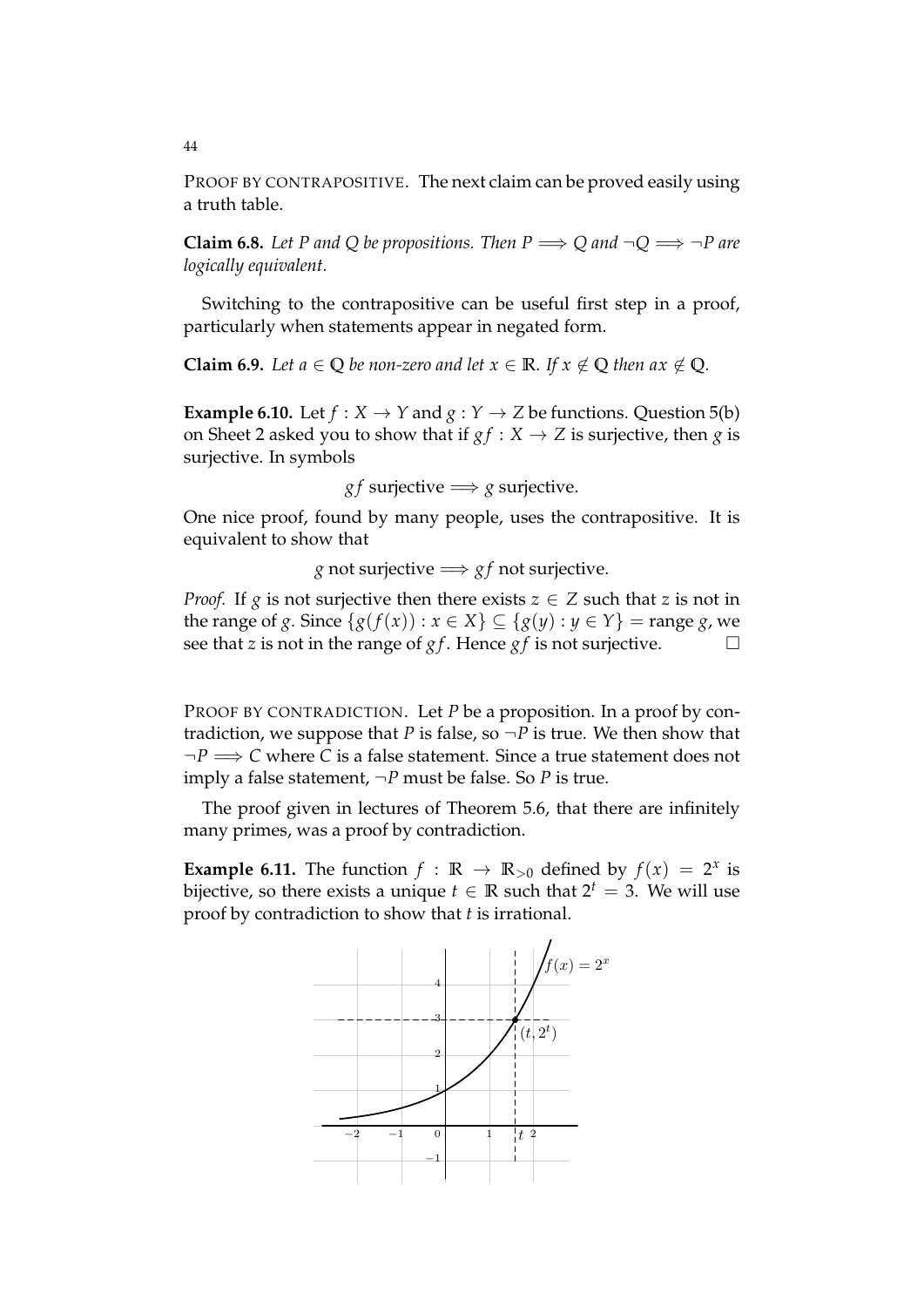PROOF BY CONTRAPOSITIVE. The next claim can be proved easily using a truth table.

**Claim 6.8.** *Let $P$ and $Q$ be propositions. Then $P \implies Q$ and $\neg Q \implies \neg P$ are logically equivalent.*

Switching to the contrapositive can be useful first step in a proof, particularly when statements appear in negated form.

**Claim 6.9.** *Let $a \in \mathbb{Q}$ be non-zero and let $x \in \mathbb{R}$. If $x \notin \mathbb{Q}$ then $ax \notin \mathbb{Q}$.*

**Example 6.10.** Let $f : X \to Y$ and $g : Y \to Z$ be functions. Question 5(b) on Sheet 2 asked you to show that if $gf : X \to Z$ is surjective, then $g$ is surjective. In symbols

$$gf \text{ surjective} \implies g \text{ surjective.}$$

One nice proof, found by many people, uses the contrapositive. It is equivalent to show that

$$g \text{ not surjective} \implies gf \text{ not surjective.}$$

*Proof.* If $g$ is not surjective then there exists $z \in Z$ such that $z$ is not in the range of $g$. Since $\{g(f(x)) : x \in X\} \subseteq \{g(y) : y \in Y\} = \text{range } g$, we see that $z$ is not in the range of $gf$. Hence $gf$ is not surjective. $\square$

PROOF BY CONTRADICTION. Let $P$ be a proposition. In a proof by contradiction, we suppose that $P$ is false, so $\neg P$ is true. We then show that $\neg P \implies C$ where $C$ is a false statement. Since a true statement does not imply a false statement, $\neg P$ must be false. So $P$ is true.

The proof given in lectures of Theorem 5.6, that there are infinitely many primes, was a proof by contradiction.

**Example 6.11.** The function $f : \mathbb{R} \to \mathbb{R}_{>0}$ defined by $f(x) = 2^x$ is bijective, so there exists a unique $t \in \mathbb{R}$ such that $2^t = 3$. We will use proof by contradiction to show that $t$ is irrational.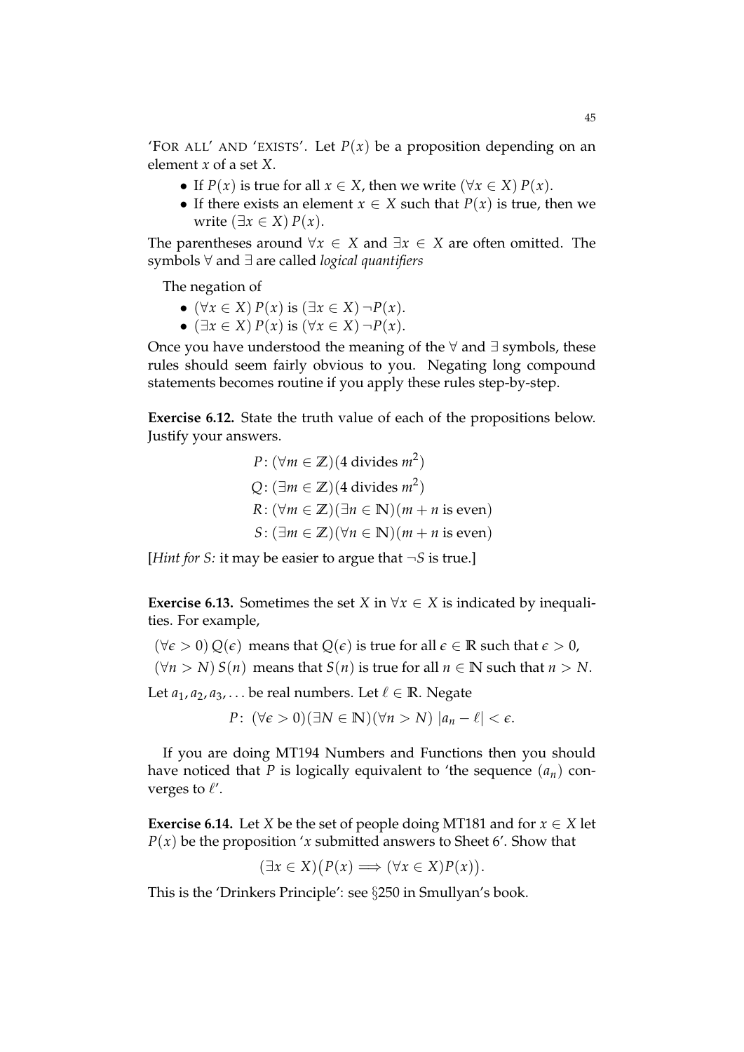'FOR ALL' AND 'EXISTS'. Let $P(x)$ be a proposition depending on an element $x$ of a set $X$.

- If $P(x)$ is true for all $x \in X$, then we write $(\forall x \in X)\, P(x)$.
- If there exists an element $x \in X$ such that $P(x)$ is true, then we write $(\exists x \in X)\, P(x)$.

The parentheses around $\forall x \in X$ and $\exists x \in X$ are often omitted. The symbols $\forall$ and $\exists$ are called *logical quantifiers*

The negation of

- $(\forall x \in X)\, P(x)$ is $(\exists x \in X)\, \neg P(x)$.
- $(\exists x \in X)\, P(x)$ is $(\forall x \in X)\, \neg P(x)$.

Once you have understood the meaning of the $\forall$ and $\exists$ symbols, these rules should seem fairly obvious to you. Negating long compound statements becomes routine if you apply these rules step-by-step.

**Exercise 6.12.** State the truth value of each of the propositions below. Justify your answers.

$$
\begin{aligned}
&P\colon (\forall m \in \mathbb{Z})(4 \text{ divides } m^2)\\
&Q\colon (\exists m \in \mathbb{Z})(4 \text{ divides } m^2)\\
&R\colon (\forall m \in \mathbb{Z})(\exists n \in \mathbb{N})(m + n \text{ is even})\\
&S\colon (\exists m \in \mathbb{Z})(\forall n \in \mathbb{N})(m + n \text{ is even})
\end{aligned}
$$

[*Hint for S:* it may be easier to argue that $\neg S$ is true.]

**Exercise 6.13.** Sometimes the set $X$ in $\forall x \in X$ is indicated by inequalities. For example,

$(\forall \epsilon > 0)\, Q(\epsilon)$ means that $Q(\epsilon)$ is true for all $\epsilon \in \mathbb{R}$ such that $\epsilon > 0$,

$(\forall n > N)\, S(n)$ means that $S(n)$ is true for all $n \in \mathbb{N}$ such that $n > N$.

Let $a_1, a_2, a_3, \ldots$ be real numbers. Let $\ell \in \mathbb{R}$. Negate

$$P\colon\ (\forall \epsilon > 0)(\exists N \in \mathbb{N})(\forall n > N)\ |a_n - \ell| < \epsilon.$$

If you are doing MT194 Numbers and Functions then you should have noticed that $P$ is logically equivalent to 'the sequence $(a_n)$ converges to $\ell$'.

**Exercise 6.14.** Let $X$ be the set of people doing MT181 and for $x \in X$ let $P(x)$ be the proposition '$x$ submitted answers to Sheet 6'. Show that

$$(\exists x \in X)\big(P(x) \implies (\forall x \in X)P(x)\big).$$

This is the 'Drinkers Principle': see §250 in Smullyan's book.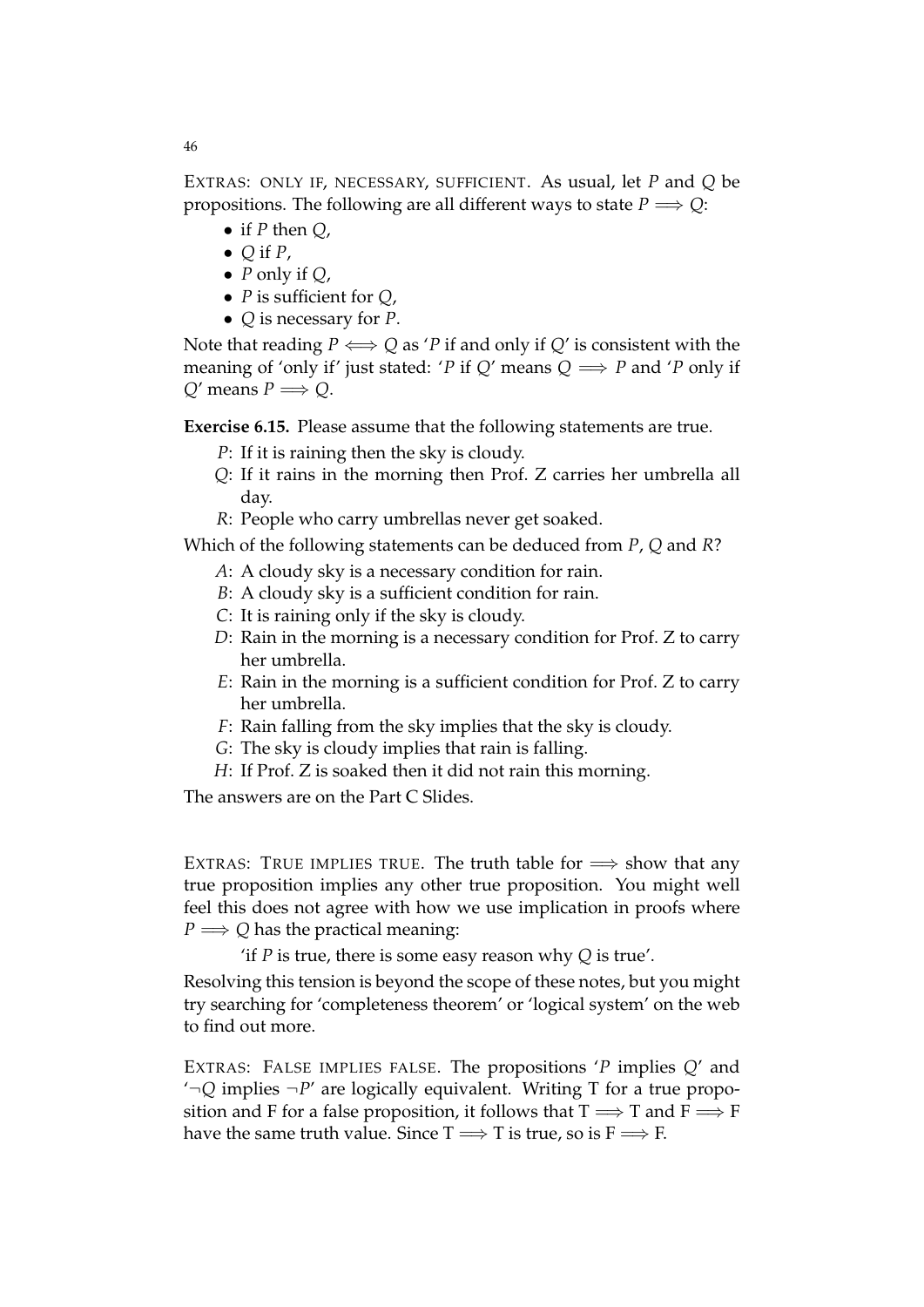EXTRAS: ONLY IF, NECESSARY, SUFFICIENT. As usual, let $P$ and $Q$ be propositions. The following are all different ways to state $P \implies Q$:

- if $P$ then $Q$,
- $Q$ if $P$,
- $P$ only if $Q$,
- $P$ is sufficient for $Q$,
- $Q$ is necessary for $P$.

Note that reading $P \iff Q$ as '$P$ if and only if $Q$' is consistent with the meaning of 'only if' just stated: '$P$ if $Q$' means $Q \implies P$ and '$P$ only if $Q$' means $P \implies Q$.

**Exercise 6.15.** Please assume that the following statements are true.

$P$: If it is raining then the sky is cloudy.

$Q$: If it rains in the morning then Prof. Z carries her umbrella all day.

$R$: People who carry umbrellas never get soaked.

Which of the following statements can be deduced from $P$, $Q$ and $R$?

$A$: A cloudy sky is a necessary condition for rain.

$B$: A cloudy sky is a sufficient condition for rain.

$C$: It is raining only if the sky is cloudy.

$D$: Rain in the morning is a necessary condition for Prof. Z to carry her umbrella.

$E$: Rain in the morning is a sufficient condition for Prof. Z to carry her umbrella.

$F$: Rain falling from the sky implies that the sky is cloudy.

$G$: The sky is cloudy implies that rain is falling.

$H$: If Prof. Z is soaked then it did not rain this morning.

The answers are on the Part C Slides.

EXTRAS: TRUE IMPLIES TRUE. The truth table for $\implies$ show that any true proposition implies any other true proposition. You might well feel this does not agree with how we use implication in proofs where $P \implies Q$ has the practical meaning:

'if $P$ is true, there is some easy reason why $Q$ is true'.

Resolving this tension is beyond the scope of these notes, but you might try searching for 'completeness theorem' or 'logical system' on the web to find out more.

EXTRAS: FALSE IMPLIES FALSE. The propositions '$P$ implies $Q$' and '$\neg Q$ implies $\neg P$' are logically equivalent. Writing T for a true proposition and F for a false proposition, it follows that $\mathrm{T} \implies \mathrm{T}$ and $\mathrm{F} \implies \mathrm{F}$ have the same truth value. Since $\mathrm{T} \implies \mathrm{T}$ is true, so is $\mathrm{F} \implies \mathrm{F}$.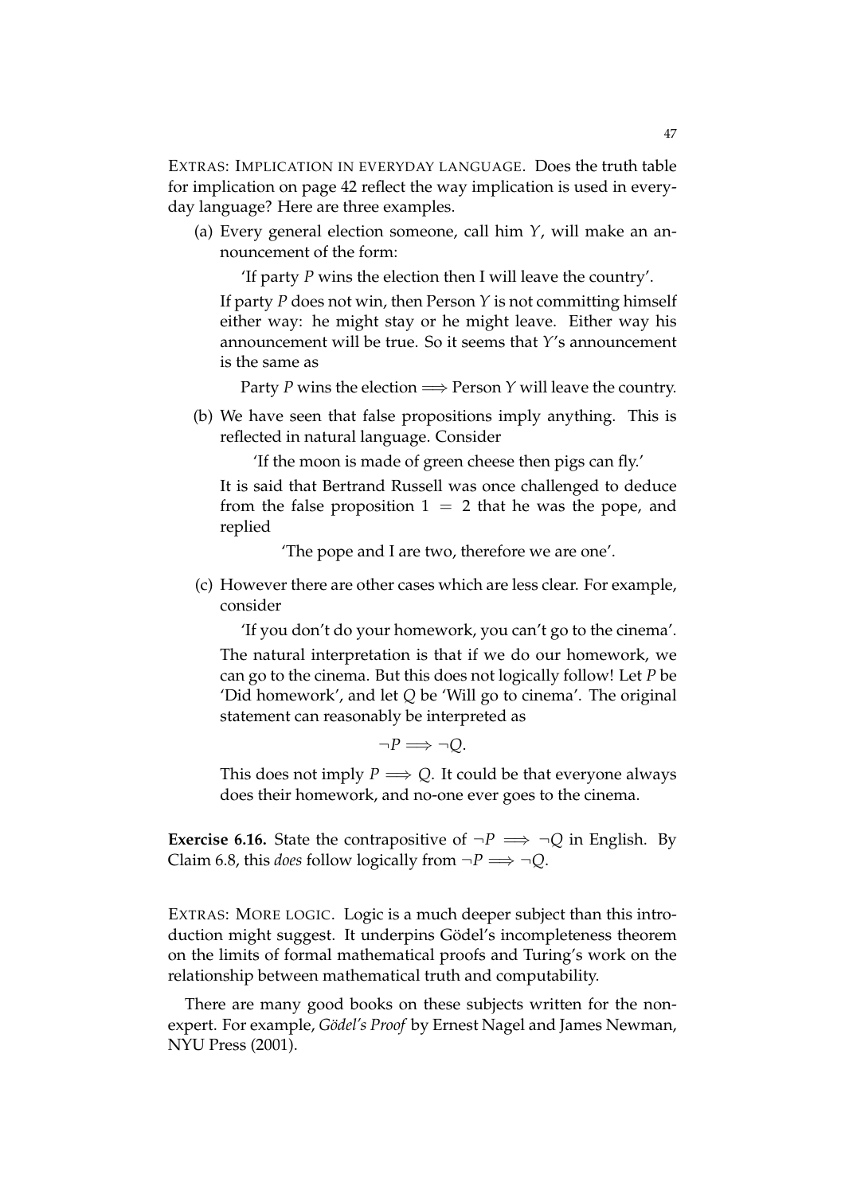EXTRAS: IMPLICATION IN EVERYDAY LANGUAGE. Does the truth table for implication on page 42 reflect the way implication is used in everyday language? Here are three examples.

(a) Every general election someone, call him $Y$, will make an announcement of the form:

   'If party $P$ wins the election then I will leave the country'.

   If party $P$ does not win, then Person $Y$ is not committing himself either way: he might stay or he might leave. Either way his announcement will be true. So it seems that $Y$'s announcement is the same as

   Party $P$ wins the election $\Longrightarrow$ Person $Y$ will leave the country.

(b) We have seen that false propositions imply anything. This is reflected in natural language. Consider

   'If the moon is made of green cheese then pigs can fly.'

   It is said that Bertrand Russell was once challenged to deduce from the false proposition $1 = 2$ that he was the pope, and replied

   'The pope and I are two, therefore we are one'.

(c) However there are other cases which are less clear. For example, consider

   'If you don't do your homework, you can't go to the cinema'.

   The natural interpretation is that if we do our homework, we can go to the cinema. But this does not logically follow! Let $P$ be 'Did homework', and let $Q$ be 'Will go to cinema'. The original statement can reasonably be interpreted as

$$\neg P \Longrightarrow \neg Q.$$

   This does not imply $P \Longrightarrow Q$. It could be that everyone always does their homework, and no-one ever goes to the cinema.

**Exercise 6.16.** State the contrapositive of $\neg P \Longrightarrow \neg Q$ in English. By Claim 6.8, this *does* follow logically from $\neg P \Longrightarrow \neg Q$.

EXTRAS: MORE LOGIC. Logic is a much deeper subject than this introduction might suggest. It underpins Gödel's incompleteness theorem on the limits of formal mathematical proofs and Turing's work on the relationship between mathematical truth and computability.

There are many good books on these subjects written for the non-expert. For example, *Gödel's Proof* by Ernest Nagel and James Newman, NYU Press (2001).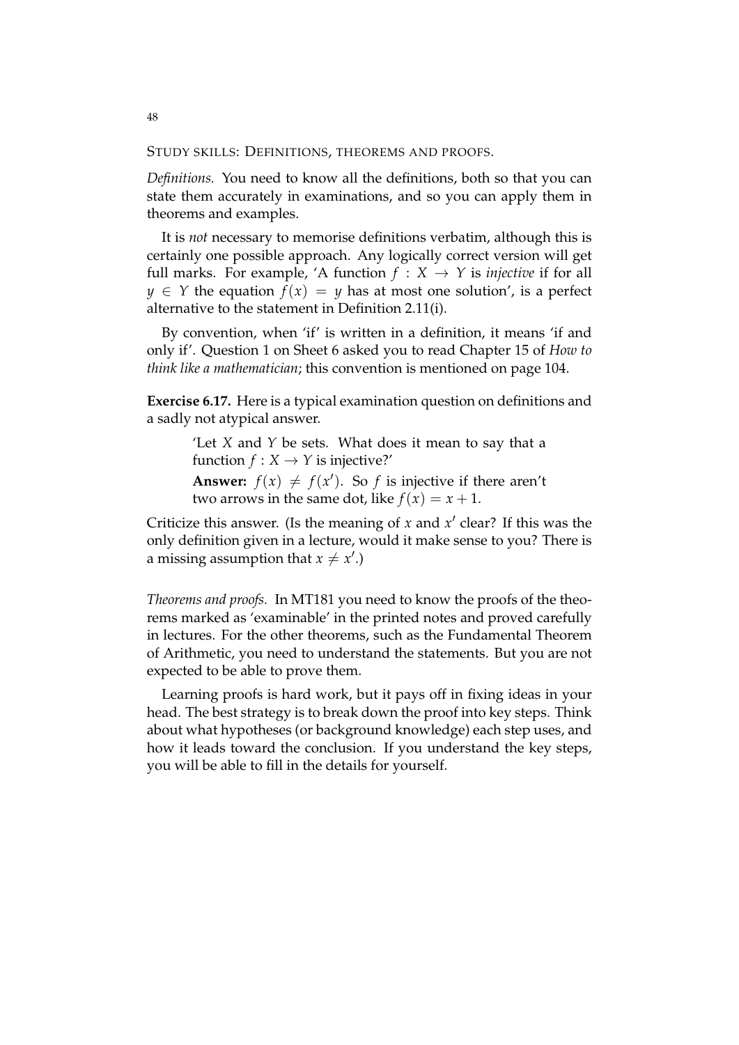STUDY SKILLS: DEFINITIONS, THEOREMS AND PROOFS.

*Definitions.* You need to know all the definitions, both so that you can state them accurately in examinations, and so you can apply them in theorems and examples.

It is *not* necessary to memorise definitions verbatim, although this is certainly one possible approach. Any logically correct version will get full marks. For example, 'A function $f : X \to Y$ is *injective* if for all $y \in Y$ the equation $f(x) = y$ has at most one solution', is a perfect alternative to the statement in Definition 2.11(i).

By convention, when 'if' is written in a definition, it means 'if and only if'. Question 1 on Sheet 6 asked you to read Chapter 15 of *How to think like a mathematician*; this convention is mentioned on page 104.

**Exercise 6.17.** Here is a typical examination question on definitions and a sadly not atypical answer.

> 'Let $X$ and $Y$ be sets. What does it mean to say that a function $f : X \to Y$ is injective?'
>
> **Answer:** $f(x) \neq f(x')$. So $f$ is injective if there aren't two arrows in the same dot, like $f(x) = x + 1$.

Criticize this answer. (Is the meaning of $x$ and $x'$ clear? If this was the only definition given in a lecture, would it make sense to you? There is a missing assumption that $x \neq x'$.)

*Theorems and proofs.* In MT181 you need to know the proofs of the theorems marked as 'examinable' in the printed notes and proved carefully in lectures. For the other theorems, such as the Fundamental Theorem of Arithmetic, you need to understand the statements. But you are not expected to be able to prove them.

Learning proofs is hard work, but it pays off in fixing ideas in your head. The best strategy is to break down the proof into key steps. Think about what hypotheses (or background knowledge) each step uses, and how it leads toward the conclusion. If you understand the key steps, you will be able to fill in the details for yourself.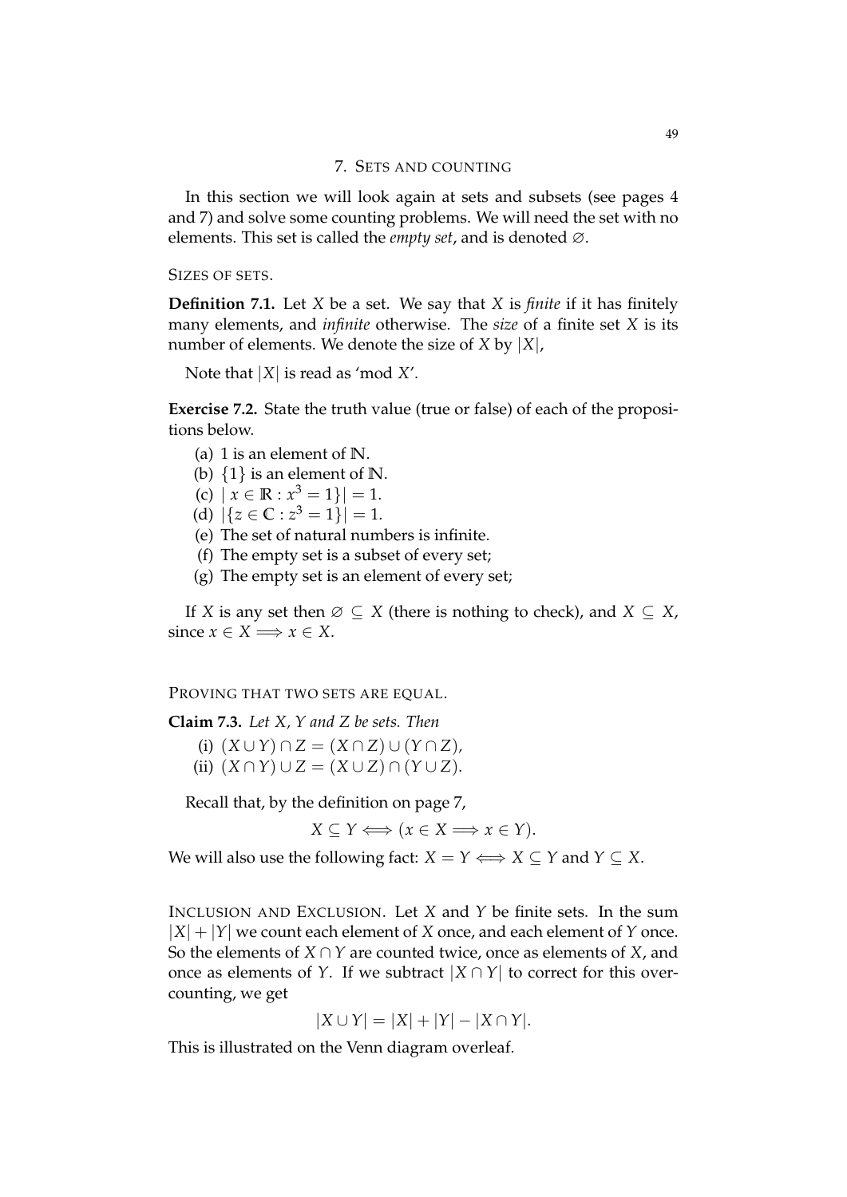## 7. Sets and counting

In this section we will look again at sets and subsets (see pages 4 and 7) and solve some counting problems. We will need the set with no elements. This set is called the *empty set*, and is denoted $\varnothing$.

### Sizes of sets.

**Definition 7.1.** Let $X$ be a set. We say that $X$ is *finite* if it has finitely many elements, and *infinite* otherwise. The *size* of a finite set $X$ is its number of elements. We denote the size of $X$ by $|X|$,

Note that $|X|$ is read as 'mod $X$'.

**Exercise 7.2.** State the truth value (true or false) of each of the propositions below.

(a) 1 is an element of $\mathbb{N}$.
(b) $\{1\}$ is an element of $\mathbb{N}$.
(c) $|\ x \in \mathbb{R} : x^3 = 1\}| = 1$.
(d) $|\{z \in \mathbb{C} : z^3 = 1\}| = 1$.
(e) The set of natural numbers is infinite.
(f) The empty set is a subset of every set;
(g) The empty set is an element of every set;

If $X$ is any set then $\varnothing \subseteq X$ (there is nothing to check), and $X \subseteq X$, since $x \in X \Longrightarrow x \in X$.

### Proving that two sets are equal.

**Claim 7.3.** *Let $X$, $Y$ and $Z$ be sets. Then*

(i) $(X \cup Y) \cap Z = (X \cap Z) \cup (Y \cap Z)$,
(ii) $(X \cap Y) \cup Z = (X \cup Z) \cap (Y \cup Z)$.

Recall that, by the definition on page 7,

$$X \subseteq Y \Longleftrightarrow (x \in X \Longrightarrow x \in Y).$$

We will also use the following fact: $X = Y \Longleftrightarrow X \subseteq Y$ and $Y \subseteq X$.

**Inclusion and Exclusion.** Let $X$ and $Y$ be finite sets. In the sum $|X| + |Y|$ we count each element of $X$ once, and each element of $Y$ once. So the elements of $X \cap Y$ are counted twice, once as elements of $X$, and once as elements of $Y$. If we subtract $|X \cap Y|$ to correct for this overcounting, we get

$$|X \cup Y| = |X| + |Y| - |X \cap Y|.$$

This is illustrated on the Venn diagram overleaf.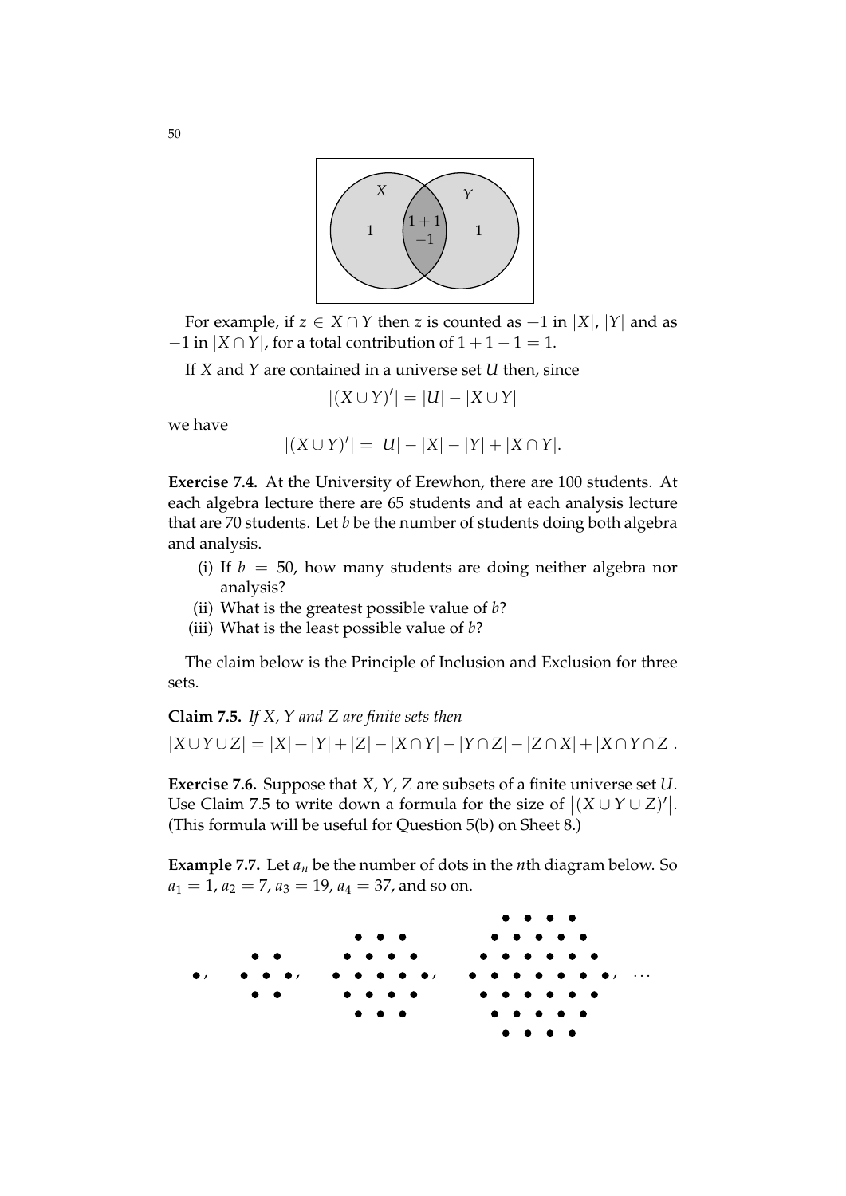For example, if $z \in X \cap Y$ then $z$ is counted as $+1$ in $|X|$, $|Y|$ and as $-1$ in $|X \cap Y|$, for a total contribution of $1 + 1 - 1 = 1$.

If $X$ and $Y$ are contained in a universe set $U$ then, since

$$|(X \cup Y)'| = |U| - |X \cup Y|$$

we have

$$|(X \cup Y)'| = |U| - |X| - |Y| + |X \cap Y|.$$

**Exercise 7.4.** At the University of Erewhon, there are 100 students. At each algebra lecture there are 65 students and at each analysis lecture that are 70 students. Let $b$ be the number of students doing both algebra and analysis.

- (i) If $b = 50$, how many students are doing neither algebra nor analysis?
- (ii) What is the greatest possible value of $b$?
- (iii) What is the least possible value of $b$?

The claim below is the Principle of Inclusion and Exclusion for three sets.

**Claim 7.5.** *If $X$, $Y$ and $Z$ are finite sets then*

$$|X \cup Y \cup Z| = |X| + |Y| + |Z| - |X \cap Y| - |Y \cap Z| - |Z \cap X| + |X \cap Y \cap Z|.$$

**Exercise 7.6.** Suppose that $X$, $Y$, $Z$ are subsets of a finite universe set $U$. Use Claim 7.5 to write down a formula for the size of $|(X \cup Y \cup Z)'|$. (This formula will be useful for Question 5(b) on Sheet 8.)

**Example 7.7.** Let $a_n$ be the number of dots in the $n$th diagram below. So $a_1 = 1$, $a_2 = 7$, $a_3 = 19$, $a_4 = 37$, and so on.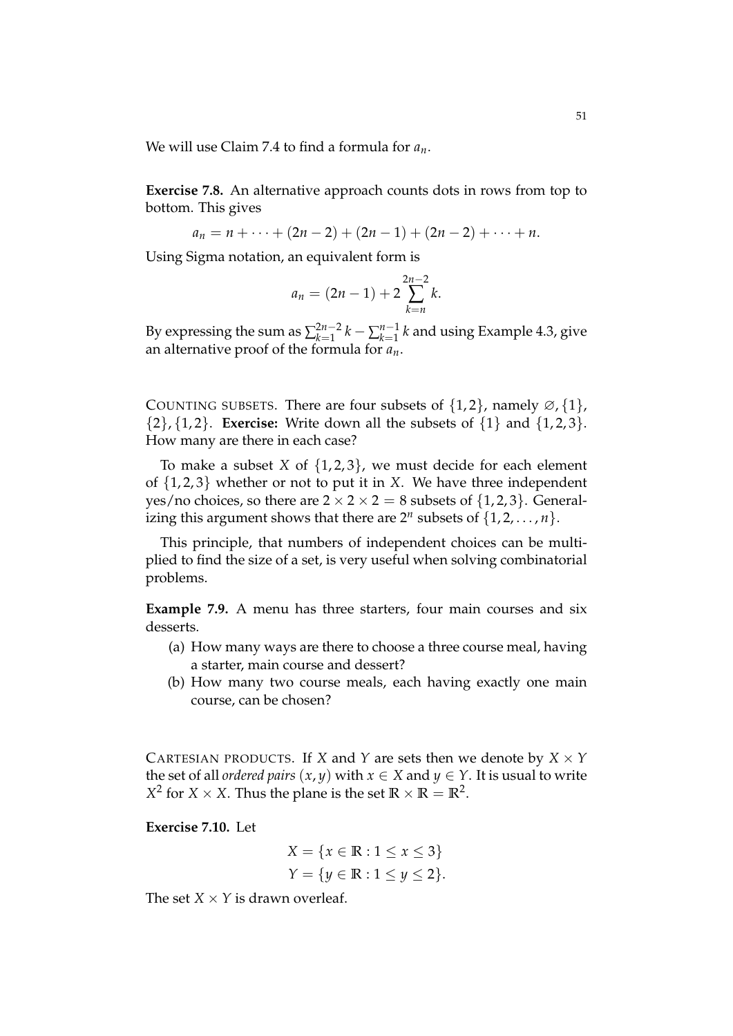We will use Claim 7.4 to find a formula for $a_n$.

**Exercise 7.8.** An alternative approach counts dots in rows from top to bottom. This gives

$$a_n = n + \cdots + (2n-2) + (2n-1) + (2n-2) + \cdots + n.$$

Using Sigma notation, an equivalent form is

$$a_n = (2n-1) + 2\sum_{k=n}^{2n-2} k.$$

By expressing the sum as $\sum_{k=1}^{2n-2} k - \sum_{k=1}^{n-1} k$ and using Example 4.3, give an alternative proof of the formula for $a_n$.

COUNTING SUBSETS. There are four subsets of $\{1,2\}$, namely $\varnothing, \{1\}, \{2\}, \{1,2\}$. **Exercise:** Write down all the subsets of $\{1\}$ and $\{1,2,3\}$. How many are there in each case?

To make a subset $X$ of $\{1,2,3\}$, we must decide for each element of $\{1,2,3\}$ whether or not to put it in $X$. We have three independent yes/no choices, so there are $2 \times 2 \times 2 = 8$ subsets of $\{1,2,3\}$. Generalizing this argument shows that there are $2^n$ subsets of $\{1,2,\ldots,n\}$.

This principle, that numbers of independent choices can be multiplied to find the size of a set, is very useful when solving combinatorial problems.

**Example 7.9.** A menu has three starters, four main courses and six desserts.

(a) How many ways are there to choose a three course meal, having a starter, main course and dessert?

(b) How many two course meals, each having exactly one main course, can be chosen?

CARTESIAN PRODUCTS. If $X$ and $Y$ are sets then we denote by $X \times Y$ the set of all *ordered pairs* $(x,y)$ with $x \in X$ and $y \in Y$. It is usual to write $X^2$ for $X \times X$. Thus the plane is the set $\mathbb{R} \times \mathbb{R} = \mathbb{R}^2$.

**Exercise 7.10.** Let

$$X = \{x \in \mathbb{R} : 1 \leq x \leq 3\}$$
$$Y = \{y \in \mathbb{R} : 1 \leq y \leq 2\}.$$

The set $X \times Y$ is drawn overleaf.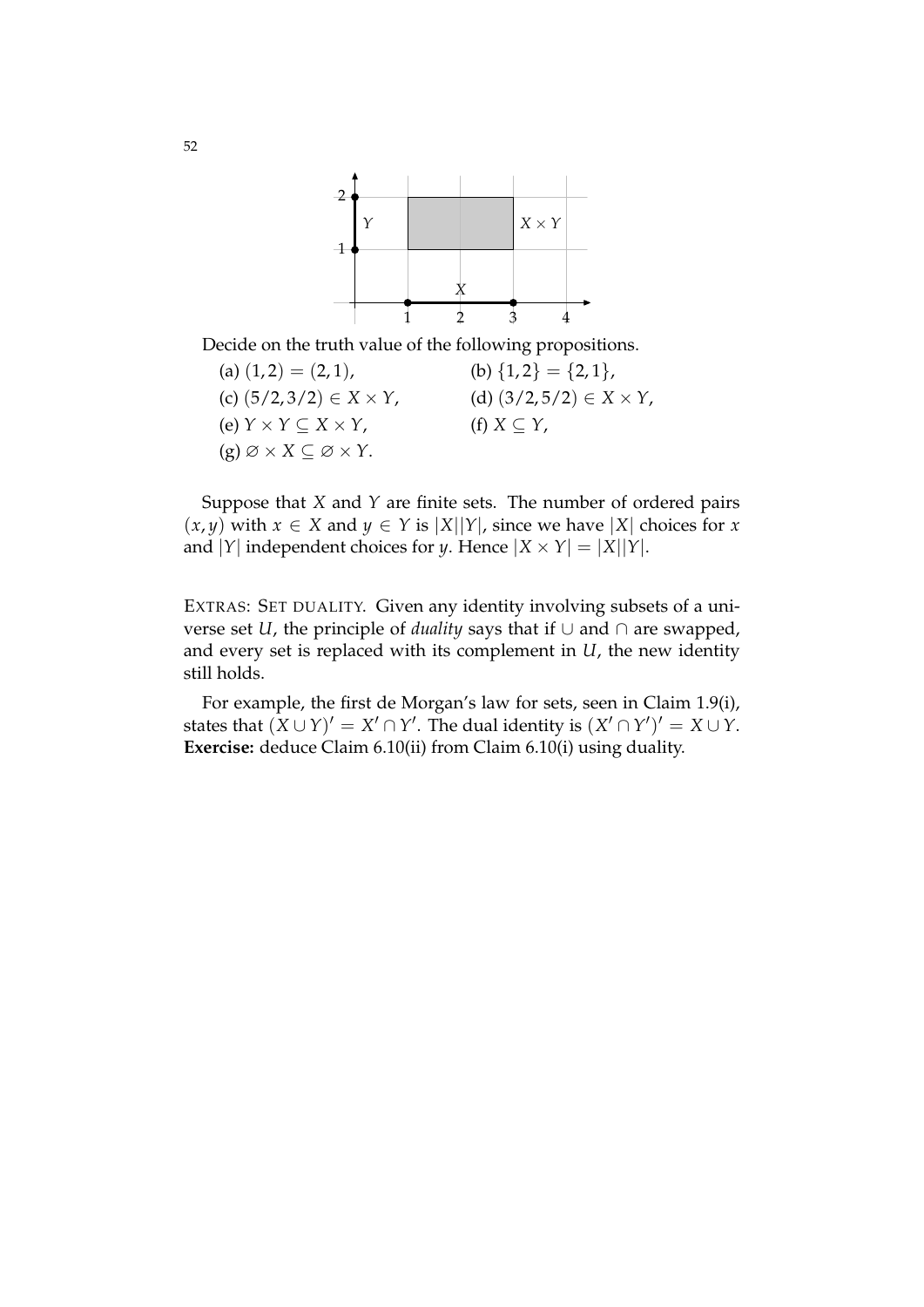Decide on the truth value of the following propositions.

(a) $(1,2) = (2,1)$, (b) $\{1,2\} = \{2,1\}$,

(c) $(5/2, 3/2) \in X \times Y$, (d) $(3/2, 5/2) \in X \times Y$,

(e) $Y \times Y \subseteq X \times Y$, (f) $X \subseteq Y$,

(g) $\varnothing \times X \subseteq \varnothing \times Y$.

Suppose that $X$ and $Y$ are finite sets. The number of ordered pairs $(x, y)$ with $x \in X$ and $y \in Y$ is $|X||Y|$, since we have $|X|$ choices for $x$ and $|Y|$ independent choices for $y$. Hence $|X \times Y| = |X||Y|$.

EXTRAS: SET DUALITY. Given any identity involving subsets of a universe set $U$, the principle of *duality* says that if $\cup$ and $\cap$ are swapped, and every set is replaced with its complement in $U$, the new identity still holds.

For example, the first de Morgan's law for sets, seen in Claim 1.9(i), states that $(X \cup Y)' = X' \cap Y'$. The dual identity is $(X' \cap Y')' = X \cup Y$. **Exercise:** deduce Claim 6.10(ii) from Claim 6.10(i) using duality.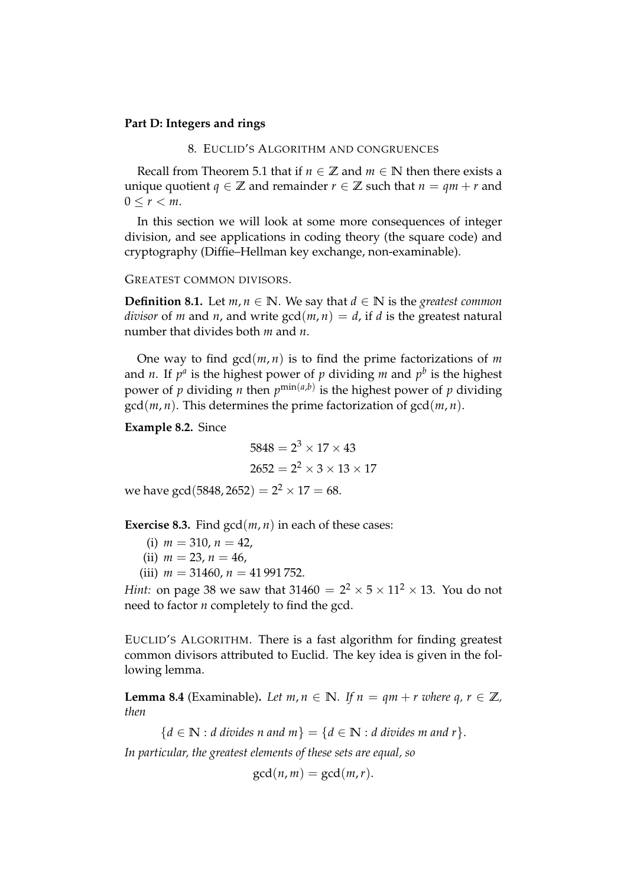**Part D: Integers and rings**

## 8. Euclid's Algorithm and Congruences

Recall from Theorem 5.1 that if $n \in \mathbb{Z}$ and $m \in \mathbb{N}$ then there exists a unique quotient $q \in \mathbb{Z}$ and remainder $r \in \mathbb{Z}$ such that $n = qm + r$ and $0 \leq r < m$.

In this section we will look at some more consequences of integer division, and see applications in coding theory (the square code) and cryptography (Diffie–Hellman key exchange, non-examinable).

### Greatest common divisors.

**Definition 8.1.** Let $m, n \in \mathbb{N}$. We say that $d \in \mathbb{N}$ is the *greatest common divisor* of $m$ and $n$, and write $\gcd(m, n) = d$, if $d$ is the greatest natural number that divides both $m$ and $n$.

One way to find $\gcd(m, n)$ is to find the prime factorizations of $m$ and $n$. If $p^a$ is the highest power of $p$ dividing $m$ and $p^b$ is the highest power of $p$ dividing $n$ then $p^{\min(a,b)}$ is the highest power of $p$ dividing $\gcd(m, n)$. This determines the prime factorization of $\gcd(m, n)$.

**Example 8.2.** Since

$$5848 = 2^3 \times 17 \times 43$$
$$2652 = 2^2 \times 3 \times 13 \times 17$$

we have $\gcd(5848, 2652) = 2^2 \times 17 = 68$.

**Exercise 8.3.** Find $\gcd(m, n)$ in each of these cases:

(i) $m = 310$, $n = 42$,

(ii) $m = 23$, $n = 46$,

(iii) $m = 31460$, $n = 41\,991\,752$.

*Hint:* on page 38 we saw that $31460 = 2^2 \times 5 \times 11^2 \times 13$. You do not need to factor $n$ completely to find the gcd.

### Euclid's Algorithm.

There is a fast algorithm for finding greatest common divisors attributed to Euclid. The key idea is given in the following lemma.

**Lemma 8.4** (Examinable). *Let $m, n \in \mathbb{N}$. If $n = qm + r$ where $q, r \in \mathbb{Z}$, then*

$$\{d \in \mathbb{N} : d \text{ divides } n \text{ and } m\} = \{d \in \mathbb{N} : d \text{ divides } m \text{ and } r\}.$$

*In particular, the greatest elements of these sets are equal, so*

$$\gcd(n, m) = \gcd(m, r).$$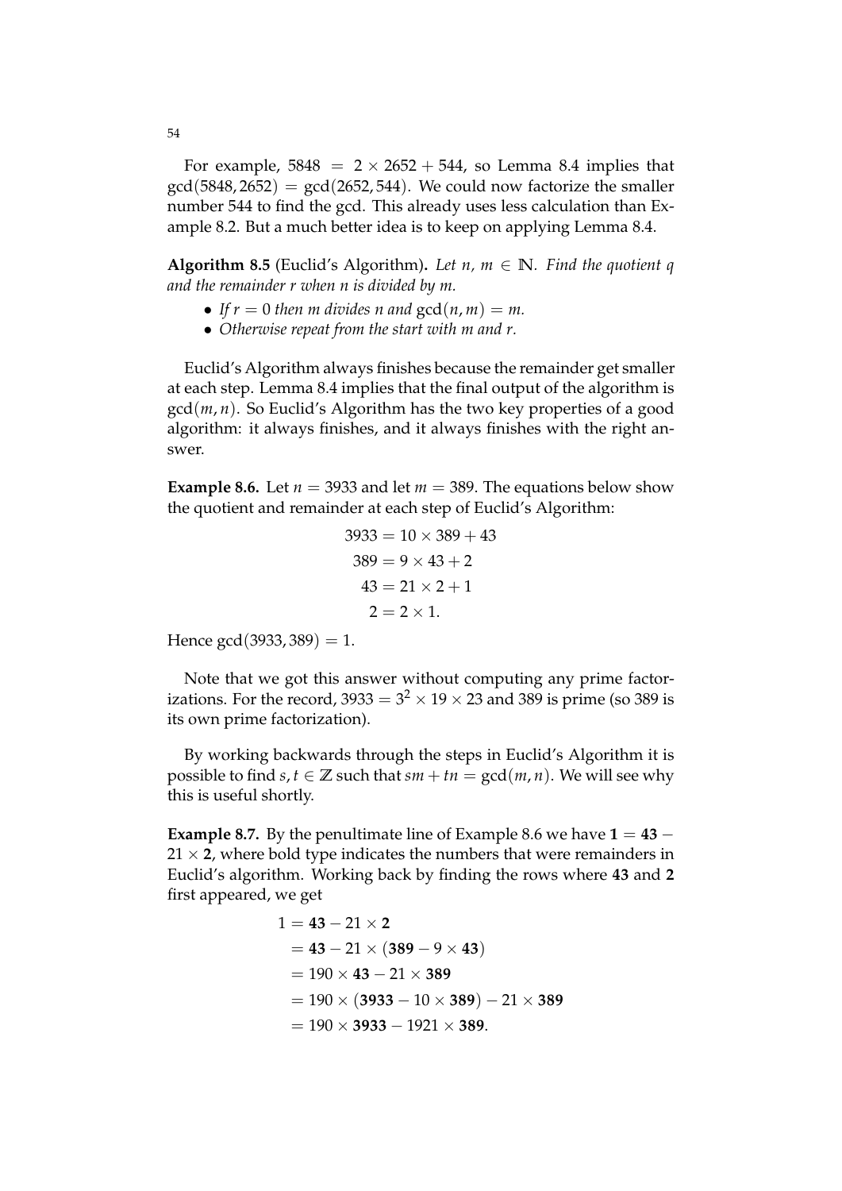For example, $5848 = 2 \times 2652 + 544$, so Lemma 8.4 implies that $\gcd(5848, 2652) = \gcd(2652, 544)$. We could now factorize the smaller number 544 to find the gcd. This already uses less calculation than Example 8.2. But a much better idea is to keep on applying Lemma 8.4.

**Algorithm 8.5** (Euclid's Algorithm)**.** *Let $n$, $m \in \mathbb{N}$. Find the quotient $q$ and the remainder $r$ when $n$ is divided by $m$.*

- *If $r = 0$ then $m$ divides $n$ and $\gcd(n, m) = m$.*
- *Otherwise repeat from the start with $m$ and $r$.*

Euclid's Algorithm always finishes because the remainder get smaller at each step. Lemma 8.4 implies that the final output of the algorithm is $\gcd(m, n)$. So Euclid's Algorithm has the two key properties of a good algorithm: it always finishes, and it always finishes with the right answer.

**Example 8.6.** Let $n = 3933$ and let $m = 389$. The equations below show the quotient and remainder at each step of Euclid's Algorithm:

$$\begin{aligned} 3933 &= 10 \times 389 + 43 \\ 389 &= 9 \times 43 + 2 \\ 43 &= 21 \times 2 + 1 \\ 2 &= 2 \times 1. \end{aligned}$$

Hence $\gcd(3933, 389) = 1$.

Note that we got this answer without computing any prime factorizations. For the record, $3933 = 3^2 \times 19 \times 23$ and 389 is prime (so 389 is its own prime factorization).

By working backwards through the steps in Euclid's Algorithm it is possible to find $s, t \in \mathbb{Z}$ such that $sm + tn = \gcd(m, n)$. We will see why this is useful shortly.

**Example 8.7.** By the penultimate line of Example 8.6 we have $\mathbf{1} = \mathbf{43} - 21 \times \mathbf{2}$, where bold type indicates the numbers that were remainders in Euclid's algorithm. Working back by finding the rows where **43** and **2** first appeared, we get

$$\begin{aligned} 1 &= \mathbf{43} - 21 \times \mathbf{2} \\ &= \mathbf{43} - 21 \times (\mathbf{389} - 9 \times \mathbf{43}) \\ &= 190 \times \mathbf{43} - 21 \times \mathbf{389} \\ &= 190 \times (\mathbf{3933} - 10 \times \mathbf{389}) - 21 \times \mathbf{389} \\ &= 190 \times \mathbf{3933} - 1921 \times \mathbf{389}. \end{aligned}$$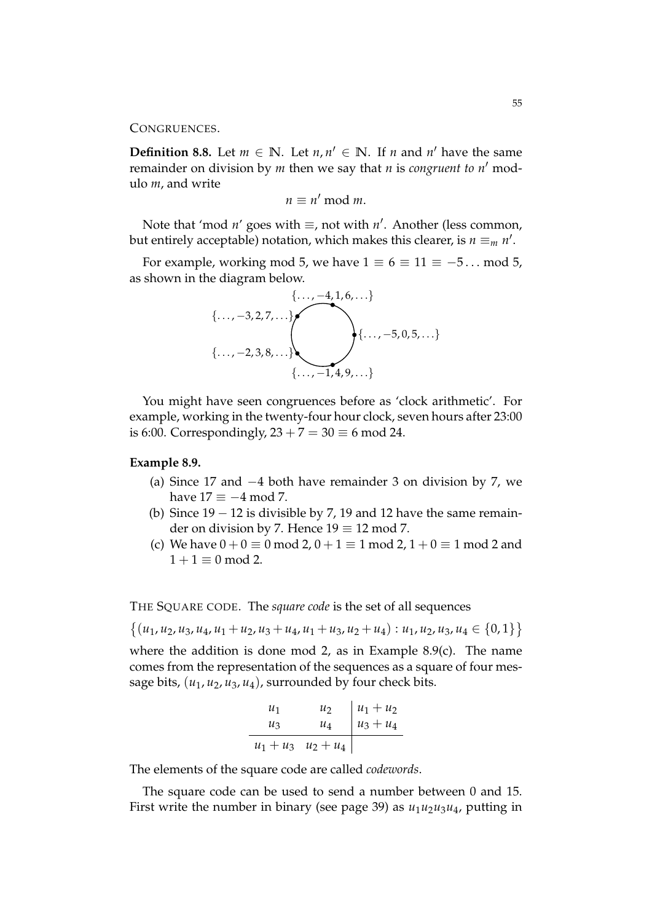CONGRUENCES.

**Definition 8.8.** Let $m \in \mathbb{N}$. Let $n, n' \in \mathbb{N}$. If $n$ and $n'$ have the same remainder on division by $m$ then we say that $n$ is *congruent to* $n'$ modulo $m$, and write

$$n \equiv n' \bmod m.$$

Note that 'mod $n$' goes with $\equiv$, not with $n'$. Another (less common, but entirely acceptable) notation, which makes this clearer, is $n \equiv_m n'$.

For example, working mod 5, we have $1 \equiv 6 \equiv 11 \equiv -5 \ldots \bmod 5$, as shown in the diagram below.

$\{\ldots, -4, 1, 6, \ldots\}$

$\{\ldots, -3, 2, 7, \ldots\}$ $\{\ldots, -5, 0, 5, \ldots\}$

$\{\ldots, -2, 3, 8, \ldots\}$

$\{\ldots, -1, 4, 9, \ldots\}$

You might have seen congruences before as 'clock arithmetic'. For example, working in the twenty-four hour clock, seven hours after 23:00 is 6:00. Correspondingly, $23 + 7 = 30 \equiv 6 \bmod 24$.

**Example 8.9.**

(a) Since 17 and $-4$ both have remainder 3 on division by 7, we have $17 \equiv -4 \bmod 7$.
(b) Since $19 - 12$ is divisible by 7, 19 and 12 have the same remainder on division by 7. Hence $19 \equiv 12 \bmod 7$.
(c) We have $0 + 0 \equiv 0 \bmod 2$, $0 + 1 \equiv 1 \bmod 2$, $1 + 0 \equiv 1 \bmod 2$ and $1 + 1 \equiv 0 \bmod 2$.

THE SQUARE CODE. The *square code* is the set of all sequences

$$\{(u_1, u_2, u_3, u_4, u_1 + u_2, u_3 + u_4, u_1 + u_3, u_2 + u_4) : u_1, u_2, u_3, u_4 \in \{0, 1\}\}$$

where the addition is done mod 2, as in Example 8.9(c). The name comes from the representation of the sequences as a square of four message bits, $(u_1, u_2, u_3, u_4)$, surrounded by four check bits.

| | | |
|---|---|---|
| $u_1$ | $u_2$ | $u_1 + u_2$ |
| $u_3$ | $u_4$ | $u_3 + u_4$ |
| $u_1 + u_3$ | $u_2 + u_4$ | |

The elements of the square code are called *codewords*.

The square code can be used to send a number between 0 and 15. First write the number in binary (see page 39) as $u_1u_2u_3u_4$, putting in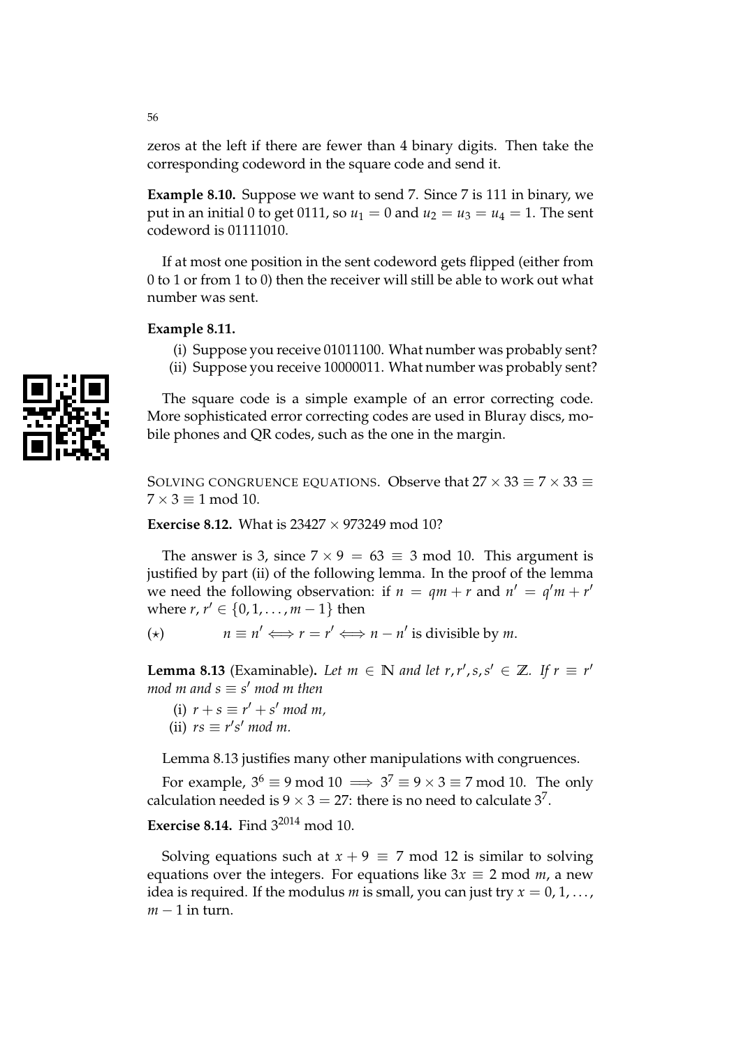zeros at the left if there are fewer than 4 binary digits. Then take the corresponding codeword in the square code and send it.

**Example 8.10.** Suppose we want to send 7. Since 7 is 111 in binary, we put in an initial 0 to get 0111, so $u_1 = 0$ and $u_2 = u_3 = u_4 = 1$. The sent codeword is 01111010.

If at most one position in the sent codeword gets flipped (either from 0 to 1 or from 1 to 0) then the receiver will still be able to work out what number was sent.

**Example 8.11.**

(i) Suppose you receive 01011100. What number was probably sent?
(ii) Suppose you receive 10000011. What number was probably sent?

The square code is a simple example of an error correcting code. More sophisticated error correcting codes are used in Bluray discs, mobile phones and QR codes, such as the one in the margin.

SOLVING CONGRUENCE EQUATIONS. Observe that $27 \times 33 \equiv 7 \times 33 \equiv 7 \times 3 \equiv 1 \bmod 10$.

**Exercise 8.12.** What is $23427 \times 973249 \bmod 10$?

The answer is 3, since $7 \times 9 = 63 \equiv 3 \bmod 10$. This argument is justified by part (ii) of the following lemma. In the proof of the lemma we need the following observation: if $n = qm + r$ and $n' = q'm + r'$ where $r, r' \in \{0, 1, \ldots, m-1\}$ then

$$(\star) \qquad n \equiv n' \iff r = r' \iff n - n' \text{ is divisible by } m.$$

**Lemma 8.13** (Examinable)**.** *Let $m \in \mathbb{N}$ and let $r, r', s, s' \in \mathbb{Z}$. If $r \equiv r' \bmod m$ and $s \equiv s' \bmod m$ then*

(i) $r + s \equiv r' + s' \bmod m$,
(ii) $rs \equiv r's' \bmod m$.

Lemma 8.13 justifies many other manipulations with congruences.

For example, $3^6 \equiv 9 \bmod 10 \implies 3^7 \equiv 9 \times 3 \equiv 7 \bmod 10$. The only calculation needed is $9 \times 3 = 27$: there is no need to calculate $3^7$.

**Exercise 8.14.** Find $3^{2014} \bmod 10$.

Solving equations such at $x + 9 \equiv 7 \bmod 12$ is similar to solving equations over the integers. For equations like $3x \equiv 2 \bmod m$, a new idea is required. If the modulus $m$ is small, you can just try $x = 0, 1, \ldots, m-1$ in turn.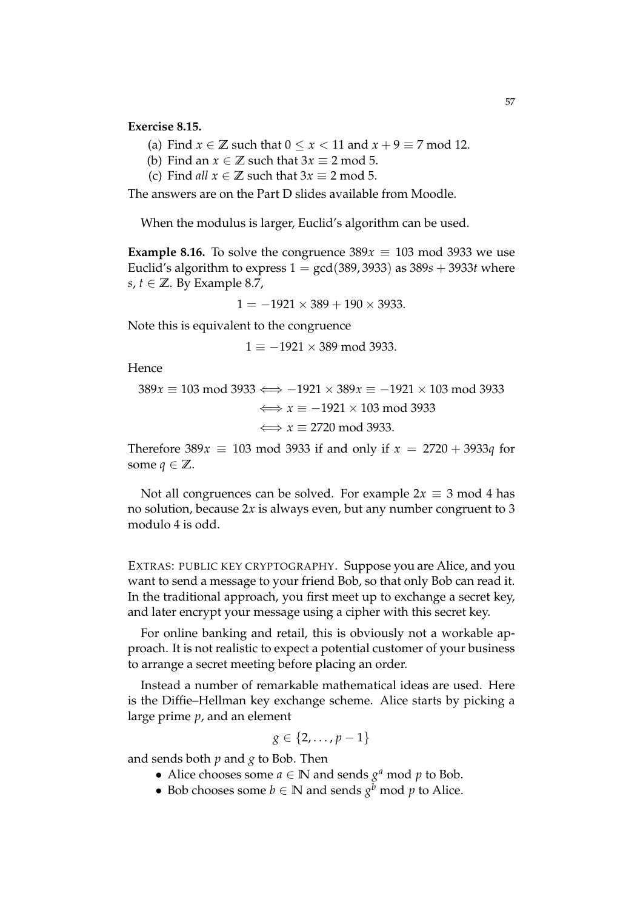**Exercise 8.15.**

(a) Find $x \in \mathbb{Z}$ such that $0 \leq x < 11$ and $x + 9 \equiv 7 \bmod 12$.

(b) Find an $x \in \mathbb{Z}$ such that $3x \equiv 2 \bmod 5$.

(c) Find *all* $x \in \mathbb{Z}$ such that $3x \equiv 2 \bmod 5$.

The answers are on the Part D slides available from Moodle.

When the modulus is larger, Euclid's algorithm can be used.

**Example 8.16.** To solve the congruence $389x \equiv 103 \bmod 3933$ we use Euclid's algorithm to express $1 = \gcd(389, 3933)$ as $389s + 3933t$ where $s, t \in \mathbb{Z}$. By Example 8.7,

$$1 = -1921 \times 389 + 190 \times 3933.$$

Note this is equivalent to the congruence

$$1 \equiv -1921 \times 389 \bmod 3933.$$

Hence

$$\begin{aligned} 389x \equiv 103 \bmod 3933 &\iff -1921 \times 389x \equiv -1921 \times 103 \bmod 3933 \\ &\iff x \equiv -1921 \times 103 \bmod 3933 \\ &\iff x \equiv 2720 \bmod 3933. \end{aligned}$$

Therefore $389x \equiv 103 \bmod 3933$ if and only if $x = 2720 + 3933q$ for some $q \in \mathbb{Z}$.

Not all congruences can be solved. For example $2x \equiv 3 \bmod 4$ has no solution, because $2x$ is always even, but any number congruent to 3 modulo 4 is odd.

EXTRAS: PUBLIC KEY CRYPTOGRAPHY. Suppose you are Alice, and you want to send a message to your friend Bob, so that only Bob can read it. In the traditional approach, you first meet up to exchange a secret key, and later encrypt your message using a cipher with this secret key.

For online banking and retail, this is obviously not a workable approach. It is not realistic to expect a potential customer of your business to arrange a secret meeting before placing an order.

Instead a number of remarkable mathematical ideas are used. Here is the Diffie–Hellman key exchange scheme. Alice starts by picking a large prime $p$, and an element

$$g \in \{2, \ldots, p-1\}$$

and sends both $p$ and $g$ to Bob. Then

- Alice chooses some $a \in \mathbb{N}$ and sends $g^a \bmod p$ to Bob.
- Bob chooses some $b \in \mathbb{N}$ and sends $g^b \bmod p$ to Alice.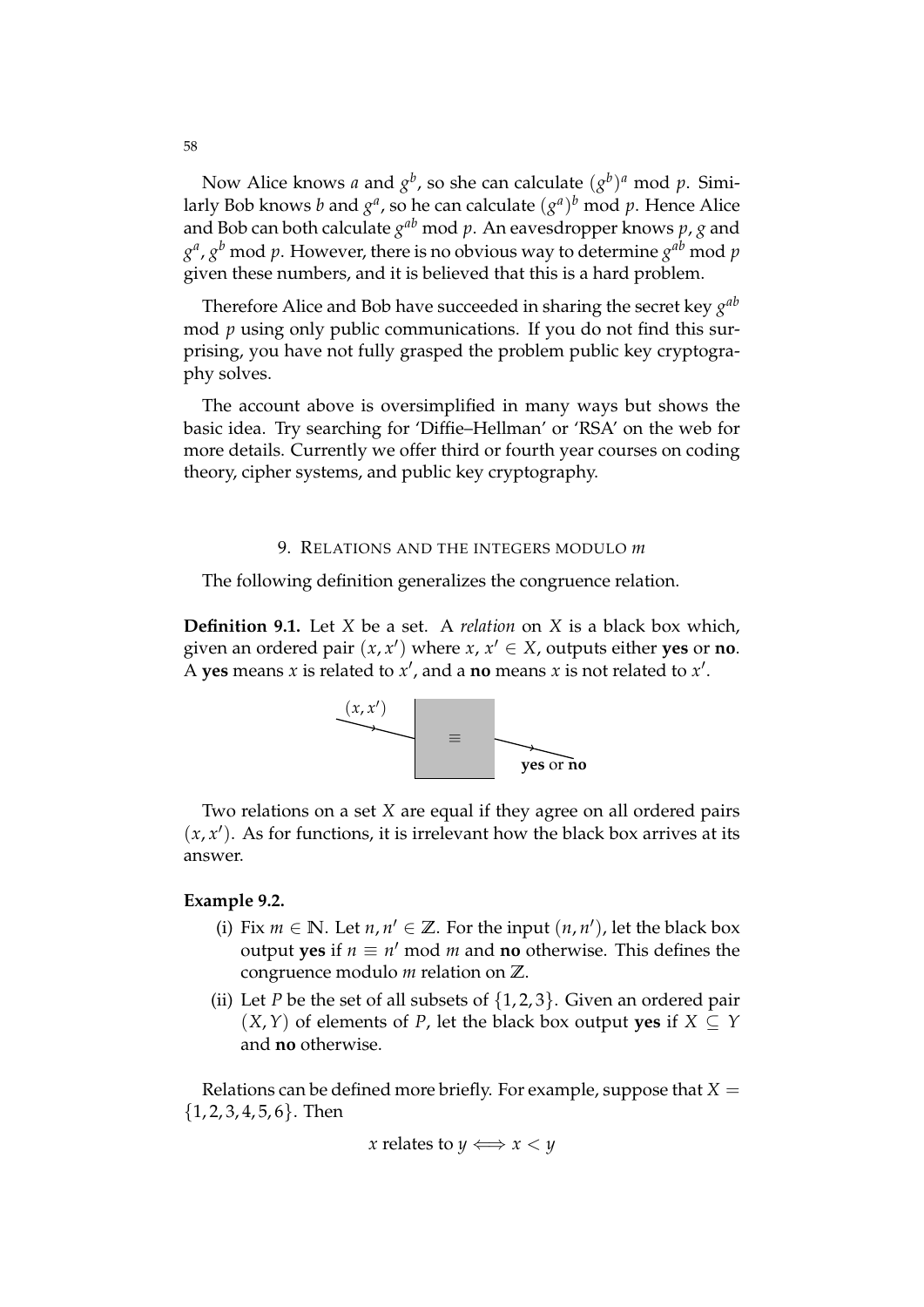Now Alice knows $a$ and $g^b$, so she can calculate $(g^b)^a$ mod $p$. Similarly Bob knows $b$ and $g^a$, so he can calculate $(g^a)^b$ mod $p$. Hence Alice and Bob can both calculate $g^{ab}$ mod $p$. An eavesdropper knows $p$, $g$ and $g^a$, $g^b$ mod $p$. However, there is no obvious way to determine $g^{ab}$ mod $p$ given these numbers, and it is believed that this is a hard problem.

Therefore Alice and Bob have succeeded in sharing the secret key $g^{ab}$ mod $p$ using only public communications. If you do not find this surprising, you have not fully grasped the problem public key cryptography solves.

The account above is oversimplified in many ways but shows the basic idea. Try searching for 'Diffie–Hellman' or 'RSA' on the web for more details. Currently we offer third or fourth year courses on coding theory, cipher systems, and public key cryptography.

## 9. Relations and the integers modulo $m$

The following definition generalizes the congruence relation.

**Definition 9.1.** Let $X$ be a set. A *relation* on $X$ is a black box which, given an ordered pair $(x, x')$ where $x, x' \in X$, outputs either **yes** or **no**. A **yes** means $x$ is related to $x'$, and a **no** means $x$ is not related to $x'$.

$(x, x')$ → $\equiv$ → **yes** or **no**

Two relations on a set $X$ are equal if they agree on all ordered pairs $(x, x')$. As for functions, it is irrelevant how the black box arrives at its answer.

**Example 9.2.**

(i) Fix $m \in \mathbb{N}$. Let $n, n' \in \mathbb{Z}$. For the input $(n, n')$, let the black box output **yes** if $n \equiv n'$ mod $m$ and **no** otherwise. This defines the congruence modulo $m$ relation on $\mathbb{Z}$.

(ii) Let $P$ be the set of all subsets of $\{1, 2, 3\}$. Given an ordered pair $(X, Y)$ of elements of $P$, let the black box output **yes** if $X \subseteq Y$ and **no** otherwise.

Relations can be defined more briefly. For example, suppose that $X = \{1, 2, 3, 4, 5, 6\}$. Then

$$x \text{ relates to } y \iff x < y$$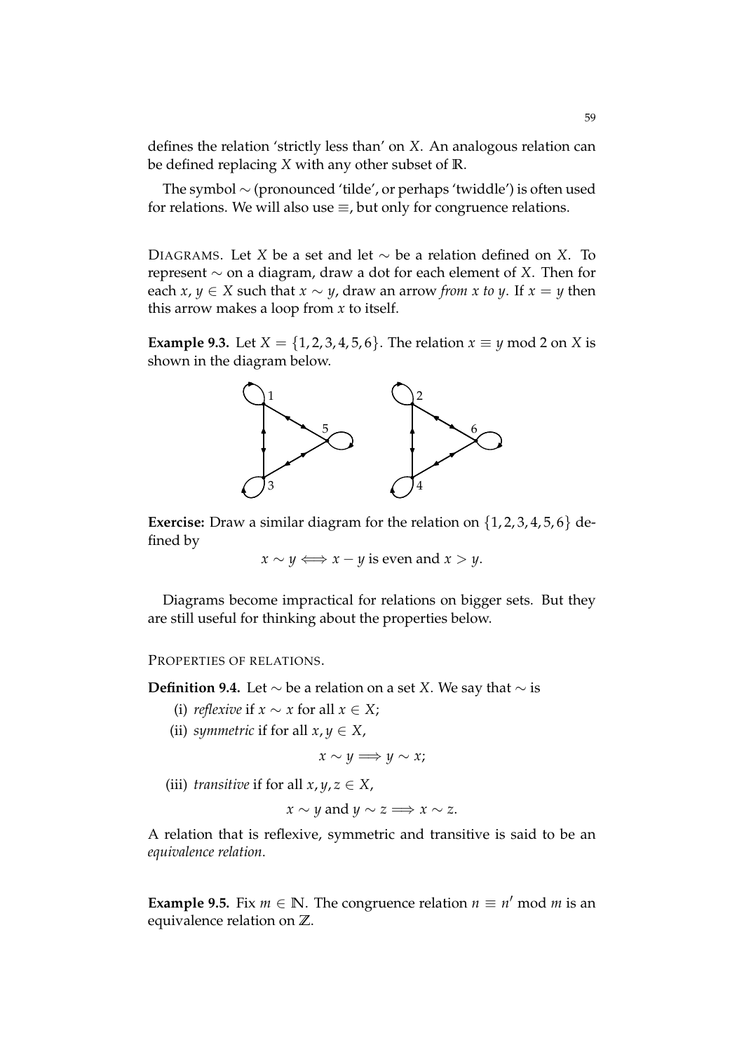defines the relation 'strictly less than' on $X$. An analogous relation can be defined replacing $X$ with any other subset of $\mathbb{R}$.

The symbol $\sim$ (pronounced 'tilde', or perhaps 'twiddle') is often used for relations. We will also use $\equiv$, but only for congruence relations.

DIAGRAMS. Let $X$ be a set and let $\sim$ be a relation defined on $X$. To represent $\sim$ on a diagram, draw a dot for each element of $X$. Then for each $x, y \in X$ such that $x \sim y$, draw an arrow *from $x$ to $y$*. If $x = y$ then this arrow makes a loop from $x$ to itself.

**Example 9.3.** Let $X = \{1, 2, 3, 4, 5, 6\}$. The relation $x \equiv y \bmod 2$ on $X$ is shown in the diagram below.

**Exercise:** Draw a similar diagram for the relation on $\{1, 2, 3, 4, 5, 6\}$ defined by

$$x \sim y \iff x - y \text{ is even and } x > y.$$

Diagrams become impractical for relations on bigger sets. But they are still useful for thinking about the properties below.

PROPERTIES OF RELATIONS.

**Definition 9.4.** Let $\sim$ be a relation on a set $X$. We say that $\sim$ is

(i) *reflexive* if $x \sim x$ for all $x \in X$;

(ii) *symmetric* if for all $x, y \in X$,

$$x \sim y \implies y \sim x;$$

(iii) *transitive* if for all $x, y, z \in X$,

$$x \sim y \text{ and } y \sim z \implies x \sim z.$$

A relation that is reflexive, symmetric and transitive is said to be an *equivalence relation*.

**Example 9.5.** Fix $m \in \mathbb{N}$. The congruence relation $n \equiv n' \bmod m$ is an equivalence relation on $\mathbb{Z}$.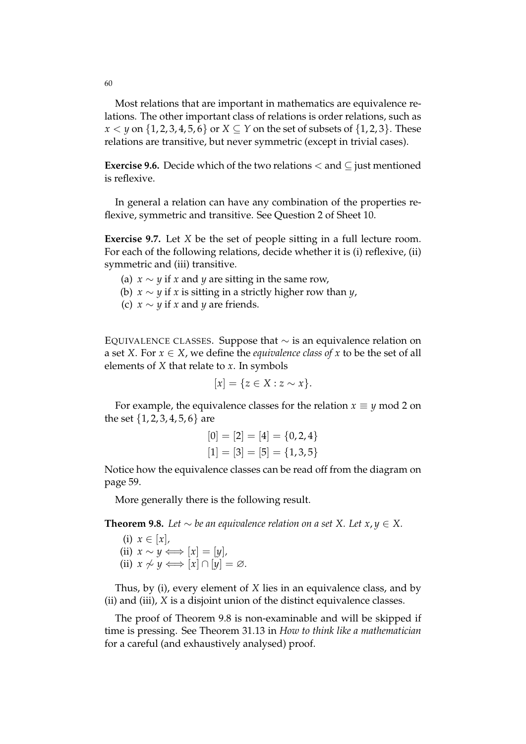Most relations that are important in mathematics are equivalence relations. The other important class of relations is order relations, such as $x < y$ on $\{1, 2, 3, 4, 5, 6\}$ or $X \subseteq Y$ on the set of subsets of $\{1, 2, 3\}$. These relations are transitive, but never symmetric (except in trivial cases).

**Exercise 9.6.** Decide which of the two relations $<$ and $\subseteq$ just mentioned is reflexive.

In general a relation can have any combination of the properties reflexive, symmetric and transitive. See Question 2 of Sheet 10.

**Exercise 9.7.** Let $X$ be the set of people sitting in a full lecture room. For each of the following relations, decide whether it is (i) reflexive, (ii) symmetric and (iii) transitive.

(a) $x \sim y$ if $x$ and $y$ are sitting in the same row,
(b) $x \sim y$ if $x$ is sitting in a strictly higher row than $y$,
(c) $x \sim y$ if $x$ and $y$ are friends.

EQUIVALENCE CLASSES. Suppose that $\sim$ is an equivalence relation on a set $X$. For $x \in X$, we define the *equivalence class of* $x$ to be the set of all elements of $X$ that relate to $x$. In symbols

$$[x] = \{z \in X : z \sim x\}.$$

For example, the equivalence classes for the relation $x \equiv y \bmod 2$ on the set $\{1, 2, 3, 4, 5, 6\}$ are

$$[0] = [2] = [4] = \{0, 2, 4\}$$
$$[1] = [3] = [5] = \{1, 3, 5\}$$

Notice how the equivalence classes can be read off from the diagram on page 59.

More generally there is the following result.

**Theorem 9.8.** *Let $\sim$ be an equivalence relation on a set $X$. Let $x, y \in X$.*

(i) $x \in [x]$,
(ii) $x \sim y \iff [x] = [y]$,
(ii) $x \not\sim y \iff [x] \cap [y] = \varnothing$.

Thus, by (i), every element of $X$ lies in an equivalence class, and by (ii) and (iii), $X$ is a disjoint union of the distinct equivalence classes.

The proof of Theorem 9.8 is non-examinable and will be skipped if time is pressing. See Theorem 31.13 in *How to think like a mathematician* for a careful (and exhaustively analysed) proof.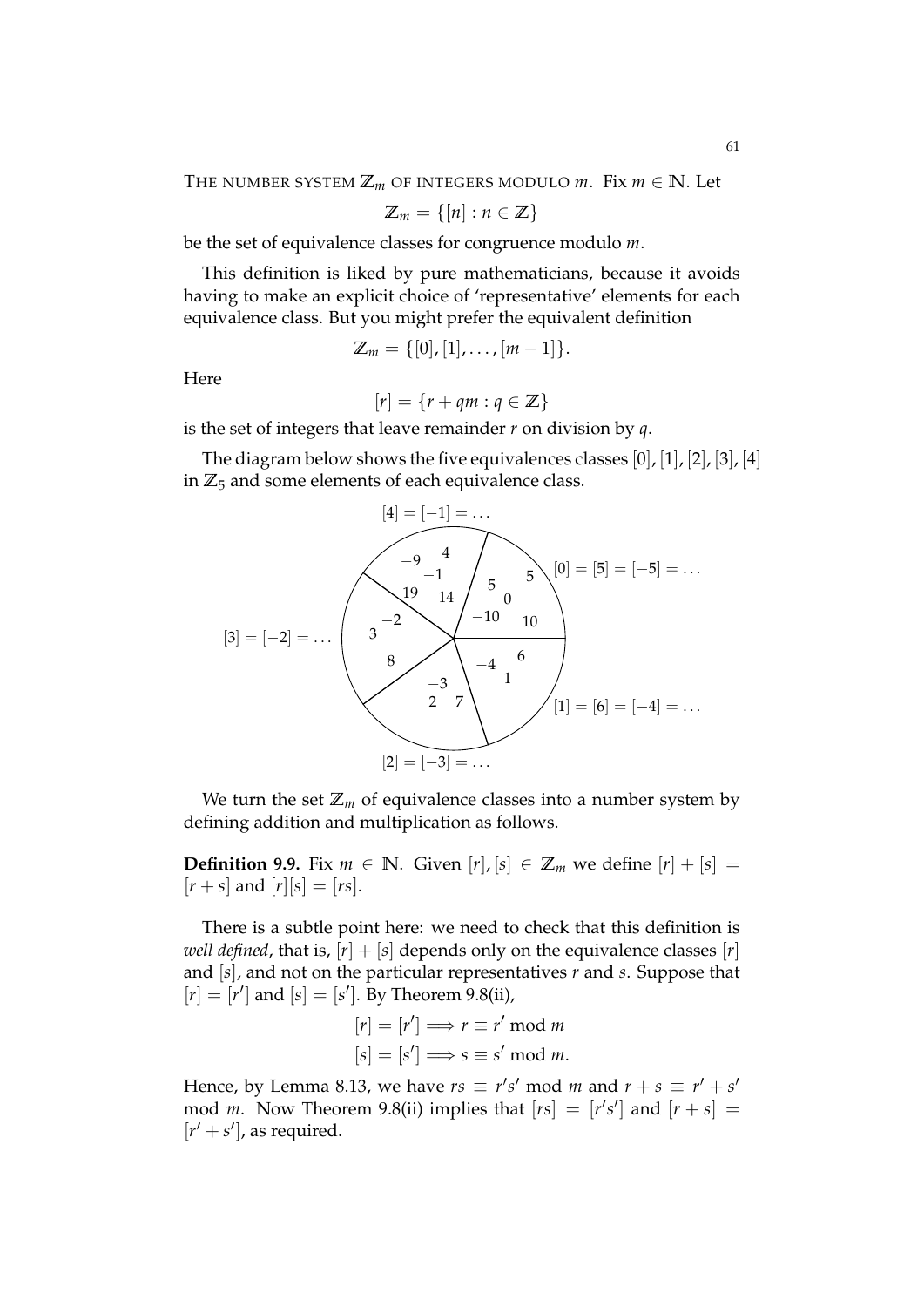THE NUMBER SYSTEM $\mathbb{Z}_m$ OF INTEGERS MODULO $m$. Fix $m \in \mathbb{N}$. Let

$$\mathbb{Z}_m = \{[n] : n \in \mathbb{Z}\}$$

be the set of equivalence classes for congruence modulo $m$.

This definition is liked by pure mathematicians, because it avoids having to make an explicit choice of 'representative' elements for each equivalence class. But you might prefer the equivalent definition

$$\mathbb{Z}_m = \{[0], [1], \ldots, [m-1]\}.$$

Here

$$[r] = \{r + qm : q \in \mathbb{Z}\}$$

is the set of integers that leave remainder $r$ on division by $q$.

The diagram below shows the five equivalences classes $[0], [1], [2], [3], [4]$ in $\mathbb{Z}_5$ and some elements of each equivalence class.

$[4] = [-1] = \ldots$: $-9$, $4$, $-1$, $19$, $14$

$[0] = [5] = [-5] = \ldots$: $-5$, $5$, $0$, $-10$, $10$

$[3] = [-2] = \ldots$: $-2$, $3$, $8$

$[1] = [6] = [-4] = \ldots$: $-4$, $6$, $1$

$[2] = [-3] = \ldots$: $-3$, $2$, $7$

We turn the set $\mathbb{Z}_m$ of equivalence classes into a number system by defining addition and multiplication as follows.

**Definition 9.9.** Fix $m \in \mathbb{N}$. Given $[r], [s] \in \mathbb{Z}_m$ we define $[r] + [s] = [r+s]$ and $[r][s] = [rs]$.

There is a subtle point here: we need to check that this definition is *well defined*, that is, $[r] + [s]$ depends only on the equivalence classes $[r]$ and $[s]$, and not on the particular representatives $r$ and $s$. Suppose that $[r] = [r']$ and $[s] = [s']$. By Theorem 9.8(ii),

$$[r] = [r'] \Longrightarrow r \equiv r' \bmod m$$
$$[s] = [s'] \Longrightarrow s \equiv s' \bmod m.$$

Hence, by Lemma 8.13, we have $rs \equiv r's' \bmod m$ and $r + s \equiv r' + s' \bmod m$. Now Theorem 9.8(ii) implies that $[rs] = [r's']$ and $[r+s] = [r' + s']$, as required.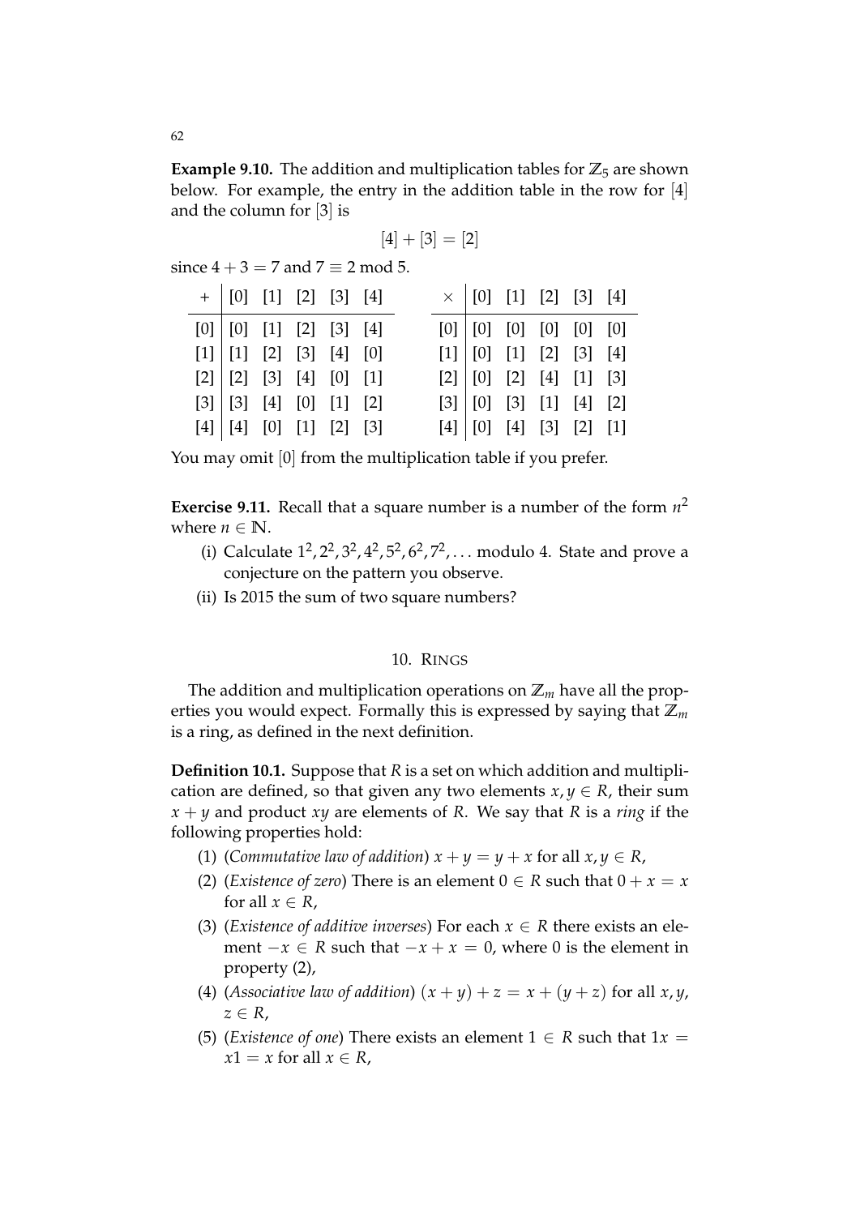**Example 9.10.** The addition and multiplication tables for $\mathbb{Z}_5$ are shown below. For example, the entry in the addition table in the row for $[4]$ and the column for $[3]$ is

$$[4] + [3] = [2]$$

since $4 + 3 = 7$ and $7 \equiv 2 \bmod 5$.

| $+$ | $[0]$ | $[1]$ | $[2]$ | $[3]$ | $[4]$ |
|---|---|---|---|---|---|
| $[0]$ | $[0]$ | $[1]$ | $[2]$ | $[3]$ | $[4]$ |
| $[1]$ | $[1]$ | $[2]$ | $[3]$ | $[4]$ | $[0]$ |
| $[2]$ | $[2]$ | $[3]$ | $[4]$ | $[0]$ | $[1]$ |
| $[3]$ | $[3]$ | $[4]$ | $[0]$ | $[1]$ | $[2]$ |
| $[4]$ | $[4]$ | $[0]$ | $[1]$ | $[2]$ | $[3]$ |

| $\times$ | $[0]$ | $[1]$ | $[2]$ | $[3]$ | $[4]$ |
|---|---|---|---|---|---|
| $[0]$ | $[0]$ | $[0]$ | $[0]$ | $[0]$ | $[0]$ |
| $[1]$ | $[0]$ | $[1]$ | $[2]$ | $[3]$ | $[4]$ |
| $[2]$ | $[0]$ | $[2]$ | $[4]$ | $[1]$ | $[3]$ |
| $[3]$ | $[0]$ | $[3]$ | $[1]$ | $[4]$ | $[2]$ |
| $[4]$ | $[0]$ | $[4]$ | $[3]$ | $[2]$ | $[1]$ |

You may omit $[0]$ from the multiplication table if you prefer.

**Exercise 9.11.** Recall that a square number is a number of the form $n^2$ where $n \in \mathbb{N}$.

(i) Calculate $1^2, 2^2, 3^2, 4^2, 5^2, 6^2, 7^2, \ldots$ modulo 4. State and prove a conjecture on the pattern you observe.

(ii) Is 2015 the sum of two square numbers?

## 10. Rings

The addition and multiplication operations on $\mathbb{Z}_m$ have all the properties you would expect. Formally this is expressed by saying that $\mathbb{Z}_m$ is a ring, as defined in the next definition.

**Definition 10.1.** Suppose that $R$ is a set on which addition and multiplication are defined, so that given any two elements $x, y \in R$, their sum $x + y$ and product $xy$ are elements of $R$. We say that $R$ is a *ring* if the following properties hold:

(1) (*Commutative law of addition*) $x + y = y + x$ for all $x, y \in R$,

(2) (*Existence of zero*) There is an element $0 \in R$ such that $0 + x = x$ for all $x \in R$,

(3) (*Existence of additive inverses*) For each $x \in R$ there exists an element $-x \in R$ such that $-x + x = 0$, where $0$ is the element in property (2),

(4) (*Associative law of addition*) $(x + y) + z = x + (y + z)$ for all $x, y$, $z \in R$,

(5) (*Existence of one*) There exists an element $1 \in R$ such that $1x = x1 = x$ for all $x \in R$,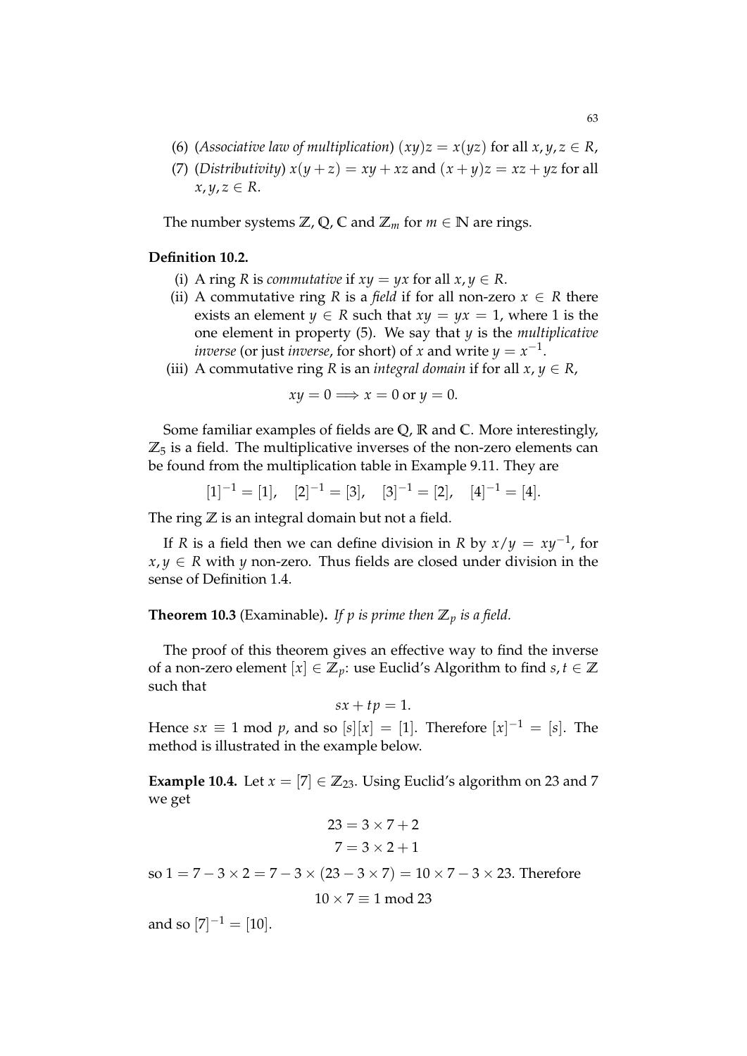(6) (*Associative law of multiplication*) $(xy)z = x(yz)$ for all $x, y, z \in R$,

(7) (*Distributivity*) $x(y+z) = xy + xz$ and $(x+y)z = xz + yz$ for all $x, y, z \in R$.

The number systems $\mathbb{Z}$, $\mathbb{Q}$, $\mathbb{C}$ and $\mathbb{Z}_m$ for $m \in \mathbb{N}$ are rings.

**Definition 10.2.**

(i) A ring $R$ is *commutative* if $xy = yx$ for all $x, y \in R$.

(ii) A commutative ring $R$ is a *field* if for all non-zero $x \in R$ there exists an element $y \in R$ such that $xy = yx = 1$, where 1 is the one element in property (5). We say that $y$ is the *multiplicative inverse* (or just *inverse*, for short) of $x$ and write $y = x^{-1}$.

(iii) A commutative ring $R$ is an *integral domain* if for all $x, y \in R$,

$$xy = 0 \Longrightarrow x = 0 \text{ or } y = 0.$$

Some familiar examples of fields are $\mathbb{Q}$, $\mathbb{R}$ and $\mathbb{C}$. More interestingly, $\mathbb{Z}_5$ is a field. The multiplicative inverses of the non-zero elements can be found from the multiplication table in Example 9.11. They are

$$[1]^{-1} = [1], \quad [2]^{-1} = [3], \quad [3]^{-1} = [2], \quad [4]^{-1} = [4].$$

The ring $\mathbb{Z}$ is an integral domain but not a field.

If $R$ is a field then we can define division in $R$ by $x/y = xy^{-1}$, for $x, y \in R$ with $y$ non-zero. Thus fields are closed under division in the sense of Definition 1.4.

**Theorem 10.3** (Examinable)**.** *If $p$ is prime then $\mathbb{Z}_p$ is a field.*

The proof of this theorem gives an effective way to find the inverse of a non-zero element $[x] \in \mathbb{Z}_p$: use Euclid's Algorithm to find $s, t \in \mathbb{Z}$ such that

$$sx + tp = 1.$$

Hence $sx \equiv 1 \bmod p$, and so $[s][x] = [1]$. Therefore $[x]^{-1} = [s]$. The method is illustrated in the example below.

**Example 10.4.** Let $x = [7] \in \mathbb{Z}_{23}$. Using Euclid's algorithm on 23 and 7 we get

$$23 = 3 \times 7 + 2$$
$$7 = 3 \times 2 + 1$$

so $1 = 7 - 3 \times 2 = 7 - 3 \times (23 - 3 \times 7) = 10 \times 7 - 3 \times 23$. Therefore

$$10 \times 7 \equiv 1 \bmod 23$$

and so $[7]^{-1} = [10]$.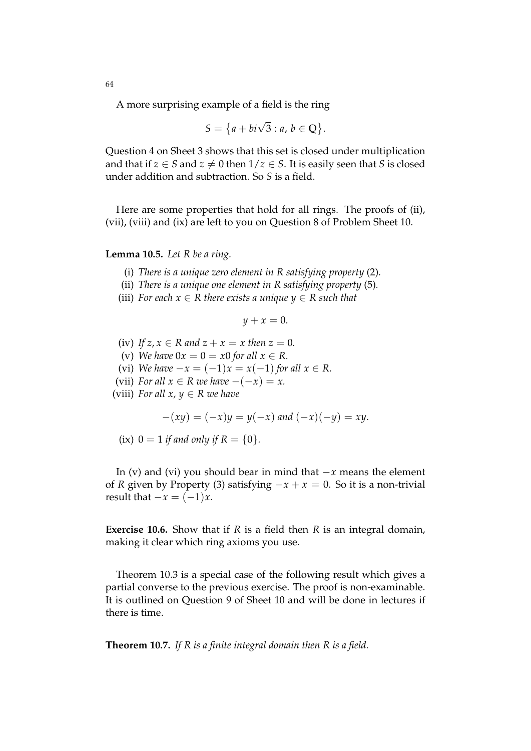A more surprising example of a field is the ring

$$S = \{a + bi\sqrt{3} : a, b \in \mathbb{Q}\}.$$

Question 4 on Sheet 3 shows that this set is closed under multiplication and that if $z \in S$ and $z \neq 0$ then $1/z \in S$. It is easily seen that $S$ is closed under addition and subtraction. So $S$ is a field.

Here are some properties that hold for all rings. The proofs of (ii), (vii), (viii) and (ix) are left to you on Question 8 of Problem Sheet 10.

**Lemma 10.5.** *Let $R$ be a ring.*

(i) *There is a unique zero element in $R$ satisfying property* (2)*.*
(ii) *There is a unique one element in $R$ satisfying property* (5)*.*
(iii) *For each $x \in R$ there exists a unique $y \in R$ such that*

$$y + x = 0.$$

(iv) *If $z, x \in R$ and $z + x = x$ then $z = 0$.*
(v) *We have $0x = 0 = x0$ for all $x \in R$.*
(vi) *We have $-x = (-1)x = x(-1)$ for all $x \in R$.*
(vii) *For all $x \in R$ we have $-(-x) = x$.*
(viii) *For all $x, y \in R$ we have*

$$-(xy) = (-x)y = y(-x) \text{ and } (-x)(-y) = xy.$$

(ix) $0 = 1$ *if and only if* $R = \{0\}$.

In (v) and (vi) you should bear in mind that $-x$ means the element of $R$ given by Property (3) satisfying $-x + x = 0$. So it is a non-trivial result that $-x = (-1)x$.

**Exercise 10.6.** Show that if $R$ is a field then $R$ is an integral domain, making it clear which ring axioms you use.

Theorem 10.3 is a special case of the following result which gives a partial converse to the previous exercise. The proof is non-examinable. It is outlined on Question 9 of Sheet 10 and will be done in lectures if there is time.

**Theorem 10.7.** *If $R$ is a finite integral domain then $R$ is a field.*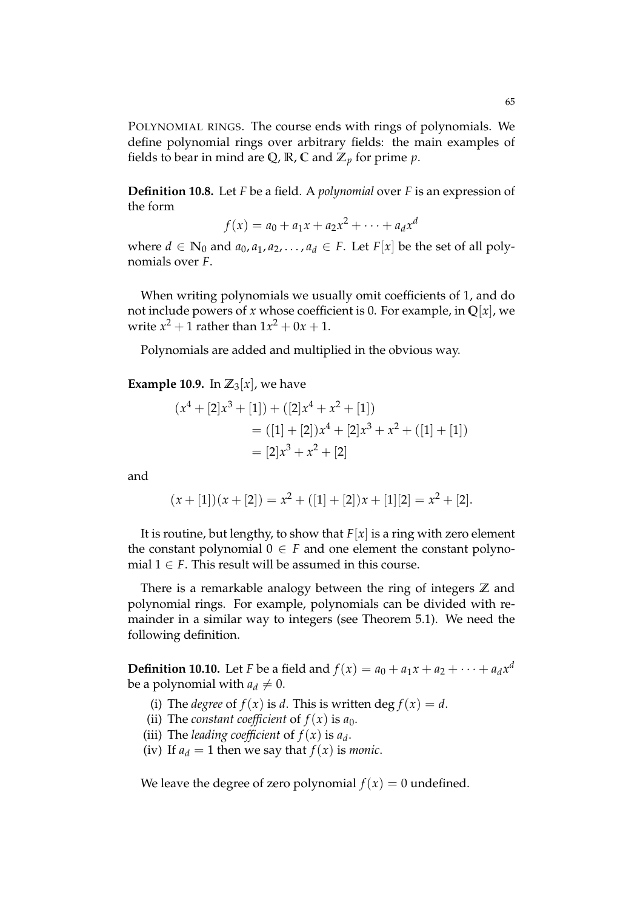POLYNOMIAL RINGS. The course ends with rings of polynomials. We define polynomial rings over arbitrary fields: the main examples of fields to bear in mind are $\mathbb{Q}$, $\mathbb{R}$, $\mathbb{C}$ and $\mathbb{Z}_p$ for prime $p$.

**Definition 10.8.** Let $F$ be a field. A *polynomial* over $F$ is an expression of the form

$$f(x) = a_0 + a_1 x + a_2 x^2 + \cdots + a_d x^d$$

where $d \in \mathbb{N}_0$ and $a_0, a_1, a_2, \ldots, a_d \in F$. Let $F[x]$ be the set of all polynomials over $F$.

When writing polynomials we usually omit coefficients of 1, and do not include powers of $x$ whose coefficient is 0. For example, in $\mathbb{Q}[x]$, we write $x^2 + 1$ rather than $1x^2 + 0x + 1$.

Polynomials are added and multiplied in the obvious way.

**Example 10.9.** In $\mathbb{Z}_3[x]$, we have

$$\begin{aligned}
(x^4 + [2]x^3 + [1]) &+ ([2]x^4 + x^2 + [1]) \\
&= ([1] + [2])x^4 + [2]x^3 + x^2 + ([1] + [1]) \\
&= [2]x^3 + x^2 + [2]
\end{aligned}$$

and

$$(x + [1])(x + [2]) = x^2 + ([1] + [2])x + [1][2] = x^2 + [2].$$

It is routine, but lengthy, to show that $F[x]$ is a ring with zero element the constant polynomial $0 \in F$ and one element the constant polynomial $1 \in F$. This result will be assumed in this course.

There is a remarkable analogy between the ring of integers $\mathbb{Z}$ and polynomial rings. For example, polynomials can be divided with remainder in a similar way to integers (see Theorem 5.1). We need the following definition.

**Definition 10.10.** Let $F$ be a field and $f(x) = a_0 + a_1 x + a_2 + \cdots + a_d x^d$ be a polynomial with $a_d \neq 0$.

(i) The *degree* of $f(x)$ is $d$. This is written $\deg f(x) = d$.
(ii) The *constant coefficient* of $f(x)$ is $a_0$.
(iii) The *leading coefficient* of $f(x)$ is $a_d$.
(iv) If $a_d = 1$ then we say that $f(x)$ is *monic*.

We leave the degree of zero polynomial $f(x) = 0$ undefined.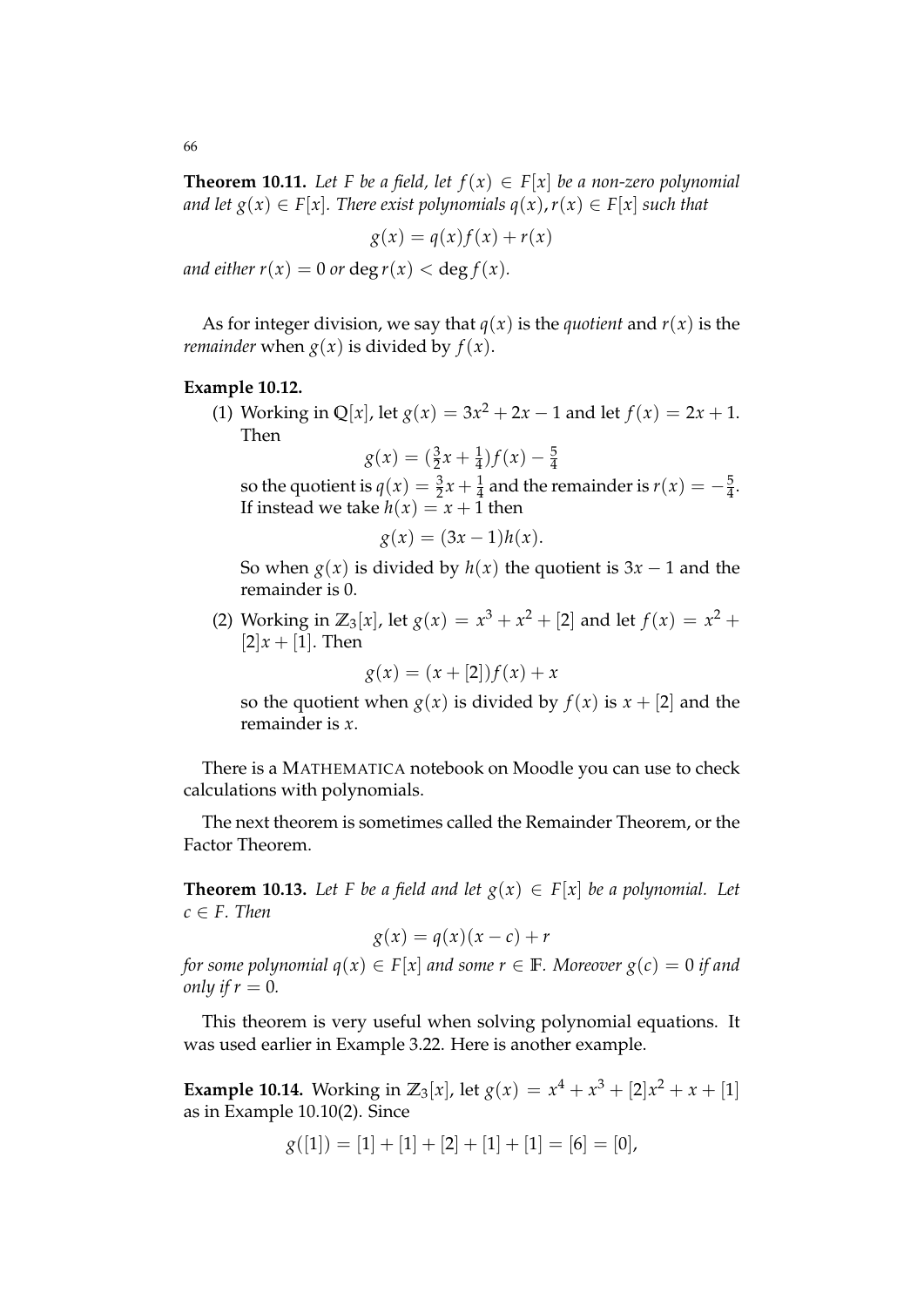**Theorem 10.11.** *Let $F$ be a field, let $f(x) \in F[x]$ be a non-zero polynomial and let $g(x) \in F[x]$. There exist polynomials $q(x), r(x) \in F[x]$ such that*

$$g(x) = q(x)f(x) + r(x)$$

*and either $r(x) = 0$ or $\deg r(x) < \deg f(x)$.*

As for integer division, we say that $q(x)$ is the *quotient* and $r(x)$ is the *remainder* when $g(x)$ is divided by $f(x)$.

**Example 10.12.**

(1) Working in $\mathbb{Q}[x]$, let $g(x) = 3x^2 + 2x - 1$ and let $f(x) = 2x + 1$. Then

$$g(x) = (\tfrac{3}{2}x + \tfrac{1}{4})f(x) - \tfrac{5}{4}$$

so the quotient is $q(x) = \frac{3}{2}x + \frac{1}{4}$ and the remainder is $r(x) = -\frac{5}{4}$. If instead we take $h(x) = x + 1$ then

$$g(x) = (3x - 1)h(x).$$

So when $g(x)$ is divided by $h(x)$ the quotient is $3x - 1$ and the remainder is 0.

(2) Working in $\mathbb{Z}_3[x]$, let $g(x) = x^3 + x^2 + [2]$ and let $f(x) = x^2 + [2]x + [1]$. Then

$$g(x) = (x + [2])f(x) + x$$

so the quotient when $g(x)$ is divided by $f(x)$ is $x + [2]$ and the remainder is $x$.

There is a MATHEMATICA notebook on Moodle you can use to check calculations with polynomials.

The next theorem is sometimes called the Remainder Theorem, or the Factor Theorem.

**Theorem 10.13.** *Let $F$ be a field and let $g(x) \in F[x]$ be a polynomial. Let $c \in F$. Then*

$$g(x) = q(x)(x - c) + r$$

*for some polynomial $q(x) \in F[x]$ and some $r \in \mathbb{F}$. Moreover $g(c) = 0$ if and only if $r = 0$.*

This theorem is very useful when solving polynomial equations. It was used earlier in Example 3.22. Here is another example.

**Example 10.14.** Working in $\mathbb{Z}_3[x]$, let $g(x) = x^4 + x^3 + [2]x^2 + x + [1]$ as in Example 10.10(2). Since

$$g([1]) = [1] + [1] + [2] + [1] + [1] = [6] = [0],$$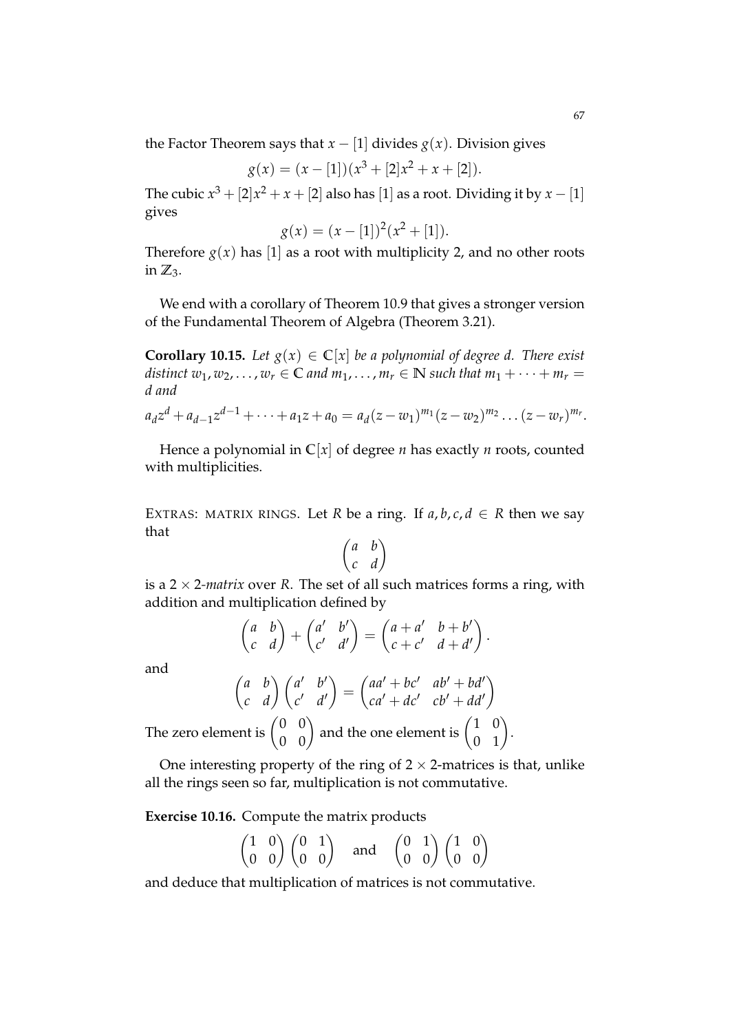the Factor Theorem says that $x - [1]$ divides $g(x)$. Division gives

$$g(x) = (x - [1])(x^3 + [2]x^2 + x + [2]).$$

The cubic $x^3 + [2]x^2 + x + [2]$ also has $[1]$ as a root. Dividing it by $x - [1]$ gives

$$g(x) = (x - [1])^2(x^2 + [1]).$$

Therefore $g(x)$ has $[1]$ as a root with multiplicity 2, and no other roots in $\mathbb{Z}_3$.

We end with a corollary of Theorem 10.9 that gives a stronger version of the Fundamental Theorem of Algebra (Theorem 3.21).

**Corollary 10.15.** *Let $g(x) \in \mathbb{C}[x]$ be a polynomial of degree $d$. There exist distinct $w_1, w_2, \ldots, w_r \in \mathbb{C}$ and $m_1, \ldots, m_r \in \mathbb{N}$ such that $m_1 + \cdots + m_r = d$ and*

$$a_d z^d + a_{d-1}z^{d-1} + \cdots + a_1 z + a_0 = a_d(z - w_1)^{m_1}(z - w_2)^{m_2} \ldots (z - w_r)^{m_r}.$$

Hence a polynomial in $\mathbb{C}[x]$ of degree $n$ has exactly $n$ roots, counted with multiplicities.

EXTRAS: MATRIX RINGS. Let $R$ be a ring. If $a, b, c, d \in R$ then we say that

$$\begin{pmatrix} a & b \\ c & d \end{pmatrix}$$

is a $2 \times 2$-*matrix* over $R$. The set of all such matrices forms a ring, with addition and multiplication defined by

$$\begin{pmatrix} a & b \\ c & d \end{pmatrix} + \begin{pmatrix} a' & b' \\ c' & d' \end{pmatrix} = \begin{pmatrix} a + a' & b + b' \\ c + c' & d + d' \end{pmatrix}.$$

and

$$\begin{pmatrix} a & b \\ c & d \end{pmatrix} \begin{pmatrix} a' & b' \\ c' & d' \end{pmatrix} = \begin{pmatrix} aa' + bc' & ab' + bd' \\ ca' + dc' & cb' + dd' \end{pmatrix}$$

The zero element is $\begin{pmatrix} 0 & 0 \\ 0 & 0 \end{pmatrix}$ and the one element is $\begin{pmatrix} 1 & 0 \\ 0 & 1 \end{pmatrix}$.

One interesting property of the ring of $2 \times 2$-matrices is that, unlike all the rings seen so far, multiplication is not commutative.

**Exercise 10.16.** Compute the matrix products

$$\begin{pmatrix} 1 & 0 \\ 0 & 0 \end{pmatrix} \begin{pmatrix} 0 & 1 \\ 0 & 0 \end{pmatrix} \quad \text{and} \quad \begin{pmatrix} 0 & 1 \\ 0 & 0 \end{pmatrix} \begin{pmatrix} 1 & 0 \\ 0 & 0 \end{pmatrix}$$

and deduce that multiplication of matrices is not commutative.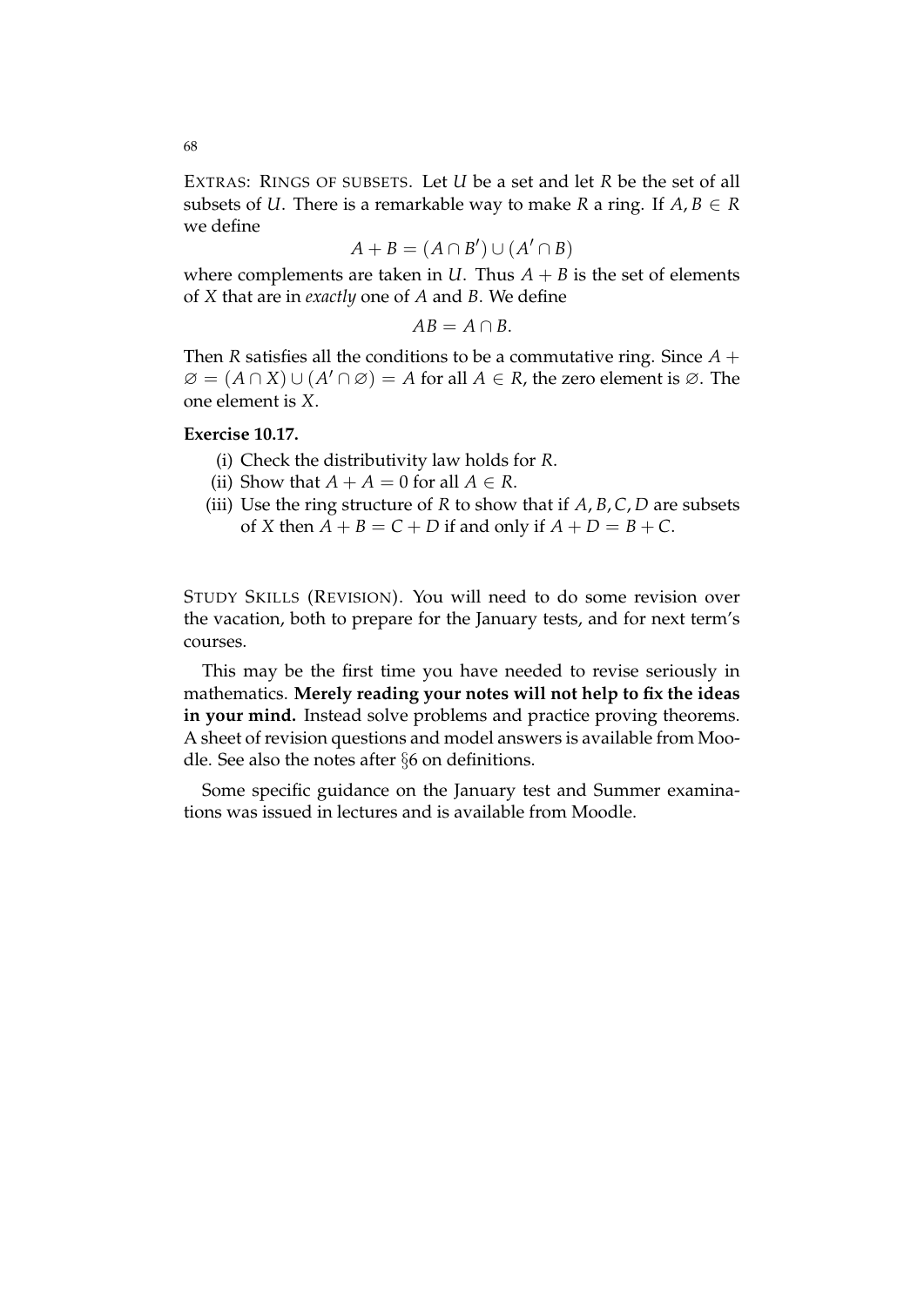EXTRAS: RINGS OF SUBSETS. Let $U$ be a set and let $R$ be the set of all subsets of $U$. There is a remarkable way to make $R$ a ring. If $A, B \in R$ we define

$$A + B = (A \cap B') \cup (A' \cap B)$$

where complements are taken in $U$. Thus $A + B$ is the set of elements of $X$ that are in *exactly* one of $A$ and $B$. We define

$$AB = A \cap B.$$

Then $R$ satisfies all the conditions to be a commutative ring. Since $A + \varnothing = (A \cap X) \cup (A' \cap \varnothing) = A$ for all $A \in R$, the zero element is $\varnothing$. The one element is $X$.

**Exercise 10.17.**

(i) Check the distributivity law holds for $R$.

(ii) Show that $A + A = 0$ for all $A \in R$.

(iii) Use the ring structure of $R$ to show that if $A, B, C, D$ are subsets of $X$ then $A + B = C + D$ if and only if $A + D = B + C$.

STUDY SKILLS (REVISION). You will need to do some revision over the vacation, both to prepare for the January tests, and for next term's courses.

This may be the first time you have needed to revise seriously in mathematics. **Merely reading your notes will not help to fix the ideas in your mind.** Instead solve problems and practice proving theorems. A sheet of revision questions and model answers is available from Moodle. See also the notes after §6 on definitions.

Some specific guidance on the January test and Summer examinations was issued in lectures and is available from Moodle.